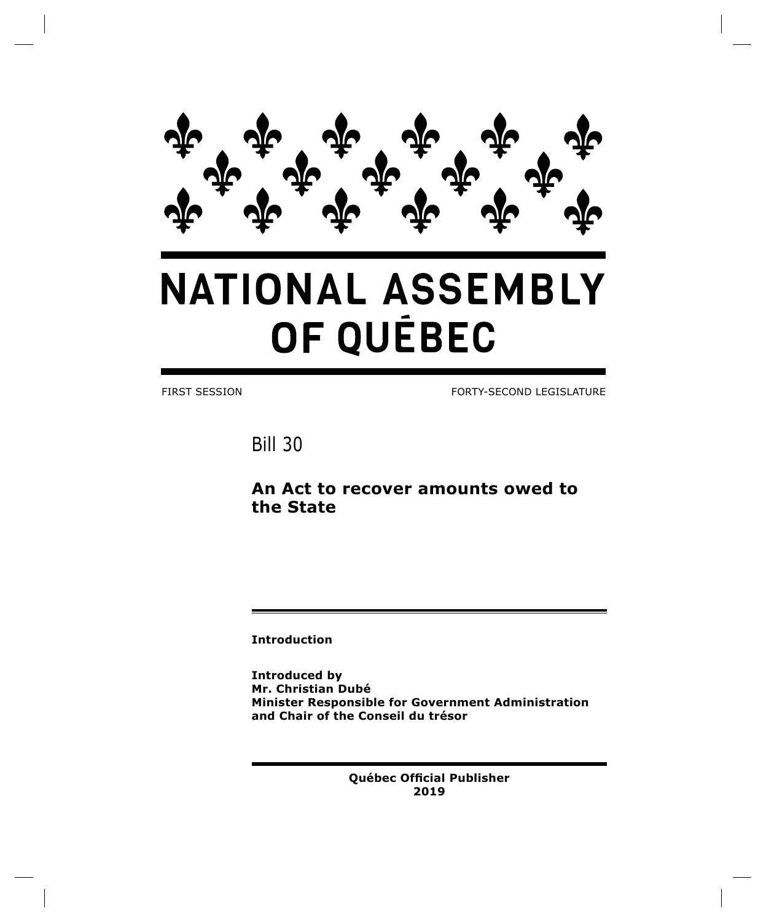# NATIONAL ASSEMBLY OF QUÉBEC

FIRST SESSION FORTY-SECOND LEGISLATURE

## Bill 30

**An Act to recover amounts owed to the State**

**Introduction**

**Introduced by**
**Mr. Christian Dubé**
**Minister Responsible for Government Administration and Chair of the Conseil du trésor**

**Québec Official Publisher**
**2019**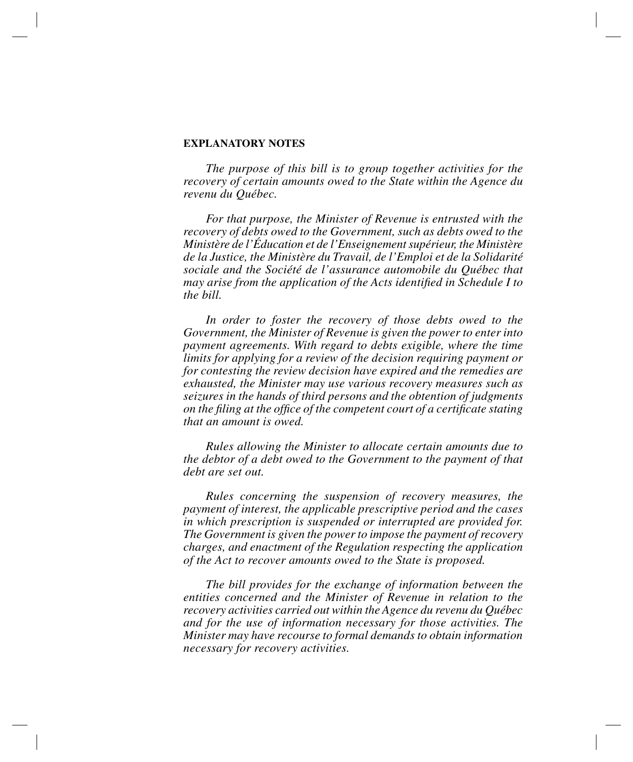**EXPLANATORY NOTES**

*The purpose of this bill is to group together activities for the recovery of certain amounts owed to the State within the Agence du revenu du Québec.*

*For that purpose, the Minister of Revenue is entrusted with the recovery of debts owed to the Government, such as debts owed to the Ministère de l'Éducation et de l'Enseignement supérieur, the Ministère de la Justice, the Ministère du Travail, de l'Emploi et de la Solidarité sociale and the Société de l'assurance automobile du Québec that may arise from the application of the Acts identified in Schedule I to the bill.*

*In order to foster the recovery of those debts owed to the Government, the Minister of Revenue is given the power to enter into payment agreements. With regard to debts exigible, where the time limits for applying for a review of the decision requiring payment or for contesting the review decision have expired and the remedies are exhausted, the Minister may use various recovery measures such as seizures in the hands of third persons and the obtention of judgments on the filing at the office of the competent court of a certificate stating that an amount is owed.*

*Rules allowing the Minister to allocate certain amounts due to the debtor of a debt owed to the Government to the payment of that debt are set out.*

*Rules concerning the suspension of recovery measures, the payment of interest, the applicable prescriptive period and the cases in which prescription is suspended or interrupted are provided for. The Government is given the power to impose the payment of recovery charges, and enactment of the Regulation respecting the application of the Act to recover amounts owed to the State is proposed.*

*The bill provides for the exchange of information between the entities concerned and the Minister of Revenue in relation to the recovery activities carried out within the Agence du revenu du Québec and for the use of information necessary for those activities. The Minister may have recourse to formal demands to obtain information necessary for recovery activities.*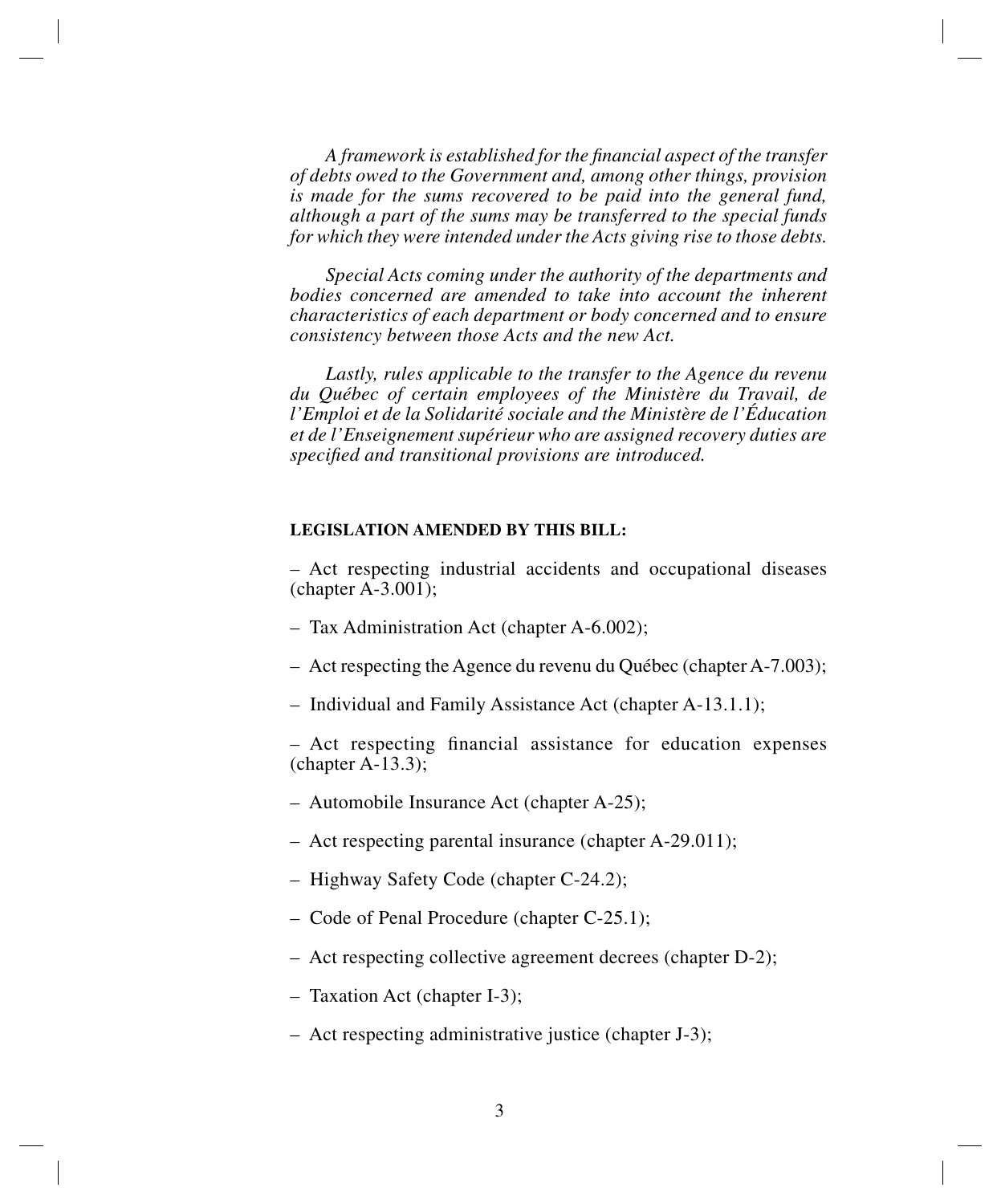*A framework is established for the financial aspect of the transfer of debts owed to the Government and, among other things, provision is made for the sums recovered to be paid into the general fund, although a part of the sums may be transferred to the special funds for which they were intended under the Acts giving rise to those debts.*

*Special Acts coming under the authority of the departments and bodies concerned are amended to take into account the inherent characteristics of each department or body concerned and to ensure consistency between those Acts and the new Act.*

*Lastly, rules applicable to the transfer to the Agence du revenu du Québec of certain employees of the Ministère du Travail, de l'Emploi et de la Solidarité sociale and the Ministère de l'Éducation et de l'Enseignement supérieur who are assigned recovery duties are specified and transitional provisions are introduced.*

**LEGISLATION AMENDED BY THIS BILL:**

– Act respecting industrial accidents and occupational diseases (chapter A-3.001);

– Tax Administration Act (chapter A-6.002);

– Act respecting the Agence du revenu du Québec (chapter A-7.003);

– Individual and Family Assistance Act (chapter A-13.1.1);

– Act respecting financial assistance for education expenses (chapter A-13.3);

– Automobile Insurance Act (chapter A-25);

– Act respecting parental insurance (chapter A-29.011);

– Highway Safety Code (chapter C-24.2);

– Code of Penal Procedure (chapter C-25.1);

– Act respecting collective agreement decrees (chapter D-2);

– Taxation Act (chapter I-3);

– Act respecting administrative justice (chapter J-3);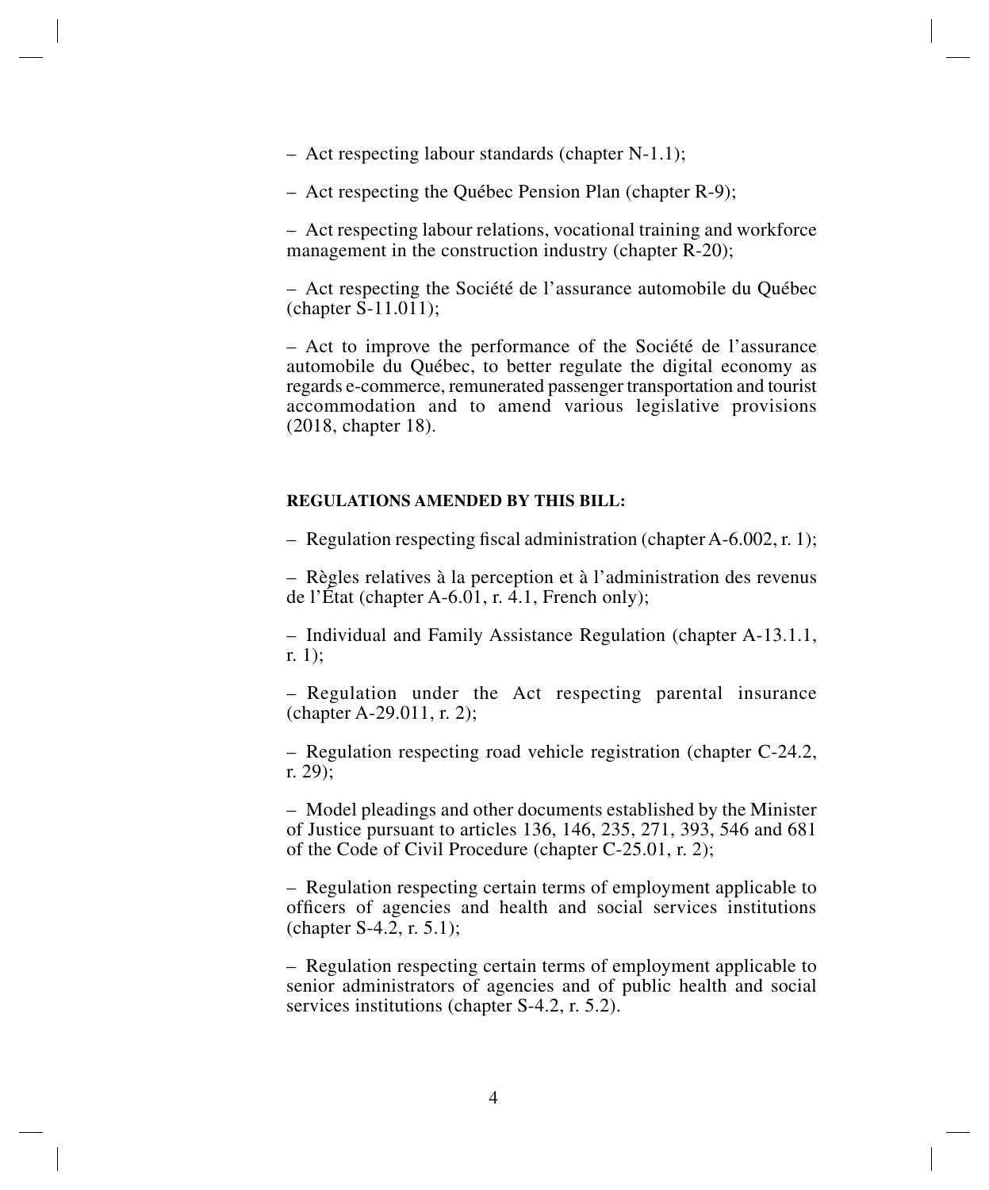– Act respecting labour standards (chapter N-1.1);

– Act respecting the Québec Pension Plan (chapter R-9);

– Act respecting labour relations, vocational training and workforce management in the construction industry (chapter R-20);

– Act respecting the Société de l'assurance automobile du Québec (chapter S-11.011);

– Act to improve the performance of the Société de l'assurance automobile du Québec, to better regulate the digital economy as regards e-commerce, remunerated passenger transportation and tourist accommodation and to amend various legislative provisions (2018, chapter 18).

**REGULATIONS AMENDED BY THIS BILL:**

– Regulation respecting fiscal administration (chapter A-6.002, r. 1);

– Règles relatives à la perception et à l'administration des revenus de l'État (chapter A-6.01, r. 4.1, French only);

– Individual and Family Assistance Regulation (chapter A-13.1.1, r. 1);

– Regulation under the Act respecting parental insurance (chapter A-29.011, r. 2);

– Regulation respecting road vehicle registration (chapter C-24.2, r. 29);

– Model pleadings and other documents established by the Minister of Justice pursuant to articles 136, 146, 235, 271, 393, 546 and 681 of the Code of Civil Procedure (chapter C-25.01, r. 2);

– Regulation respecting certain terms of employment applicable to officers of agencies and health and social services institutions (chapter S-4.2, r. 5.1);

– Regulation respecting certain terms of employment applicable to senior administrators of agencies and of public health and social services institutions (chapter S-4.2, r. 5.2).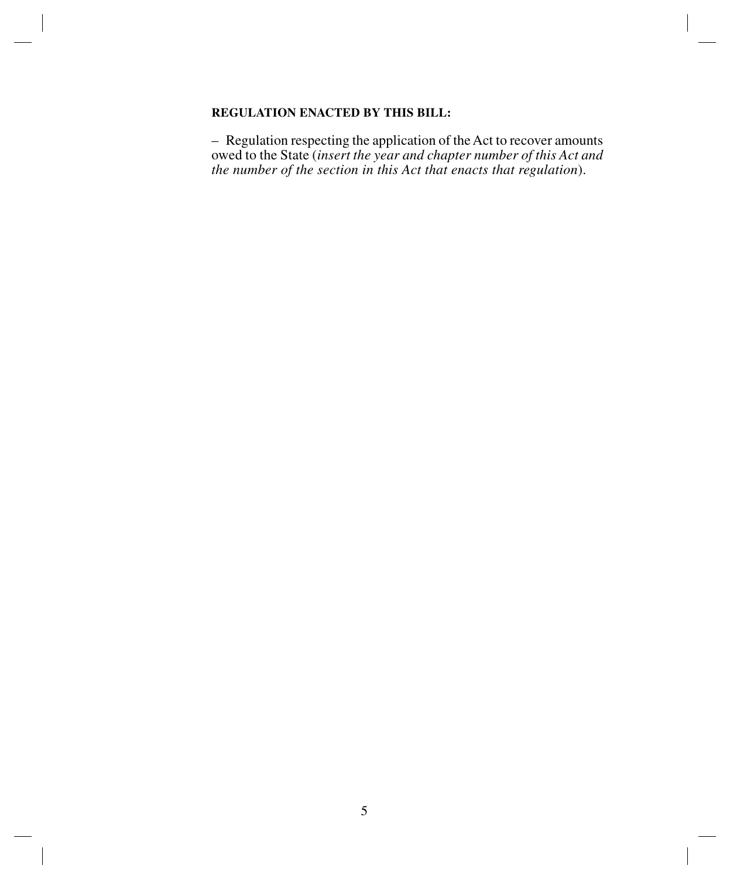**REGULATION ENACTED BY THIS BILL:**

– Regulation respecting the application of the Act to recover amounts owed to the State (*insert the year and chapter number of this Act and the number of the section in this Act that enacts that regulation*).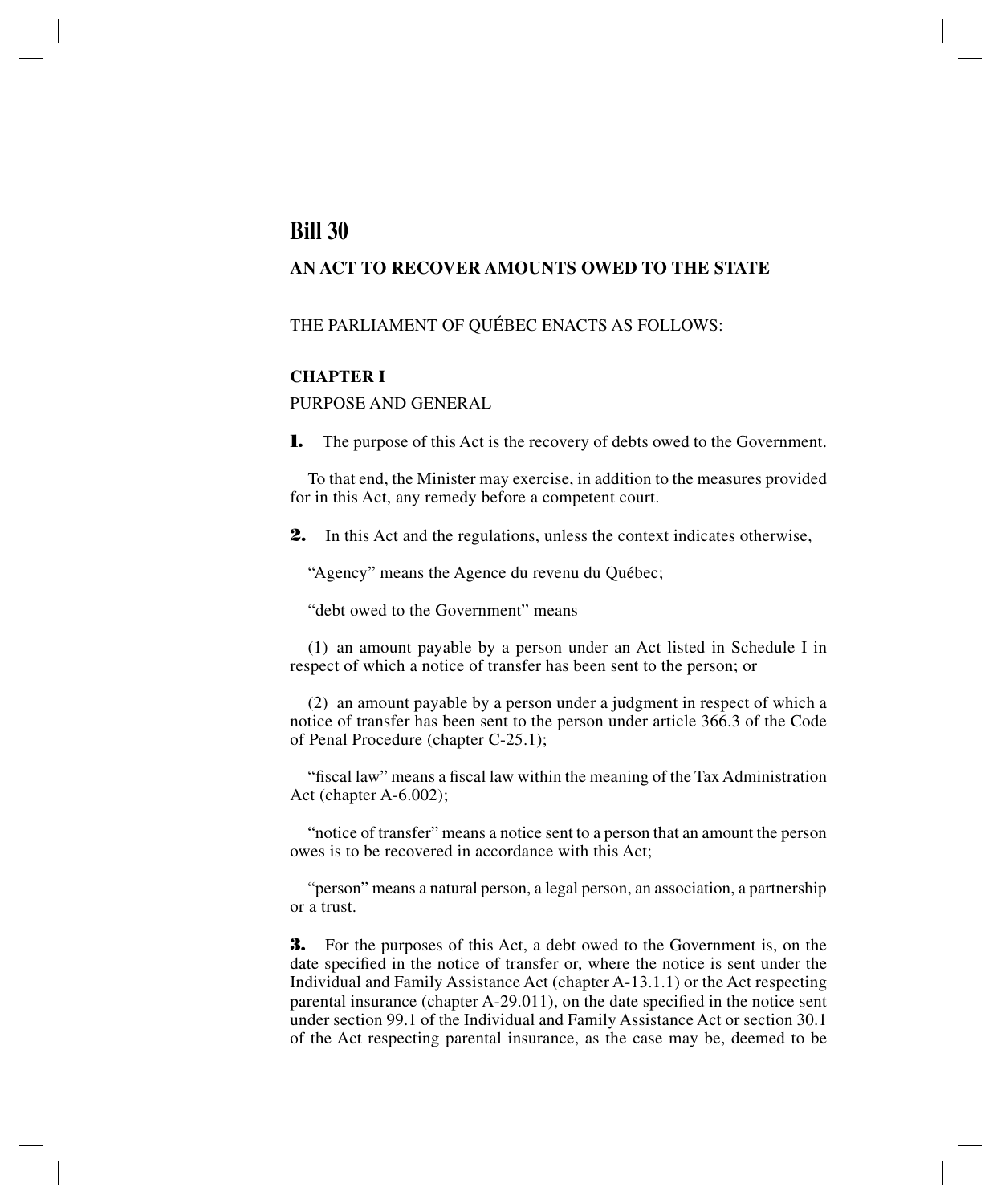# Bill 30

## AN ACT TO RECOVER AMOUNTS OWED TO THE STATE

THE PARLIAMENT OF QUÉBEC ENACTS AS FOLLOWS:

### CHAPTER I

PURPOSE AND GENERAL

**1.** The purpose of this Act is the recovery of debts owed to the Government.

To that end, the Minister may exercise, in addition to the measures provided for in this Act, any remedy before a competent court.

**2.** In this Act and the regulations, unless the context indicates otherwise,

"Agency" means the Agence du revenu du Québec;

"debt owed to the Government" means

(1) an amount payable by a person under an Act listed in Schedule I in respect of which a notice of transfer has been sent to the person; or

(2) an amount payable by a person under a judgment in respect of which a notice of transfer has been sent to the person under article 366.3 of the Code of Penal Procedure (chapter C-25.1);

"fiscal law" means a fiscal law within the meaning of the Tax Administration Act (chapter A-6.002);

"notice of transfer" means a notice sent to a person that an amount the person owes is to be recovered in accordance with this Act;

"person" means a natural person, a legal person, an association, a partnership or a trust.

**3.** For the purposes of this Act, a debt owed to the Government is, on the date specified in the notice of transfer or, where the notice is sent under the Individual and Family Assistance Act (chapter A-13.1.1) or the Act respecting parental insurance (chapter A-29.011), on the date specified in the notice sent under section 99.1 of the Individual and Family Assistance Act or section 30.1 of the Act respecting parental insurance, as the case may be, deemed to be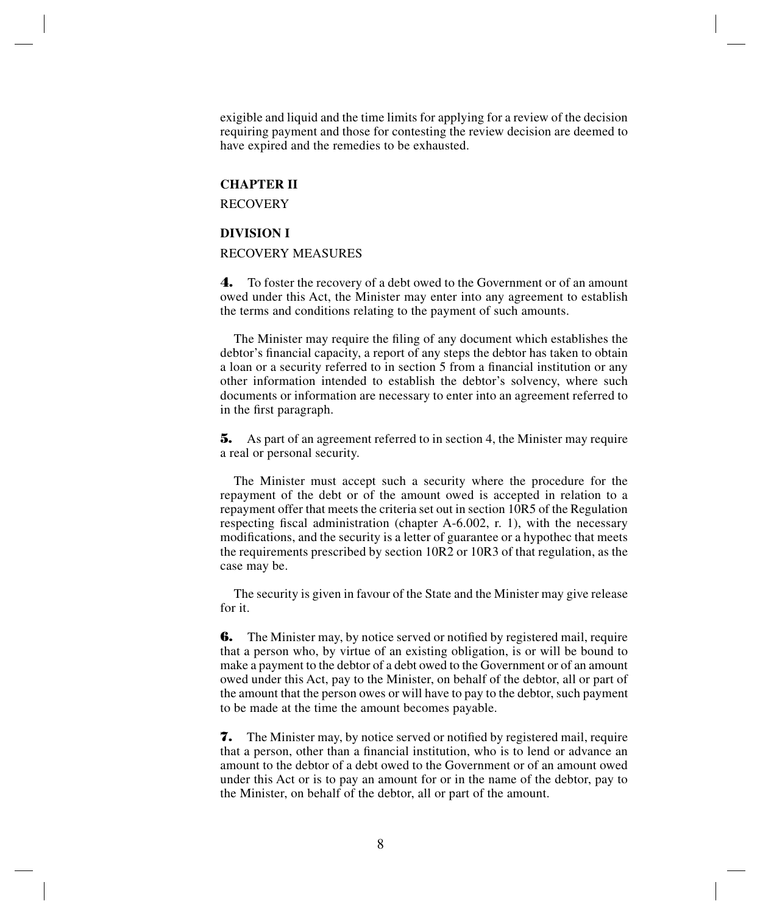exigible and liquid and the time limits for applying for a review of the decision requiring payment and those for contesting the review decision are deemed to have expired and the remedies to be exhausted.

## CHAPTER II

RECOVERY

### DIVISION I

RECOVERY MEASURES

**4.** To foster the recovery of a debt owed to the Government or of an amount owed under this Act, the Minister may enter into any agreement to establish the terms and conditions relating to the payment of such amounts.

The Minister may require the filing of any document which establishes the debtor's financial capacity, a report of any steps the debtor has taken to obtain a loan or a security referred to in section 5 from a financial institution or any other information intended to establish the debtor's solvency, where such documents or information are necessary to enter into an agreement referred to in the first paragraph.

**5.** As part of an agreement referred to in section 4, the Minister may require a real or personal security.

The Minister must accept such a security where the procedure for the repayment of the debt or of the amount owed is accepted in relation to a repayment offer that meets the criteria set out in section 10R5 of the Regulation respecting fiscal administration (chapter A-6.002, r. 1), with the necessary modifications, and the security is a letter of guarantee or a hypothec that meets the requirements prescribed by section 10R2 or 10R3 of that regulation, as the case may be.

The security is given in favour of the State and the Minister may give release for it.

**6.** The Minister may, by notice served or notified by registered mail, require that a person who, by virtue of an existing obligation, is or will be bound to make a payment to the debtor of a debt owed to the Government or of an amount owed under this Act, pay to the Minister, on behalf of the debtor, all or part of the amount that the person owes or will have to pay to the debtor, such payment to be made at the time the amount becomes payable.

**7.** The Minister may, by notice served or notified by registered mail, require that a person, other than a financial institution, who is to lend or advance an amount to the debtor of a debt owed to the Government or of an amount owed under this Act or is to pay an amount for or in the name of the debtor, pay to the Minister, on behalf of the debtor, all or part of the amount.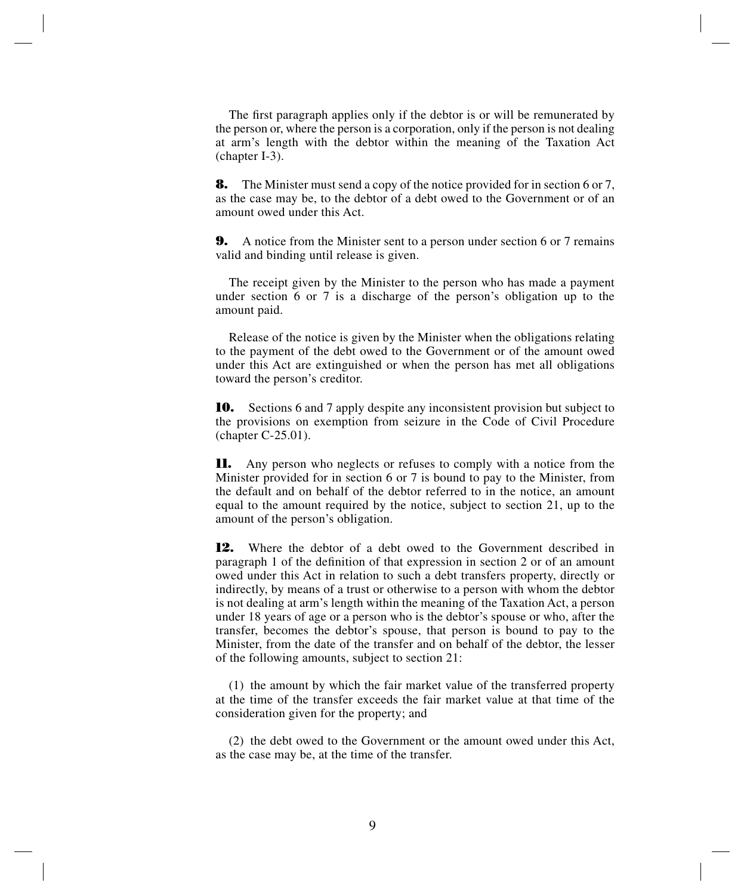The first paragraph applies only if the debtor is or will be remunerated by the person or, where the person is a corporation, only if the person is not dealing at arm's length with the debtor within the meaning of the Taxation Act (chapter I-3).

**8.** The Minister must send a copy of the notice provided for in section 6 or 7, as the case may be, to the debtor of a debt owed to the Government or of an amount owed under this Act.

**9.** A notice from the Minister sent to a person under section 6 or 7 remains valid and binding until release is given.

The receipt given by the Minister to the person who has made a payment under section 6 or 7 is a discharge of the person's obligation up to the amount paid.

Release of the notice is given by the Minister when the obligations relating to the payment of the debt owed to the Government or of the amount owed under this Act are extinguished or when the person has met all obligations toward the person's creditor.

**10.** Sections 6 and 7 apply despite any inconsistent provision but subject to the provisions on exemption from seizure in the Code of Civil Procedure (chapter C-25.01).

**11.** Any person who neglects or refuses to comply with a notice from the Minister provided for in section 6 or 7 is bound to pay to the Minister, from the default and on behalf of the debtor referred to in the notice, an amount equal to the amount required by the notice, subject to section 21, up to the amount of the person's obligation.

**12.** Where the debtor of a debt owed to the Government described in paragraph 1 of the definition of that expression in section 2 or of an amount owed under this Act in relation to such a debt transfers property, directly or indirectly, by means of a trust or otherwise to a person with whom the debtor is not dealing at arm's length within the meaning of the Taxation Act, a person under 18 years of age or a person who is the debtor's spouse or who, after the transfer, becomes the debtor's spouse, that person is bound to pay to the Minister, from the date of the transfer and on behalf of the debtor, the lesser of the following amounts, subject to section 21:

(1) the amount by which the fair market value of the transferred property at the time of the transfer exceeds the fair market value at that time of the consideration given for the property; and

(2) the debt owed to the Government or the amount owed under this Act, as the case may be, at the time of the transfer.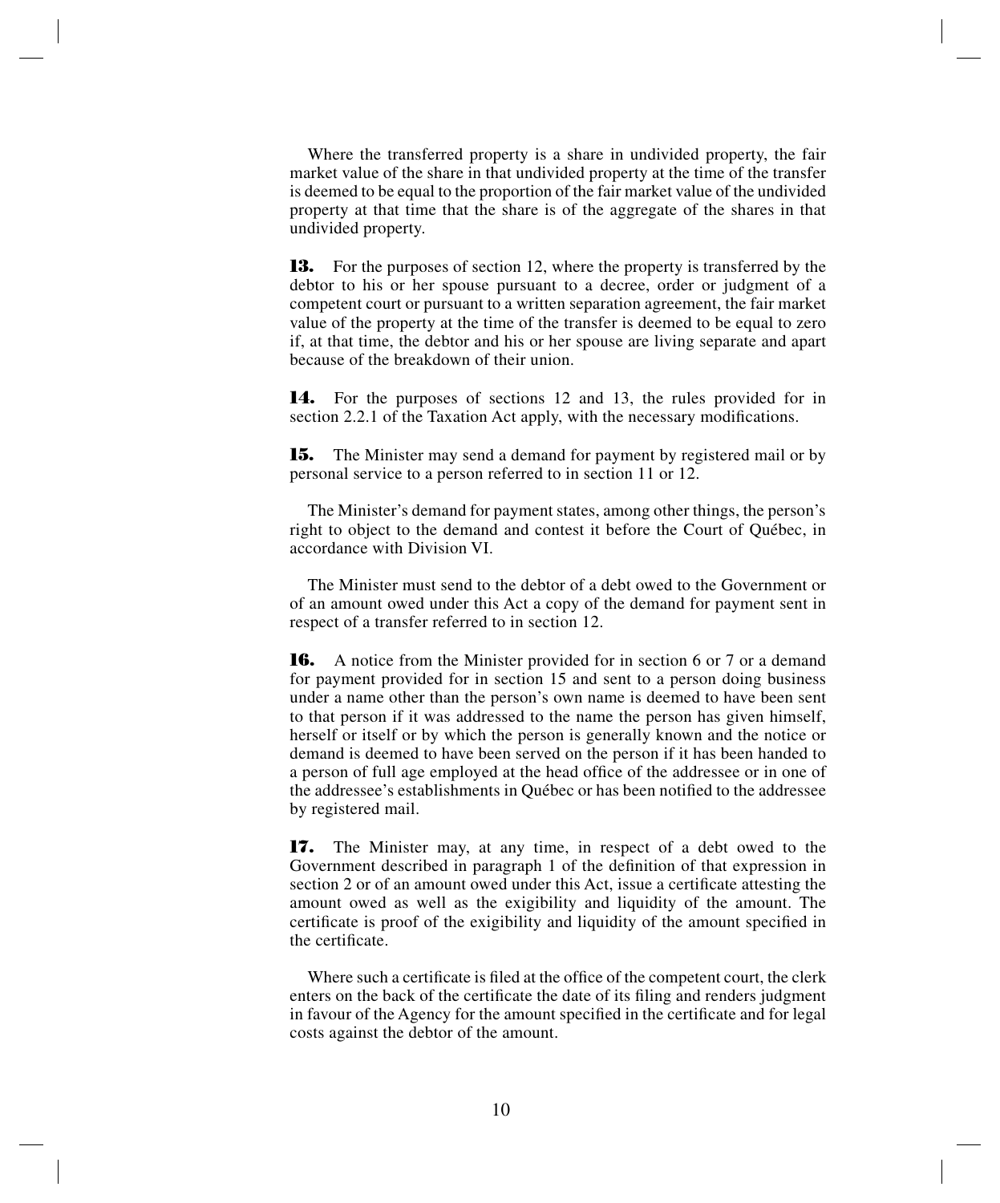Where the transferred property is a share in undivided property, the fair market value of the share in that undivided property at the time of the transfer is deemed to be equal to the proportion of the fair market value of the undivided property at that time that the share is of the aggregate of the shares in that undivided property.

**13.** For the purposes of section 12, where the property is transferred by the debtor to his or her spouse pursuant to a decree, order or judgment of a competent court or pursuant to a written separation agreement, the fair market value of the property at the time of the transfer is deemed to be equal to zero if, at that time, the debtor and his or her spouse are living separate and apart because of the breakdown of their union.

**14.** For the purposes of sections 12 and 13, the rules provided for in section 2.2.1 of the Taxation Act apply, with the necessary modifications.

**15.** The Minister may send a demand for payment by registered mail or by personal service to a person referred to in section 11 or 12.

The Minister's demand for payment states, among other things, the person's right to object to the demand and contest it before the Court of Québec, in accordance with Division VI.

The Minister must send to the debtor of a debt owed to the Government or of an amount owed under this Act a copy of the demand for payment sent in respect of a transfer referred to in section 12.

**16.** A notice from the Minister provided for in section 6 or 7 or a demand for payment provided for in section 15 and sent to a person doing business under a name other than the person's own name is deemed to have been sent to that person if it was addressed to the name the person has given himself, herself or itself or by which the person is generally known and the notice or demand is deemed to have been served on the person if it has been handed to a person of full age employed at the head office of the addressee or in one of the addressee's establishments in Québec or has been notified to the addressee by registered mail.

**17.** The Minister may, at any time, in respect of a debt owed to the Government described in paragraph 1 of the definition of that expression in section 2 or of an amount owed under this Act, issue a certificate attesting the amount owed as well as the exigibility and liquidity of the amount. The certificate is proof of the exigibility and liquidity of the amount specified in the certificate.

Where such a certificate is filed at the office of the competent court, the clerk enters on the back of the certificate the date of its filing and renders judgment in favour of the Agency for the amount specified in the certificate and for legal costs against the debtor of the amount.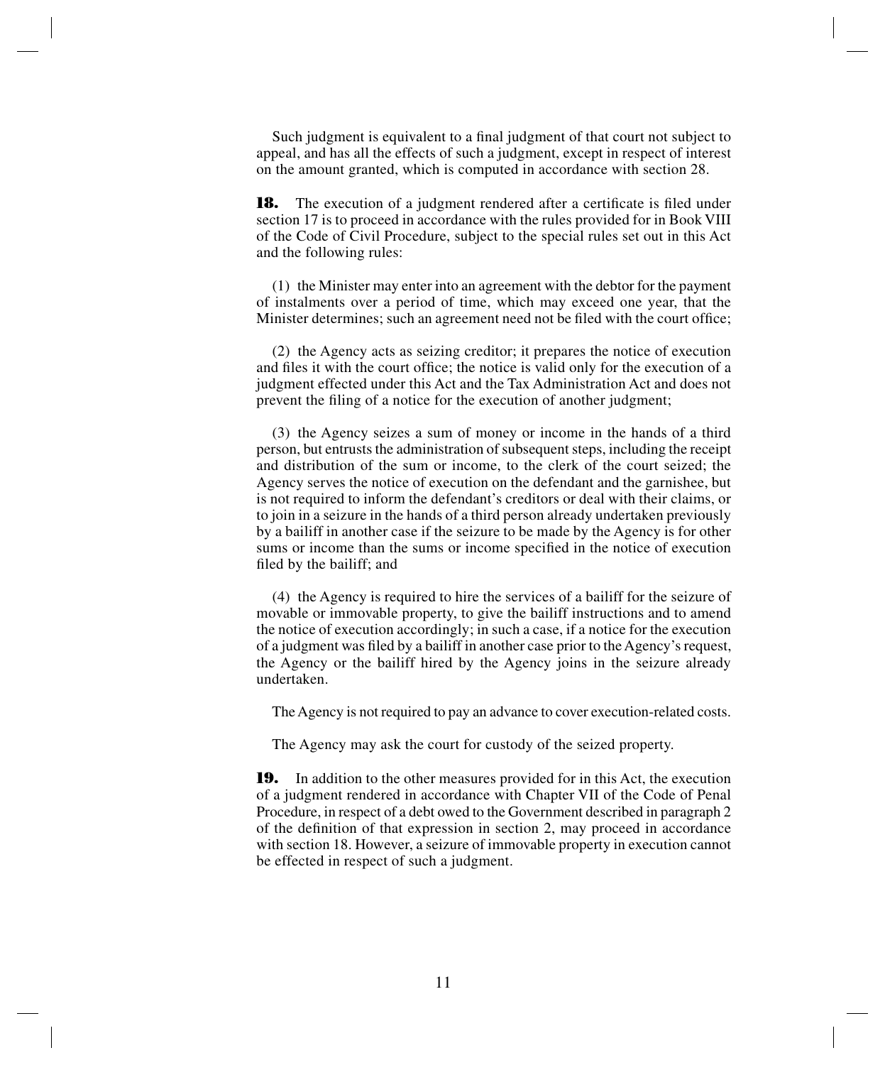Such judgment is equivalent to a final judgment of that court not subject to appeal, and has all the effects of such a judgment, except in respect of interest on the amount granted, which is computed in accordance with section 28.

**18.** The execution of a judgment rendered after a certificate is filed under section 17 is to proceed in accordance with the rules provided for in Book VIII of the Code of Civil Procedure, subject to the special rules set out in this Act and the following rules:

(1) the Minister may enter into an agreement with the debtor for the payment of instalments over a period of time, which may exceed one year, that the Minister determines; such an agreement need not be filed with the court office;

(2) the Agency acts as seizing creditor; it prepares the notice of execution and files it with the court office; the notice is valid only for the execution of a judgment effected under this Act and the Tax Administration Act and does not prevent the filing of a notice for the execution of another judgment;

(3) the Agency seizes a sum of money or income in the hands of a third person, but entrusts the administration of subsequent steps, including the receipt and distribution of the sum or income, to the clerk of the court seized; the Agency serves the notice of execution on the defendant and the garnishee, but is not required to inform the defendant's creditors or deal with their claims, or to join in a seizure in the hands of a third person already undertaken previously by a bailiff in another case if the seizure to be made by the Agency is for other sums or income than the sums or income specified in the notice of execution filed by the bailiff; and

(4) the Agency is required to hire the services of a bailiff for the seizure of movable or immovable property, to give the bailiff instructions and to amend the notice of execution accordingly; in such a case, if a notice for the execution of a judgment was filed by a bailiff in another case prior to the Agency's request, the Agency or the bailiff hired by the Agency joins in the seizure already undertaken.

The Agency is not required to pay an advance to cover execution-related costs.

The Agency may ask the court for custody of the seized property.

**19.** In addition to the other measures provided for in this Act, the execution of a judgment rendered in accordance with Chapter VII of the Code of Penal Procedure, in respect of a debt owed to the Government described in paragraph 2 of the definition of that expression in section 2, may proceed in accordance with section 18. However, a seizure of immovable property in execution cannot be effected in respect of such a judgment.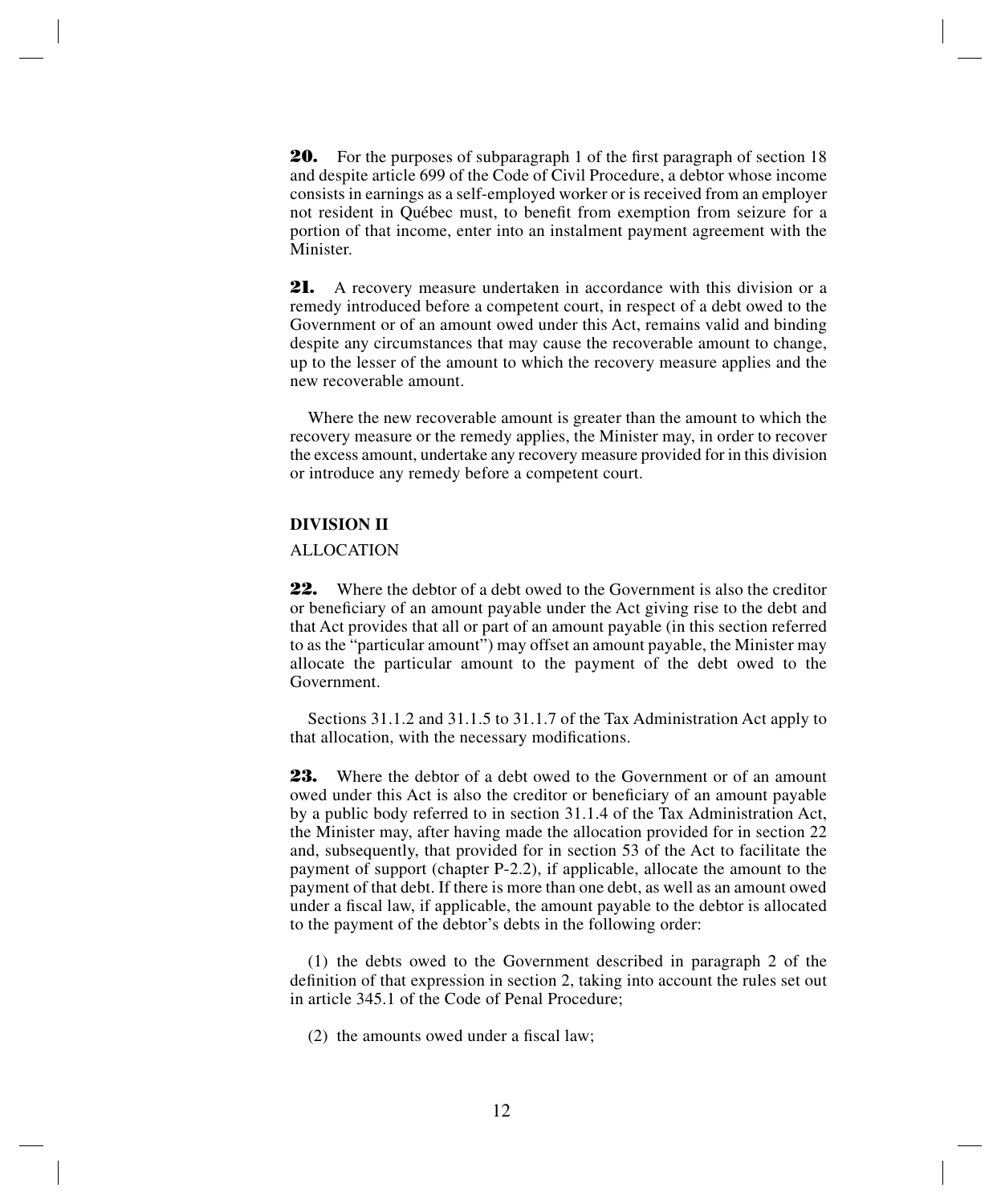**20.** For the purposes of subparagraph 1 of the first paragraph of section 18 and despite article 699 of the Code of Civil Procedure, a debtor whose income consists in earnings as a self-employed worker or is received from an employer not resident in Québec must, to benefit from exemption from seizure for a portion of that income, enter into an instalment payment agreement with the Minister.

**21.** A recovery measure undertaken in accordance with this division or a remedy introduced before a competent court, in respect of a debt owed to the Government or of an amount owed under this Act, remains valid and binding despite any circumstances that may cause the recoverable amount to change, up to the lesser of the amount to which the recovery measure applies and the new recoverable amount.

Where the new recoverable amount is greater than the amount to which the recovery measure or the remedy applies, the Minister may, in order to recover the excess amount, undertake any recovery measure provided for in this division or introduce any remedy before a competent court.

**DIVISION II**

ALLOCATION

**22.** Where the debtor of a debt owed to the Government is also the creditor or beneficiary of an amount payable under the Act giving rise to the debt and that Act provides that all or part of an amount payable (in this section referred to as the "particular amount") may offset an amount payable, the Minister may allocate the particular amount to the payment of the debt owed to the Government.

Sections 31.1.2 and 31.1.5 to 31.1.7 of the Tax Administration Act apply to that allocation, with the necessary modifications.

**23.** Where the debtor of a debt owed to the Government or of an amount owed under this Act is also the creditor or beneficiary of an amount payable by a public body referred to in section 31.1.4 of the Tax Administration Act, the Minister may, after having made the allocation provided for in section 22 and, subsequently, that provided for in section 53 of the Act to facilitate the payment of support (chapter P-2.2), if applicable, allocate the amount to the payment of that debt. If there is more than one debt, as well as an amount owed under a fiscal law, if applicable, the amount payable to the debtor is allocated to the payment of the debtor's debts in the following order:

(1) the debts owed to the Government described in paragraph 2 of the definition of that expression in section 2, taking into account the rules set out in article 345.1 of the Code of Penal Procedure;

(2) the amounts owed under a fiscal law;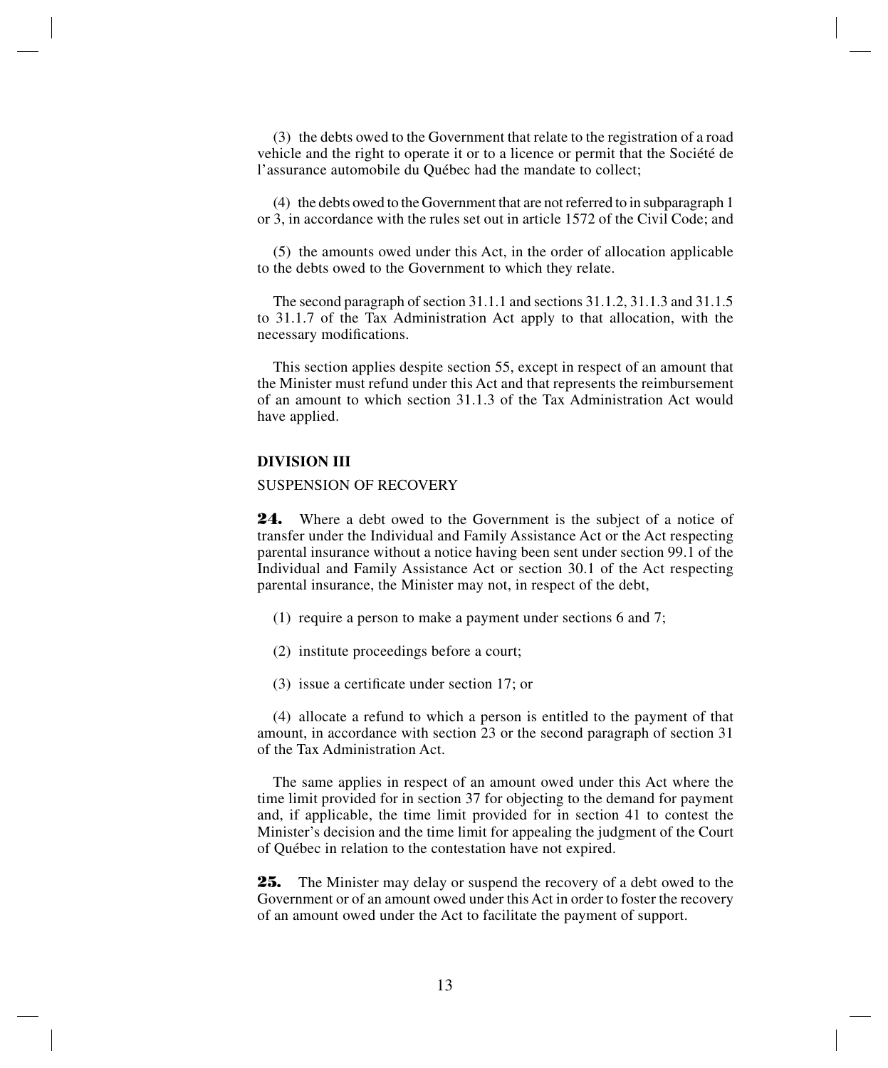(3) the debts owed to the Government that relate to the registration of a road vehicle and the right to operate it or to a licence or permit that the Société de l'assurance automobile du Québec had the mandate to collect;

(4) the debts owed to the Government that are not referred to in subparagraph 1 or 3, in accordance with the rules set out in article 1572 of the Civil Code; and

(5) the amounts owed under this Act, in the order of allocation applicable to the debts owed to the Government to which they relate.

The second paragraph of section 31.1.1 and sections 31.1.2, 31.1.3 and 31.1.5 to 31.1.7 of the Tax Administration Act apply to that allocation, with the necessary modifications.

This section applies despite section 55, except in respect of an amount that the Minister must refund under this Act and that represents the reimbursement of an amount to which section 31.1.3 of the Tax Administration Act would have applied.

## DIVISION III

SUSPENSION OF RECOVERY

**24.** Where a debt owed to the Government is the subject of a notice of transfer under the Individual and Family Assistance Act or the Act respecting parental insurance without a notice having been sent under section 99.1 of the Individual and Family Assistance Act or section 30.1 of the Act respecting parental insurance, the Minister may not, in respect of the debt,

(1) require a person to make a payment under sections 6 and 7;

(2) institute proceedings before a court;

(3) issue a certificate under section 17; or

(4) allocate a refund to which a person is entitled to the payment of that amount, in accordance with section 23 or the second paragraph of section 31 of the Tax Administration Act.

The same applies in respect of an amount owed under this Act where the time limit provided for in section 37 for objecting to the demand for payment and, if applicable, the time limit provided for in section 41 to contest the Minister's decision and the time limit for appealing the judgment of the Court of Québec in relation to the contestation have not expired.

**25.** The Minister may delay or suspend the recovery of a debt owed to the Government or of an amount owed under this Act in order to foster the recovery of an amount owed under the Act to facilitate the payment of support.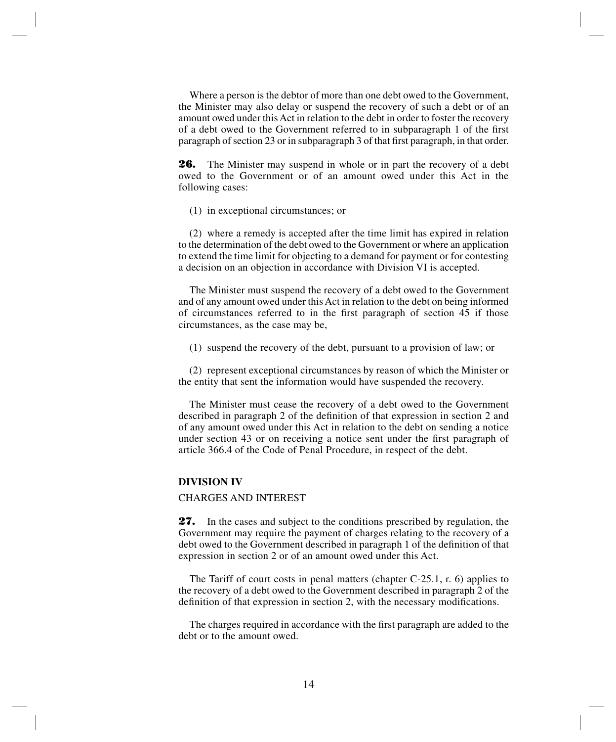Where a person is the debtor of more than one debt owed to the Government, the Minister may also delay or suspend the recovery of such a debt or of an amount owed under this Act in relation to the debt in order to foster the recovery of a debt owed to the Government referred to in subparagraph 1 of the first paragraph of section 23 or in subparagraph 3 of that first paragraph, in that order.

**26.** The Minister may suspend in whole or in part the recovery of a debt owed to the Government or of an amount owed under this Act in the following cases:

(1) in exceptional circumstances; or

(2) where a remedy is accepted after the time limit has expired in relation to the determination of the debt owed to the Government or where an application to extend the time limit for objecting to a demand for payment or for contesting a decision on an objection in accordance with Division VI is accepted.

The Minister must suspend the recovery of a debt owed to the Government and of any amount owed under this Act in relation to the debt on being informed of circumstances referred to in the first paragraph of section 45 if those circumstances, as the case may be,

(1) suspend the recovery of the debt, pursuant to a provision of law; or

(2) represent exceptional circumstances by reason of which the Minister or the entity that sent the information would have suspended the recovery.

The Minister must cease the recovery of a debt owed to the Government described in paragraph 2 of the definition of that expression in section 2 and of any amount owed under this Act in relation to the debt on sending a notice under section 43 or on receiving a notice sent under the first paragraph of article 366.4 of the Code of Penal Procedure, in respect of the debt.

## DIVISION IV

CHARGES AND INTEREST

**27.** In the cases and subject to the conditions prescribed by regulation, the Government may require the payment of charges relating to the recovery of a debt owed to the Government described in paragraph 1 of the definition of that expression in section 2 or of an amount owed under this Act.

The Tariff of court costs in penal matters (chapter C-25.1, r. 6) applies to the recovery of a debt owed to the Government described in paragraph 2 of the definition of that expression in section 2, with the necessary modifications.

The charges required in accordance with the first paragraph are added to the debt or to the amount owed.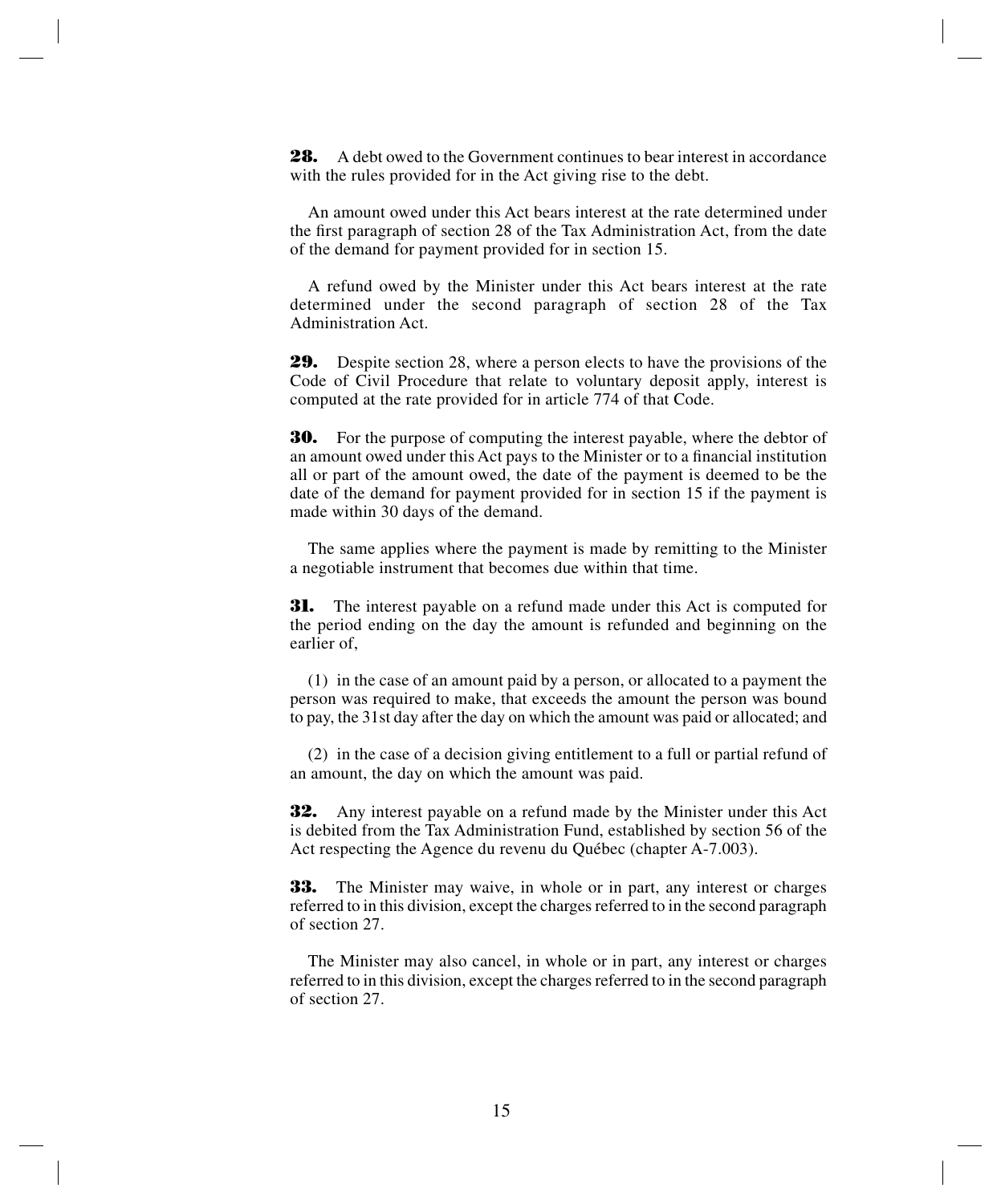**28.** A debt owed to the Government continues to bear interest in accordance with the rules provided for in the Act giving rise to the debt.

An amount owed under this Act bears interest at the rate determined under the first paragraph of section 28 of the Tax Administration Act, from the date of the demand for payment provided for in section 15.

A refund owed by the Minister under this Act bears interest at the rate determined under the second paragraph of section 28 of the Tax Administration Act.

**29.** Despite section 28, where a person elects to have the provisions of the Code of Civil Procedure that relate to voluntary deposit apply, interest is computed at the rate provided for in article 774 of that Code.

**30.** For the purpose of computing the interest payable, where the debtor of an amount owed under this Act pays to the Minister or to a financial institution all or part of the amount owed, the date of the payment is deemed to be the date of the demand for payment provided for in section 15 if the payment is made within 30 days of the demand.

The same applies where the payment is made by remitting to the Minister a negotiable instrument that becomes due within that time.

**31.** The interest payable on a refund made under this Act is computed for the period ending on the day the amount is refunded and beginning on the earlier of,

(1) in the case of an amount paid by a person, or allocated to a payment the person was required to make, that exceeds the amount the person was bound to pay, the 31st day after the day on which the amount was paid or allocated; and

(2) in the case of a decision giving entitlement to a full or partial refund of an amount, the day on which the amount was paid.

**32.** Any interest payable on a refund made by the Minister under this Act is debited from the Tax Administration Fund, established by section 56 of the Act respecting the Agence du revenu du Québec (chapter A-7.003).

**33.** The Minister may waive, in whole or in part, any interest or charges referred to in this division, except the charges referred to in the second paragraph of section 27.

The Minister may also cancel, in whole or in part, any interest or charges referred to in this division, except the charges referred to in the second paragraph of section 27.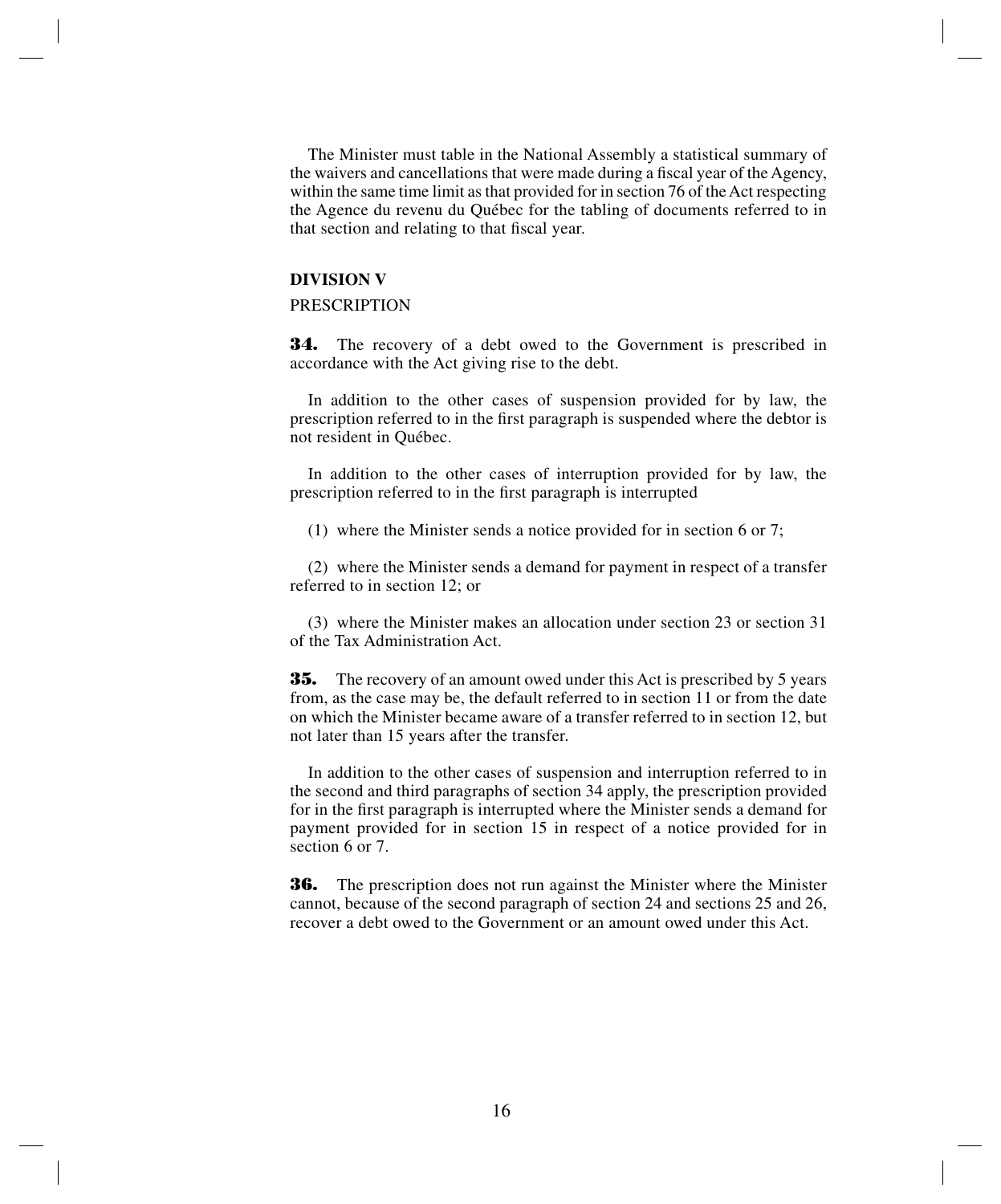The Minister must table in the National Assembly a statistical summary of the waivers and cancellations that were made during a fiscal year of the Agency, within the same time limit as that provided for in section 76 of the Act respecting the Agence du revenu du Québec for the tabling of documents referred to in that section and relating to that fiscal year.

### DIVISION V

PRESCRIPTION

**34.** The recovery of a debt owed to the Government is prescribed in accordance with the Act giving rise to the debt.

In addition to the other cases of suspension provided for by law, the prescription referred to in the first paragraph is suspended where the debtor is not resident in Québec.

In addition to the other cases of interruption provided for by law, the prescription referred to in the first paragraph is interrupted

(1) where the Minister sends a notice provided for in section 6 or 7;

(2) where the Minister sends a demand for payment in respect of a transfer referred to in section 12; or

(3) where the Minister makes an allocation under section 23 or section 31 of the Tax Administration Act.

**35.** The recovery of an amount owed under this Act is prescribed by 5 years from, as the case may be, the default referred to in section 11 or from the date on which the Minister became aware of a transfer referred to in section 12, but not later than 15 years after the transfer.

In addition to the other cases of suspension and interruption referred to in the second and third paragraphs of section 34 apply, the prescription provided for in the first paragraph is interrupted where the Minister sends a demand for payment provided for in section 15 in respect of a notice provided for in section 6 or 7.

**36.** The prescription does not run against the Minister where the Minister cannot, because of the second paragraph of section 24 and sections 25 and 26, recover a debt owed to the Government or an amount owed under this Act.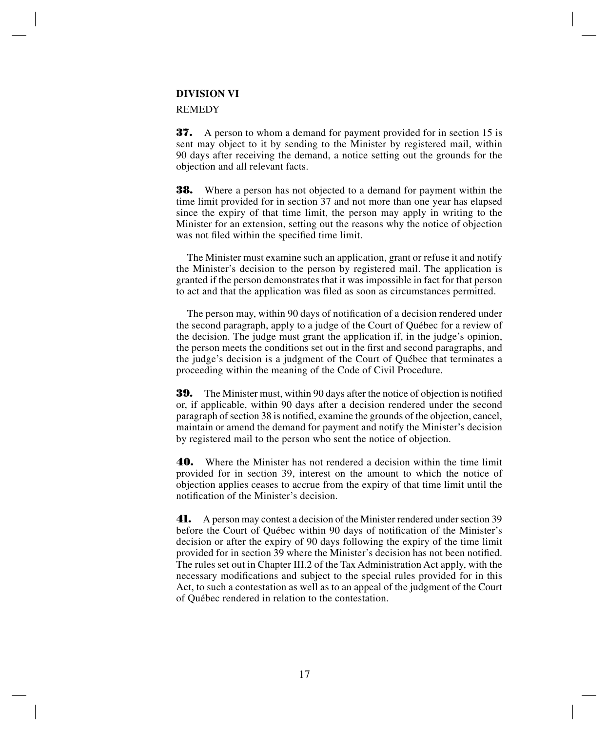## DIVISION VI

REMEDY

**37.** A person to whom a demand for payment provided for in section 15 is sent may object to it by sending to the Minister by registered mail, within 90 days after receiving the demand, a notice setting out the grounds for the objection and all relevant facts.

**38.** Where a person has not objected to a demand for payment within the time limit provided for in section 37 and not more than one year has elapsed since the expiry of that time limit, the person may apply in writing to the Minister for an extension, setting out the reasons why the notice of objection was not filed within the specified time limit.

The Minister must examine such an application, grant or refuse it and notify the Minister's decision to the person by registered mail. The application is granted if the person demonstrates that it was impossible in fact for that person to act and that the application was filed as soon as circumstances permitted.

The person may, within 90 days of notification of a decision rendered under the second paragraph, apply to a judge of the Court of Québec for a review of the decision. The judge must grant the application if, in the judge's opinion, the person meets the conditions set out in the first and second paragraphs, and the judge's decision is a judgment of the Court of Québec that terminates a proceeding within the meaning of the Code of Civil Procedure.

**39.** The Minister must, within 90 days after the notice of objection is notified or, if applicable, within 90 days after a decision rendered under the second paragraph of section 38 is notified, examine the grounds of the objection, cancel, maintain or amend the demand for payment and notify the Minister's decision by registered mail to the person who sent the notice of objection.

**40.** Where the Minister has not rendered a decision within the time limit provided for in section 39, interest on the amount to which the notice of objection applies ceases to accrue from the expiry of that time limit until the notification of the Minister's decision.

**41.** A person may contest a decision of the Minister rendered under section 39 before the Court of Québec within 90 days of notification of the Minister's decision or after the expiry of 90 days following the expiry of the time limit provided for in section 39 where the Minister's decision has not been notified. The rules set out in Chapter III.2 of the Tax Administration Act apply, with the necessary modifications and subject to the special rules provided for in this Act, to such a contestation as well as to an appeal of the judgment of the Court of Québec rendered in relation to the contestation.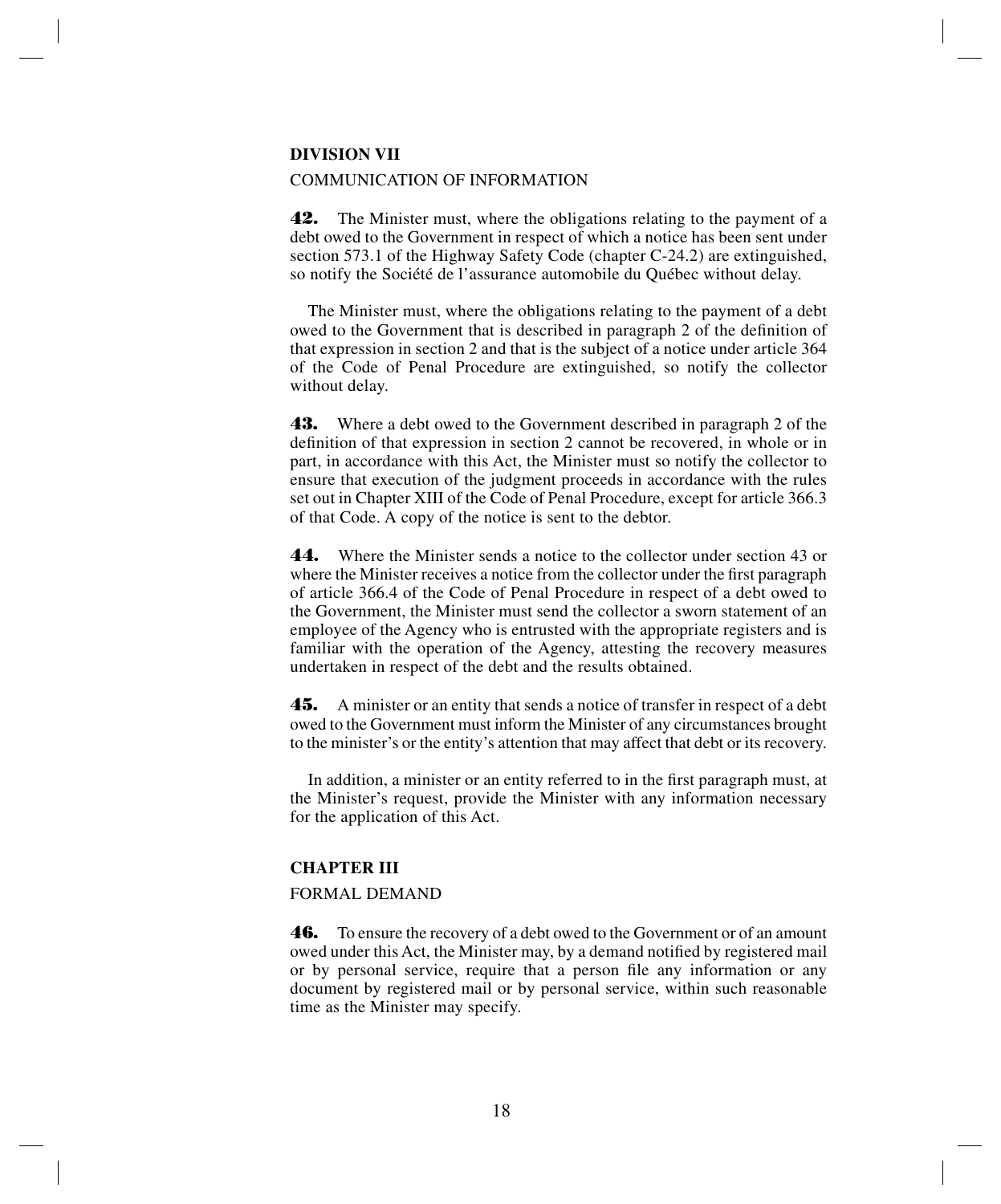### DIVISION VII

COMMUNICATION OF INFORMATION

**42.** The Minister must, where the obligations relating to the payment of a debt owed to the Government in respect of which a notice has been sent under section 573.1 of the Highway Safety Code (chapter C-24.2) are extinguished, so notify the Société de l'assurance automobile du Québec without delay.

The Minister must, where the obligations relating to the payment of a debt owed to the Government that is described in paragraph 2 of the definition of that expression in section 2 and that is the subject of a notice under article 364 of the Code of Penal Procedure are extinguished, so notify the collector without delay.

**43.** Where a debt owed to the Government described in paragraph 2 of the definition of that expression in section 2 cannot be recovered, in whole or in part, in accordance with this Act, the Minister must so notify the collector to ensure that execution of the judgment proceeds in accordance with the rules set out in Chapter XIII of the Code of Penal Procedure, except for article 366.3 of that Code. A copy of the notice is sent to the debtor.

**44.** Where the Minister sends a notice to the collector under section 43 or where the Minister receives a notice from the collector under the first paragraph of article 366.4 of the Code of Penal Procedure in respect of a debt owed to the Government, the Minister must send the collector a sworn statement of an employee of the Agency who is entrusted with the appropriate registers and is familiar with the operation of the Agency, attesting the recovery measures undertaken in respect of the debt and the results obtained.

**45.** A minister or an entity that sends a notice of transfer in respect of a debt owed to the Government must inform the Minister of any circumstances brought to the minister's or the entity's attention that may affect that debt or its recovery.

In addition, a minister or an entity referred to in the first paragraph must, at the Minister's request, provide the Minister with any information necessary for the application of this Act.

## CHAPTER III

FORMAL DEMAND

**46.** To ensure the recovery of a debt owed to the Government or of an amount owed under this Act, the Minister may, by a demand notified by registered mail or by personal service, require that a person file any information or any document by registered mail or by personal service, within such reasonable time as the Minister may specify.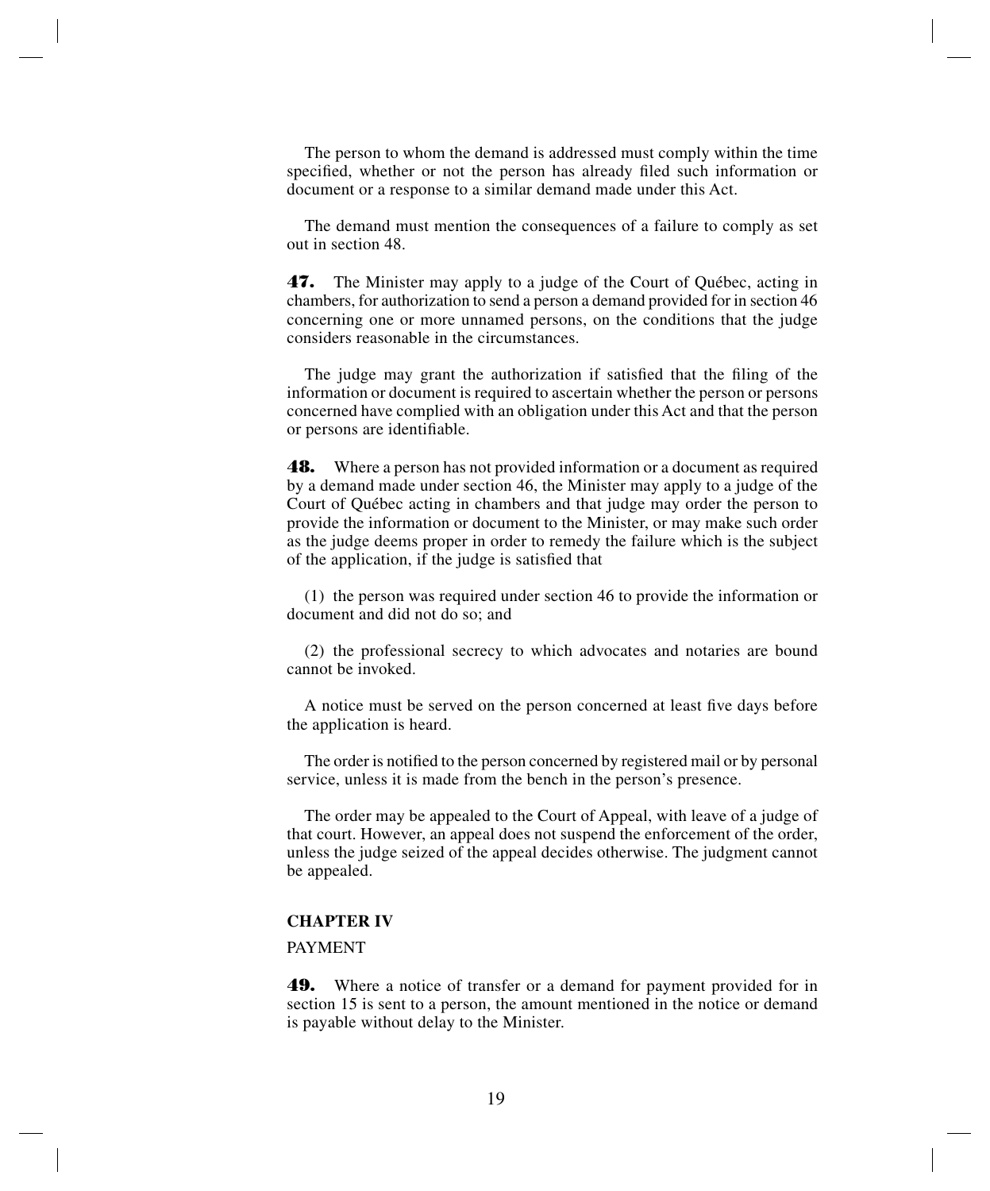The person to whom the demand is addressed must comply within the time specified, whether or not the person has already filed such information or document or a response to a similar demand made under this Act.

The demand must mention the consequences of a failure to comply as set out in section 48.

**47.** The Minister may apply to a judge of the Court of Québec, acting in chambers, for authorization to send a person a demand provided for in section 46 concerning one or more unnamed persons, on the conditions that the judge considers reasonable in the circumstances.

The judge may grant the authorization if satisfied that the filing of the information or document is required to ascertain whether the person or persons concerned have complied with an obligation under this Act and that the person or persons are identifiable.

**48.** Where a person has not provided information or a document as required by a demand made under section 46, the Minister may apply to a judge of the Court of Québec acting in chambers and that judge may order the person to provide the information or document to the Minister, or may make such order as the judge deems proper in order to remedy the failure which is the subject of the application, if the judge is satisfied that

(1) the person was required under section 46 to provide the information or document and did not do so; and

(2) the professional secrecy to which advocates and notaries are bound cannot be invoked.

A notice must be served on the person concerned at least five days before the application is heard.

The order is notified to the person concerned by registered mail or by personal service, unless it is made from the bench in the person's presence.

The order may be appealed to the Court of Appeal, with leave of a judge of that court. However, an appeal does not suspend the enforcement of the order, unless the judge seized of the appeal decides otherwise. The judgment cannot be appealed.

## CHAPTER IV

PAYMENT

**49.** Where a notice of transfer or a demand for payment provided for in section 15 is sent to a person, the amount mentioned in the notice or demand is payable without delay to the Minister.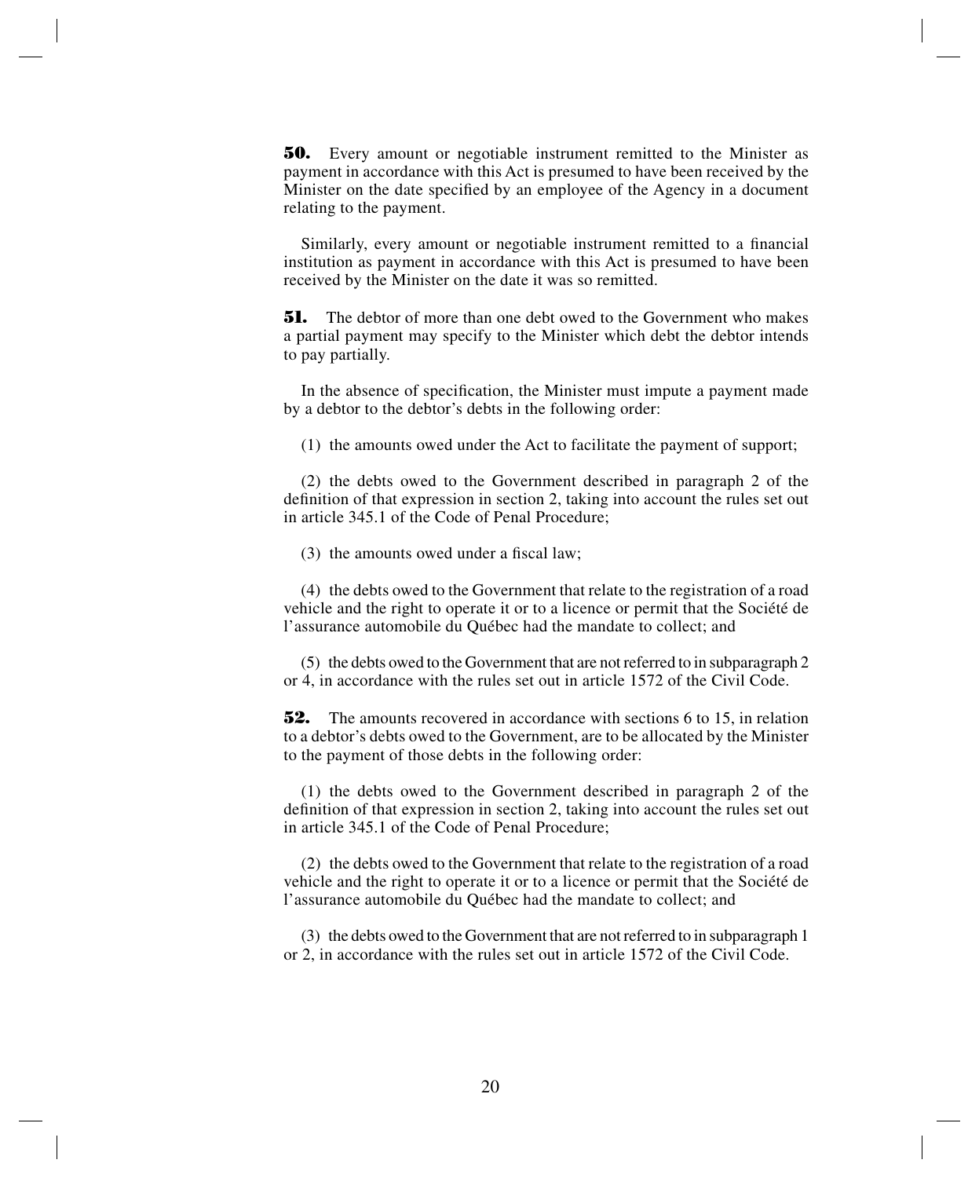**50.** Every amount or negotiable instrument remitted to the Minister as payment in accordance with this Act is presumed to have been received by the Minister on the date specified by an employee of the Agency in a document relating to the payment.

Similarly, every amount or negotiable instrument remitted to a financial institution as payment in accordance with this Act is presumed to have been received by the Minister on the date it was so remitted.

**51.** The debtor of more than one debt owed to the Government who makes a partial payment may specify to the Minister which debt the debtor intends to pay partially.

In the absence of specification, the Minister must impute a payment made by a debtor to the debtor's debts in the following order:

(1) the amounts owed under the Act to facilitate the payment of support;

(2) the debts owed to the Government described in paragraph 2 of the definition of that expression in section 2, taking into account the rules set out in article 345.1 of the Code of Penal Procedure;

(3) the amounts owed under a fiscal law;

(4) the debts owed to the Government that relate to the registration of a road vehicle and the right to operate it or to a licence or permit that the Société de l'assurance automobile du Québec had the mandate to collect; and

(5) the debts owed to the Government that are not referred to in subparagraph 2 or 4, in accordance with the rules set out in article 1572 of the Civil Code.

**52.** The amounts recovered in accordance with sections 6 to 15, in relation to a debtor's debts owed to the Government, are to be allocated by the Minister to the payment of those debts in the following order:

(1) the debts owed to the Government described in paragraph 2 of the definition of that expression in section 2, taking into account the rules set out in article 345.1 of the Code of Penal Procedure;

(2) the debts owed to the Government that relate to the registration of a road vehicle and the right to operate it or to a licence or permit that the Société de l'assurance automobile du Québec had the mandate to collect; and

(3) the debts owed to the Government that are not referred to in subparagraph 1 or 2, in accordance with the rules set out in article 1572 of the Civil Code.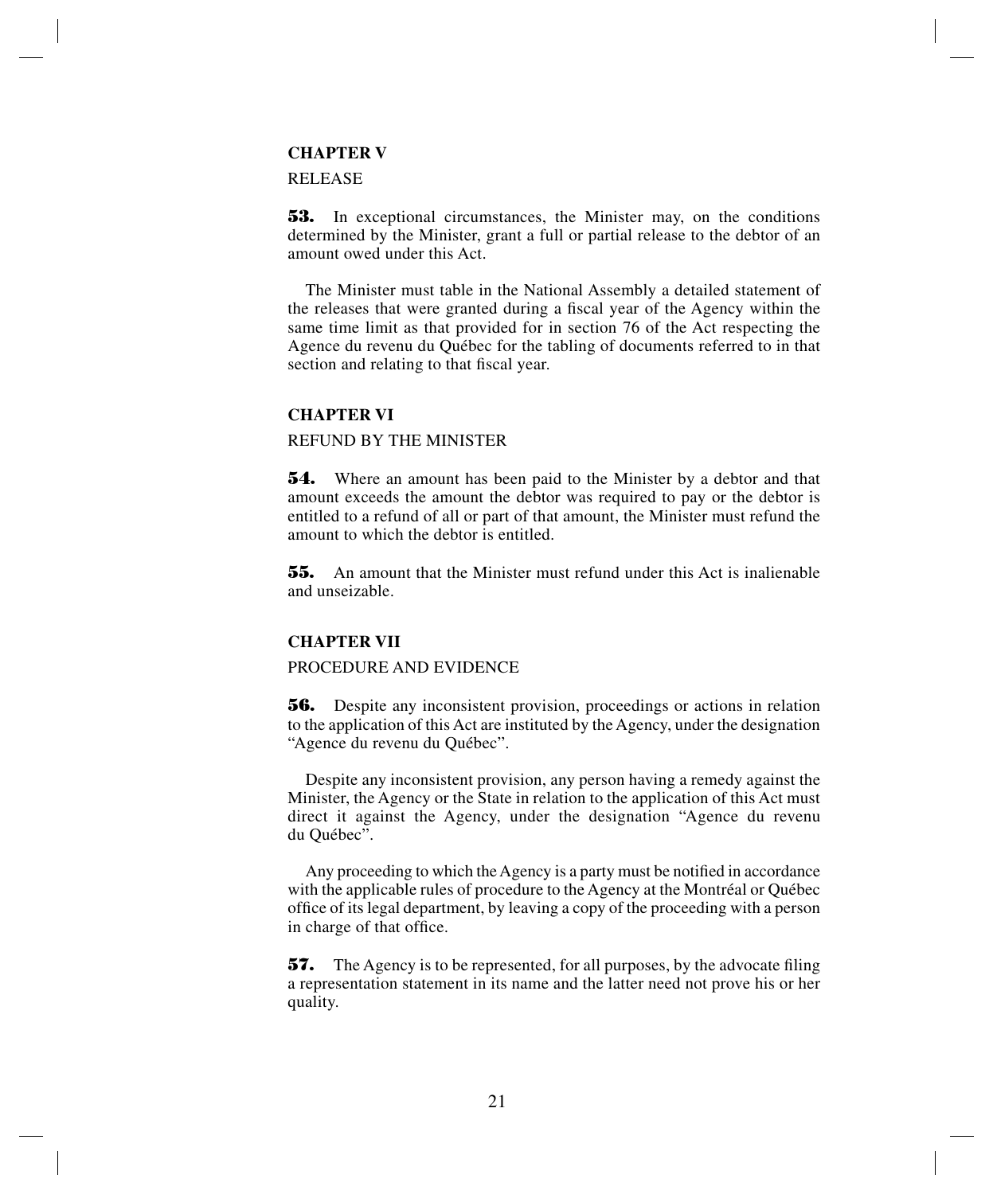## CHAPTER V

RELEASE

**53.** In exceptional circumstances, the Minister may, on the conditions determined by the Minister, grant a full or partial release to the debtor of an amount owed under this Act.

The Minister must table in the National Assembly a detailed statement of the releases that were granted during a fiscal year of the Agency within the same time limit as that provided for in section 76 of the Act respecting the Agence du revenu du Québec for the tabling of documents referred to in that section and relating to that fiscal year.

## CHAPTER VI

REFUND BY THE MINISTER

**54.** Where an amount has been paid to the Minister by a debtor and that amount exceeds the amount the debtor was required to pay or the debtor is entitled to a refund of all or part of that amount, the Minister must refund the amount to which the debtor is entitled.

**55.** An amount that the Minister must refund under this Act is inalienable and unseizable.

## CHAPTER VII

PROCEDURE AND EVIDENCE

**56.** Despite any inconsistent provision, proceedings or actions in relation to the application of this Act are instituted by the Agency, under the designation "Agence du revenu du Québec".

Despite any inconsistent provision, any person having a remedy against the Minister, the Agency or the State in relation to the application of this Act must direct it against the Agency, under the designation "Agence du revenu du Québec".

Any proceeding to which the Agency is a party must be notified in accordance with the applicable rules of procedure to the Agency at the Montréal or Québec office of its legal department, by leaving a copy of the proceeding with a person in charge of that office.

**57.** The Agency is to be represented, for all purposes, by the advocate filing a representation statement in its name and the latter need not prove his or her quality.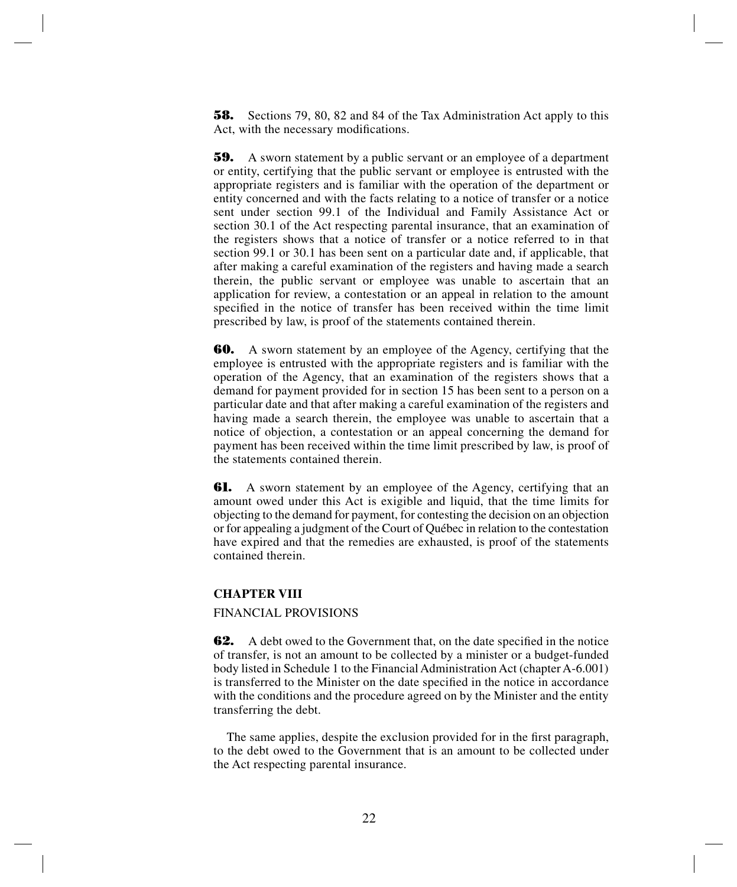**58.** Sections 79, 80, 82 and 84 of the Tax Administration Act apply to this Act, with the necessary modifications.

**59.** A sworn statement by a public servant or an employee of a department or entity, certifying that the public servant or employee is entrusted with the appropriate registers and is familiar with the operation of the department or entity concerned and with the facts relating to a notice of transfer or a notice sent under section 99.1 of the Individual and Family Assistance Act or section 30.1 of the Act respecting parental insurance, that an examination of the registers shows that a notice of transfer or a notice referred to in that section 99.1 or 30.1 has been sent on a particular date and, if applicable, that after making a careful examination of the registers and having made a search therein, the public servant or employee was unable to ascertain that an application for review, a contestation or an appeal in relation to the amount specified in the notice of transfer has been received within the time limit prescribed by law, is proof of the statements contained therein.

**60.** A sworn statement by an employee of the Agency, certifying that the employee is entrusted with the appropriate registers and is familiar with the operation of the Agency, that an examination of the registers shows that a demand for payment provided for in section 15 has been sent to a person on a particular date and that after making a careful examination of the registers and having made a search therein, the employee was unable to ascertain that a notice of objection, a contestation or an appeal concerning the demand for payment has been received within the time limit prescribed by law, is proof of the statements contained therein.

**61.** A sworn statement by an employee of the Agency, certifying that an amount owed under this Act is exigible and liquid, that the time limits for objecting to the demand for payment, for contesting the decision on an objection or for appealing a judgment of the Court of Québec in relation to the contestation have expired and that the remedies are exhausted, is proof of the statements contained therein.

## CHAPTER VIII

FINANCIAL PROVISIONS

**62.** A debt owed to the Government that, on the date specified in the notice of transfer, is not an amount to be collected by a minister or a budget-funded body listed in Schedule 1 to the Financial Administration Act (chapter A-6.001) is transferred to the Minister on the date specified in the notice in accordance with the conditions and the procedure agreed on by the Minister and the entity transferring the debt.

The same applies, despite the exclusion provided for in the first paragraph, to the debt owed to the Government that is an amount to be collected under the Act respecting parental insurance.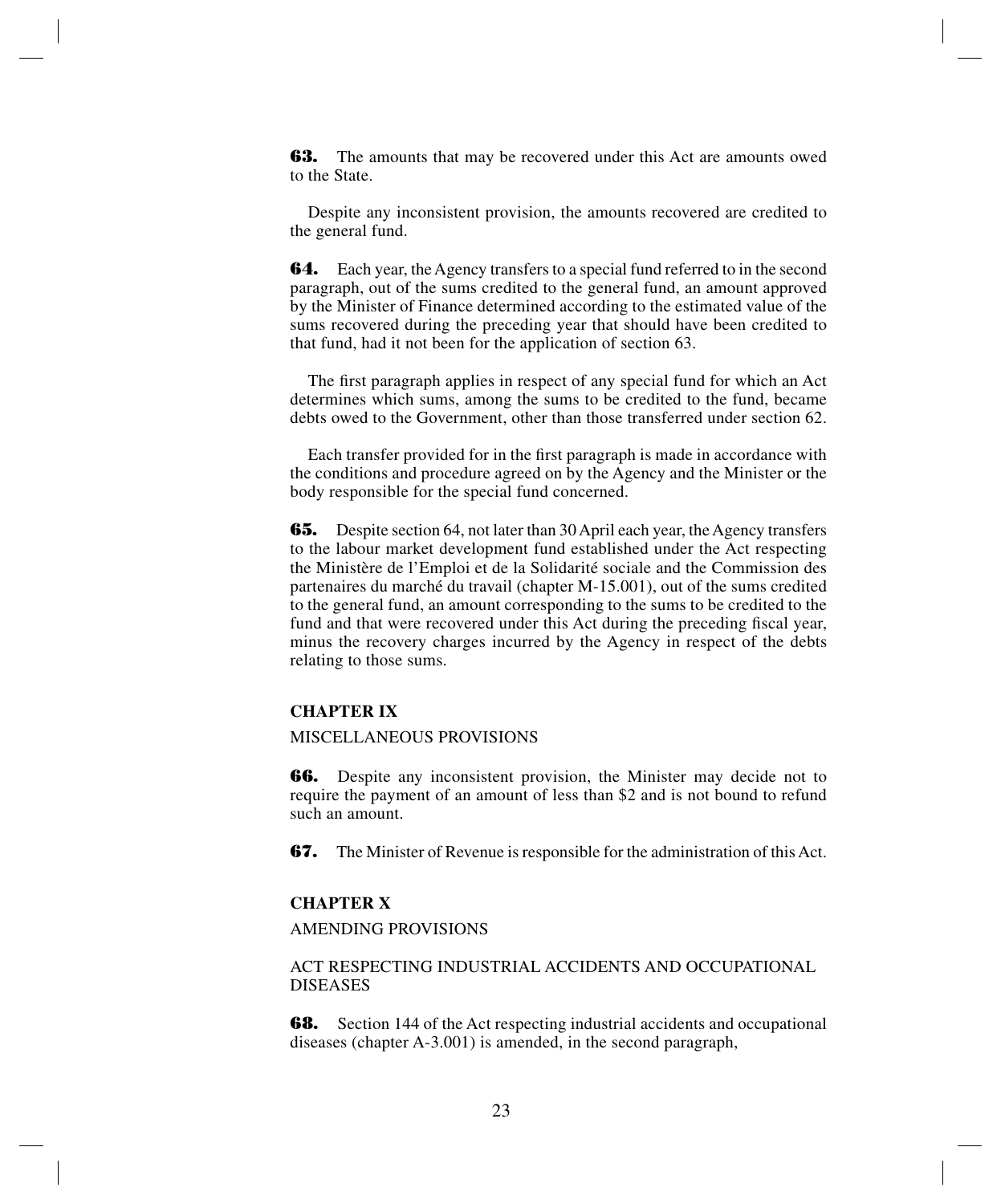**63.** The amounts that may be recovered under this Act are amounts owed to the State.

Despite any inconsistent provision, the amounts recovered are credited to the general fund.

**64.** Each year, the Agency transfers to a special fund referred to in the second paragraph, out of the sums credited to the general fund, an amount approved by the Minister of Finance determined according to the estimated value of the sums recovered during the preceding year that should have been credited to that fund, had it not been for the application of section 63.

The first paragraph applies in respect of any special fund for which an Act determines which sums, among the sums to be credited to the fund, became debts owed to the Government, other than those transferred under section 62.

Each transfer provided for in the first paragraph is made in accordance with the conditions and procedure agreed on by the Agency and the Minister or the body responsible for the special fund concerned.

**65.** Despite section 64, not later than 30 April each year, the Agency transfers to the labour market development fund established under the Act respecting the Ministère de l'Emploi et de la Solidarité sociale and the Commission des partenaires du marché du travail (chapter M-15.001), out of the sums credited to the general fund, an amount corresponding to the sums to be credited to the fund and that were recovered under this Act during the preceding fiscal year, minus the recovery charges incurred by the Agency in respect of the debts relating to those sums.

## CHAPTER IX

MISCELLANEOUS PROVISIONS

**66.** Despite any inconsistent provision, the Minister may decide not to require the payment of an amount of less than $2 and is not bound to refund such an amount.

**67.** The Minister of Revenue is responsible for the administration of this Act.

## CHAPTER X

AMENDING PROVISIONS

ACT RESPECTING INDUSTRIAL ACCIDENTS AND OCCUPATIONAL DISEASES

**68.** Section 144 of the Act respecting industrial accidents and occupational diseases (chapter A-3.001) is amended, in the second paragraph,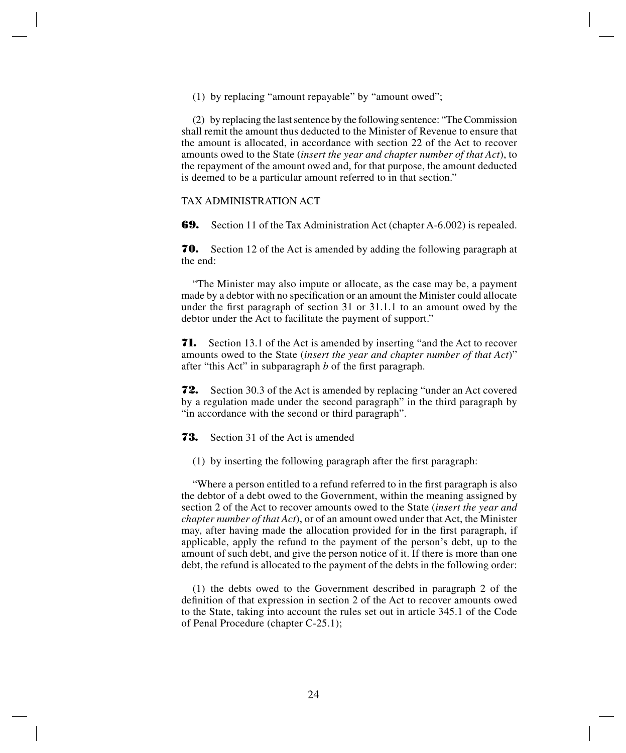(1) by replacing “amount repayable” by “amount owed”;

(2) by replacing the last sentence by the following sentence: “The Commission shall remit the amount thus deducted to the Minister of Revenue to ensure that the amount is allocated, in accordance with section 22 of the Act to recover amounts owed to the State (*insert the year and chapter number of that Act*), to the repayment of the amount owed and, for that purpose, the amount deducted is deemed to be a particular amount referred to in that section.”

TAX ADMINISTRATION ACT

**69.** Section 11 of the Tax Administration Act (chapter A-6.002) is repealed.

**70.** Section 12 of the Act is amended by adding the following paragraph at the end:

“The Minister may also impute or allocate, as the case may be, a payment made by a debtor with no specification or an amount the Minister could allocate under the first paragraph of section 31 or 31.1.1 to an amount owed by the debtor under the Act to facilitate the payment of support.”

**71.** Section 13.1 of the Act is amended by inserting “and the Act to recover amounts owed to the State (*insert the year and chapter number of that Act*)” after “this Act” in subparagraph *b* of the first paragraph.

**72.** Section 30.3 of the Act is amended by replacing “under an Act covered by a regulation made under the second paragraph” in the third paragraph by “in accordance with the second or third paragraph”.

**73.** Section 31 of the Act is amended

(1) by inserting the following paragraph after the first paragraph:

“Where a person entitled to a refund referred to in the first paragraph is also the debtor of a debt owed to the Government, within the meaning assigned by section 2 of the Act to recover amounts owed to the State (*insert the year and chapter number of that Act*), or of an amount owed under that Act, the Minister may, after having made the allocation provided for in the first paragraph, if applicable, apply the refund to the payment of the person’s debt, up to the amount of such debt, and give the person notice of it. If there is more than one debt, the refund is allocated to the payment of the debts in the following order:

(1) the debts owed to the Government described in paragraph 2 of the definition of that expression in section 2 of the Act to recover amounts owed to the State, taking into account the rules set out in article 345.1 of the Code of Penal Procedure (chapter C-25.1);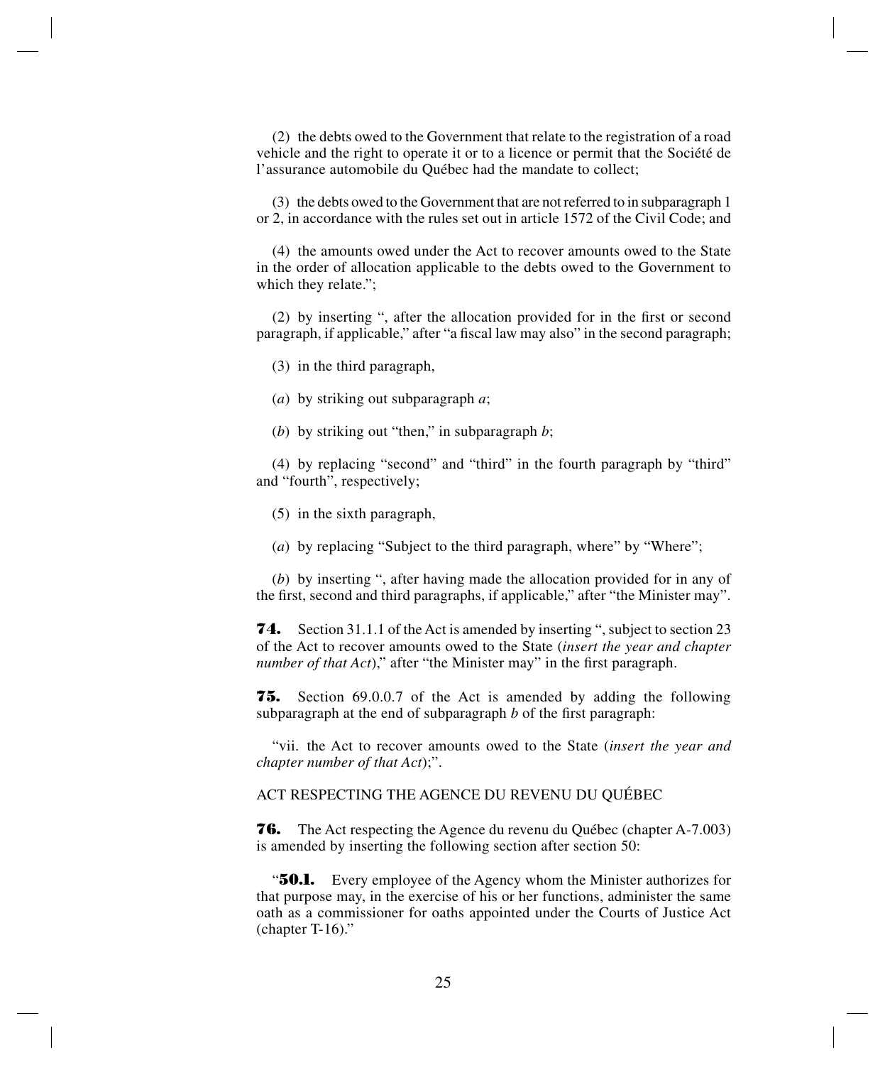(2) the debts owed to the Government that relate to the registration of a road vehicle and the right to operate it or to a licence or permit that the Société de l'assurance automobile du Québec had the mandate to collect;

(3) the debts owed to the Government that are not referred to in subparagraph 1 or 2, in accordance with the rules set out in article 1572 of the Civil Code; and

(4) the amounts owed under the Act to recover amounts owed to the State in the order of allocation applicable to the debts owed to the Government to which they relate.";

(2) by inserting ", after the allocation provided for in the first or second paragraph, if applicable," after "a fiscal law may also" in the second paragraph;

(3) in the third paragraph,

(*a*) by striking out subparagraph *a*;

(*b*) by striking out "then," in subparagraph *b*;

(4) by replacing "second" and "third" in the fourth paragraph by "third" and "fourth", respectively;

(5) in the sixth paragraph,

(*a*) by replacing "Subject to the third paragraph, where" by "Where";

(*b*) by inserting ", after having made the allocation provided for in any of the first, second and third paragraphs, if applicable," after "the Minister may".

**74.** Section 31.1.1 of the Act is amended by inserting ", subject to section 23 of the Act to recover amounts owed to the State (*insert the year and chapter number of that Act*)," after "the Minister may" in the first paragraph.

**75.** Section 69.0.0.7 of the Act is amended by adding the following subparagraph at the end of subparagraph *b* of the first paragraph:

"vii. the Act to recover amounts owed to the State (*insert the year and chapter number of that Act*);".

ACT RESPECTING THE AGENCE DU REVENU DU QUÉBEC

**76.** The Act respecting the Agence du revenu du Québec (chapter A-7.003) is amended by inserting the following section after section 50:

"**50.1.** Every employee of the Agency whom the Minister authorizes for that purpose may, in the exercise of his or her functions, administer the same oath as a commissioner for oaths appointed under the Courts of Justice Act (chapter T-16)."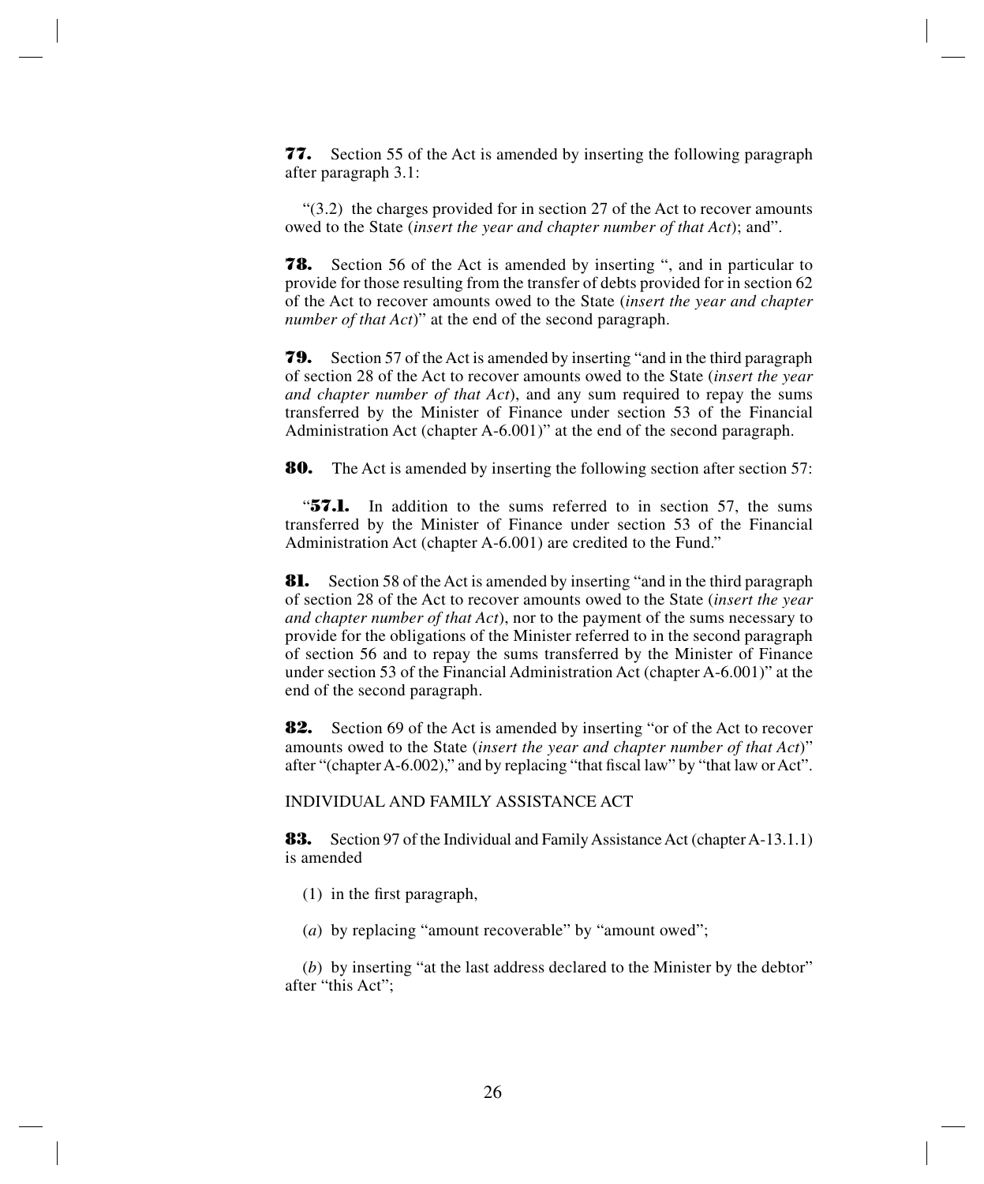**77.** Section 55 of the Act is amended by inserting the following paragraph after paragraph 3.1:

"(3.2) the charges provided for in section 27 of the Act to recover amounts owed to the State (*insert the year and chapter number of that Act*); and".

**78.** Section 56 of the Act is amended by inserting ", and in particular to provide for those resulting from the transfer of debts provided for in section 62 of the Act to recover amounts owed to the State (*insert the year and chapter number of that Act*)" at the end of the second paragraph.

**79.** Section 57 of the Act is amended by inserting "and in the third paragraph of section 28 of the Act to recover amounts owed to the State (*insert the year and chapter number of that Act*), and any sum required to repay the sums transferred by the Minister of Finance under section 53 of the Financial Administration Act (chapter A-6.001)" at the end of the second paragraph.

**80.** The Act is amended by inserting the following section after section 57:

"**57.1.** In addition to the sums referred to in section 57, the sums transferred by the Minister of Finance under section 53 of the Financial Administration Act (chapter A-6.001) are credited to the Fund."

**81.** Section 58 of the Act is amended by inserting "and in the third paragraph of section 28 of the Act to recover amounts owed to the State (*insert the year and chapter number of that Act*), nor to the payment of the sums necessary to provide for the obligations of the Minister referred to in the second paragraph of section 56 and to repay the sums transferred by the Minister of Finance under section 53 of the Financial Administration Act (chapter A-6.001)" at the end of the second paragraph.

**82.** Section 69 of the Act is amended by inserting "or of the Act to recover amounts owed to the State (*insert the year and chapter number of that Act*)" after "(chapter A-6.002)," and by replacing "that fiscal law" by "that law or Act".

INDIVIDUAL AND FAMILY ASSISTANCE ACT

**83.** Section 97 of the Individual and Family Assistance Act (chapter A-13.1.1) is amended

(1) in the first paragraph,

(*a*) by replacing "amount recoverable" by "amount owed";

(*b*) by inserting "at the last address declared to the Minister by the debtor" after "this Act";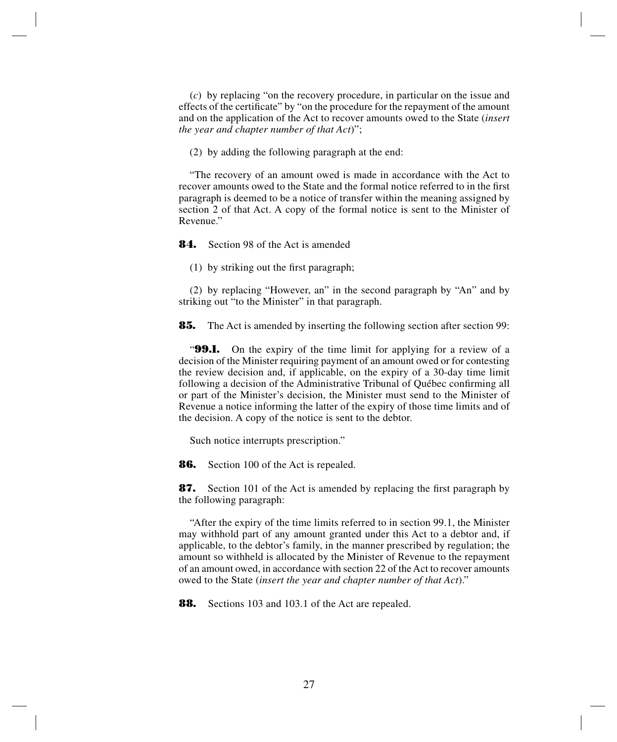(*c*) by replacing “on the recovery procedure, in particular on the issue and effects of the certificate” by “on the procedure for the repayment of the amount and on the application of the Act to recover amounts owed to the State (*insert the year and chapter number of that Act*)”;

(2) by adding the following paragraph at the end:

“The recovery of an amount owed is made in accordance with the Act to recover amounts owed to the State and the formal notice referred to in the first paragraph is deemed to be a notice of transfer within the meaning assigned by section 2 of that Act. A copy of the formal notice is sent to the Minister of Revenue.”

**84.** Section 98 of the Act is amended

(1) by striking out the first paragraph;

(2) by replacing “However, an” in the second paragraph by “An” and by striking out “to the Minister” in that paragraph.

**85.** The Act is amended by inserting the following section after section 99:

“**99.1.** On the expiry of the time limit for applying for a review of a decision of the Minister requiring payment of an amount owed or for contesting the review decision and, if applicable, on the expiry of a 30-day time limit following a decision of the Administrative Tribunal of Québec confirming all or part of the Minister’s decision, the Minister must send to the Minister of Revenue a notice informing the latter of the expiry of those time limits and of the decision. A copy of the notice is sent to the debtor.

Such notice interrupts prescription.”

**86.** Section 100 of the Act is repealed.

**87.** Section 101 of the Act is amended by replacing the first paragraph by the following paragraph:

“After the expiry of the time limits referred to in section 99.1, the Minister may withhold part of any amount granted under this Act to a debtor and, if applicable, to the debtor’s family, in the manner prescribed by regulation; the amount so withheld is allocated by the Minister of Revenue to the repayment of an amount owed, in accordance with section 22 of the Act to recover amounts owed to the State (*insert the year and chapter number of that Act*).”

**88.** Sections 103 and 103.1 of the Act are repealed.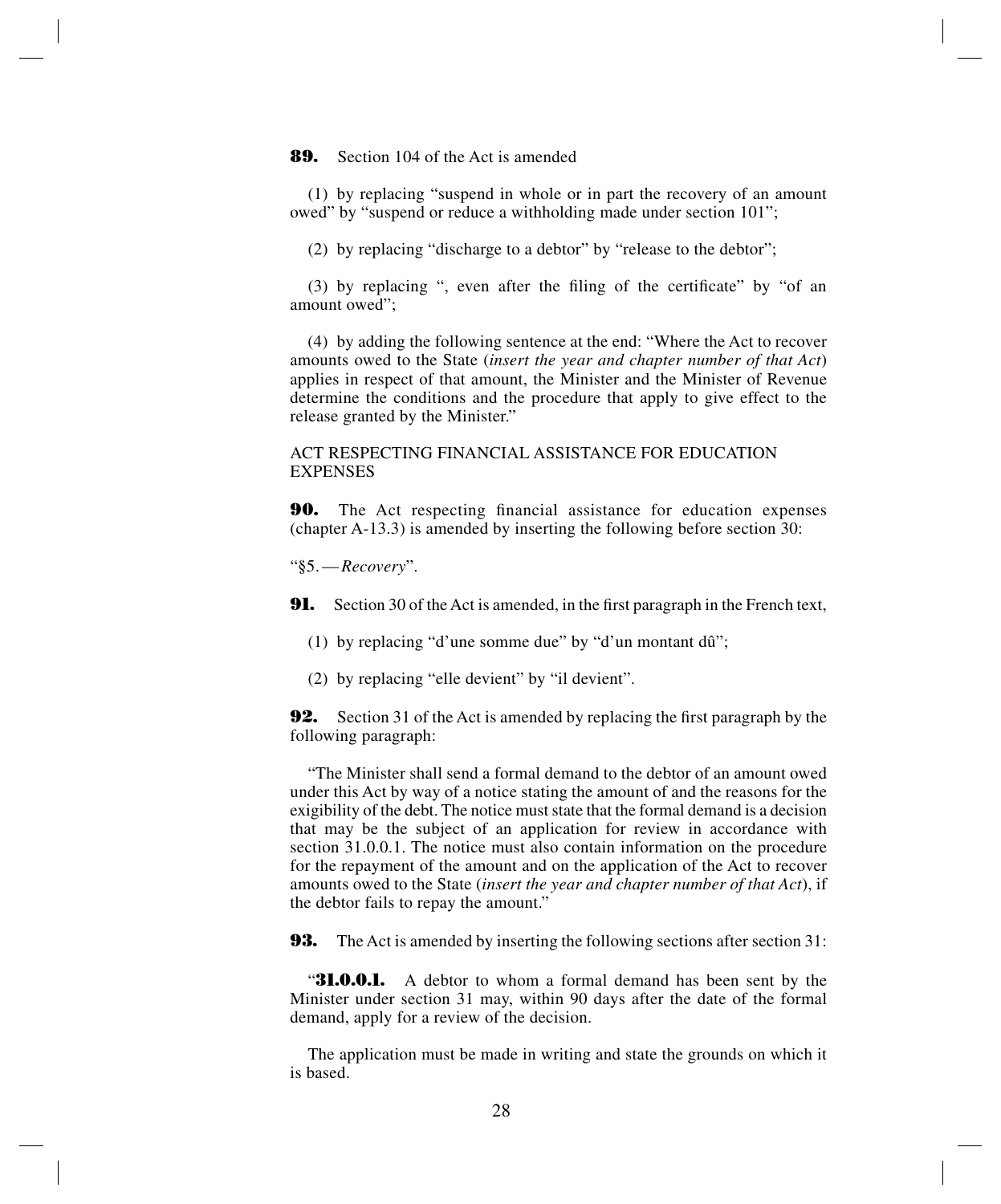**89.** Section 104 of the Act is amended

(1) by replacing "suspend in whole or in part the recovery of an amount owed" by "suspend or reduce a withholding made under section 101";

(2) by replacing "discharge to a debtor" by "release to the debtor";

(3) by replacing ", even after the filing of the certificate" by "of an amount owed";

(4) by adding the following sentence at the end: "Where the Act to recover amounts owed to the State (*insert the year and chapter number of that Act*) applies in respect of that amount, the Minister and the Minister of Revenue determine the conditions and the procedure that apply to give effect to the release granted by the Minister."

ACT RESPECTING FINANCIAL ASSISTANCE FOR EDUCATION EXPENSES

**90.** The Act respecting financial assistance for education expenses (chapter A-13.3) is amended by inserting the following before section 30:

"§5. — *Recovery*".

**91.** Section 30 of the Act is amended, in the first paragraph in the French text,

(1) by replacing "d'une somme due" by "d'un montant dû";

(2) by replacing "elle devient" by "il devient".

**92.** Section 31 of the Act is amended by replacing the first paragraph by the following paragraph:

"The Minister shall send a formal demand to the debtor of an amount owed under this Act by way of a notice stating the amount of and the reasons for the exigibility of the debt. The notice must state that the formal demand is a decision that may be the subject of an application for review in accordance with section 31.0.0.1. The notice must also contain information on the procedure for the repayment of the amount and on the application of the Act to recover amounts owed to the State (*insert the year and chapter number of that Act*), if the debtor fails to repay the amount."

**93.** The Act is amended by inserting the following sections after section 31:

"**31.0.0.1.** A debtor to whom a formal demand has been sent by the Minister under section 31 may, within 90 days after the date of the formal demand, apply for a review of the decision.

The application must be made in writing and state the grounds on which it is based.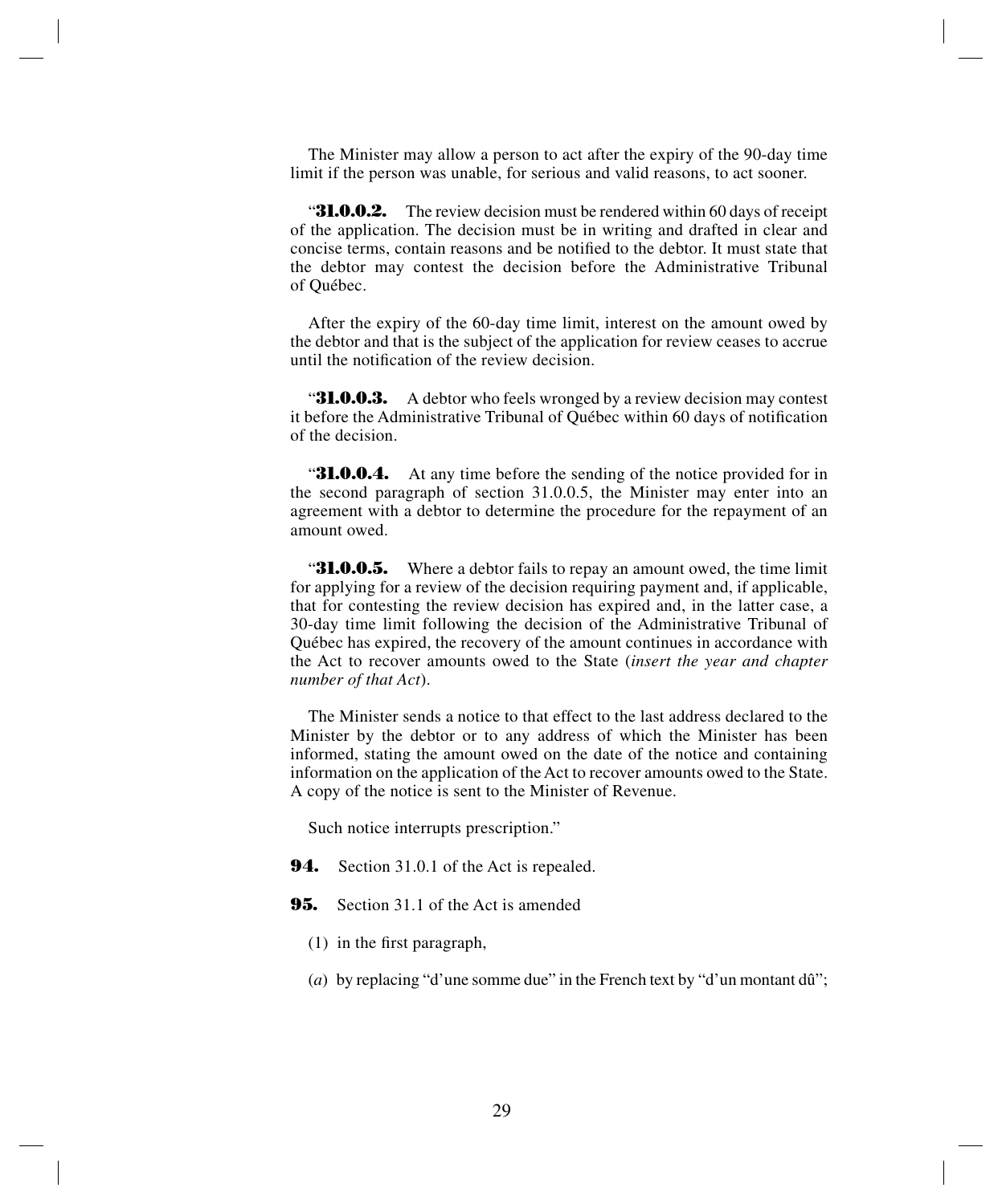The Minister may allow a person to act after the expiry of the 90-day time limit if the person was unable, for serious and valid reasons, to act sooner.

"**31.0.0.2.** The review decision must be rendered within 60 days of receipt of the application. The decision must be in writing and drafted in clear and concise terms, contain reasons and be notified to the debtor. It must state that the debtor may contest the decision before the Administrative Tribunal of Québec.

After the expiry of the 60-day time limit, interest on the amount owed by the debtor and that is the subject of the application for review ceases to accrue until the notification of the review decision.

"**31.0.0.3.** A debtor who feels wronged by a review decision may contest it before the Administrative Tribunal of Québec within 60 days of notification of the decision.

"**31.0.0.4.** At any time before the sending of the notice provided for in the second paragraph of section 31.0.0.5, the Minister may enter into an agreement with a debtor to determine the procedure for the repayment of an amount owed.

"**31.0.0.5.** Where a debtor fails to repay an amount owed, the time limit for applying for a review of the decision requiring payment and, if applicable, that for contesting the review decision has expired and, in the latter case, a 30-day time limit following the decision of the Administrative Tribunal of Québec has expired, the recovery of the amount continues in accordance with the Act to recover amounts owed to the State (*insert the year and chapter number of that Act*).

The Minister sends a notice to that effect to the last address declared to the Minister by the debtor or to any address of which the Minister has been informed, stating the amount owed on the date of the notice and containing information on the application of the Act to recover amounts owed to the State. A copy of the notice is sent to the Minister of Revenue.

Such notice interrupts prescription."

**94.** Section 31.0.1 of the Act is repealed.

**95.** Section 31.1 of the Act is amended

(1) in the first paragraph,

(*a*) by replacing "d'une somme due" in the French text by "d'un montant dû";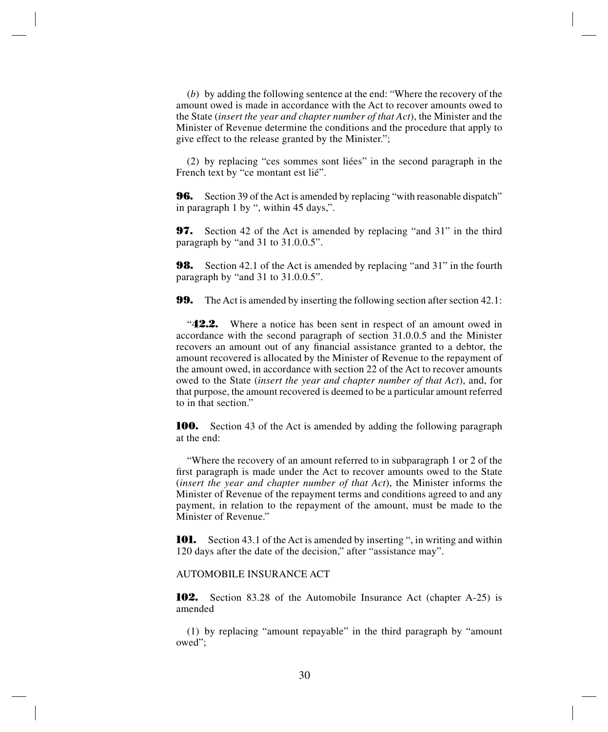(*b*) by adding the following sentence at the end: "Where the recovery of the amount owed is made in accordance with the Act to recover amounts owed to the State (*insert the year and chapter number of that Act*), the Minister and the Minister of Revenue determine the conditions and the procedure that apply to give effect to the release granted by the Minister.";

(2) by replacing "ces sommes sont liées" in the second paragraph in the French text by "ce montant est lié".

**96.** Section 39 of the Act is amended by replacing "with reasonable dispatch" in paragraph 1 by ", within 45 days,".

**97.** Section 42 of the Act is amended by replacing "and 31" in the third paragraph by "and 31 to 31.0.0.5".

**98.** Section 42.1 of the Act is amended by replacing "and 31" in the fourth paragraph by "and 31 to 31.0.0.5".

**99.** The Act is amended by inserting the following section after section 42.1:

"**42.2.** Where a notice has been sent in respect of an amount owed in accordance with the second paragraph of section 31.0.0.5 and the Minister recovers an amount out of any financial assistance granted to a debtor, the amount recovered is allocated by the Minister of Revenue to the repayment of the amount owed, in accordance with section 22 of the Act to recover amounts owed to the State (*insert the year and chapter number of that Act*), and, for that purpose, the amount recovered is deemed to be a particular amount referred to in that section."

**100.** Section 43 of the Act is amended by adding the following paragraph at the end:

"Where the recovery of an amount referred to in subparagraph 1 or 2 of the first paragraph is made under the Act to recover amounts owed to the State (*insert the year and chapter number of that Act*), the Minister informs the Minister of Revenue of the repayment terms and conditions agreed to and any payment, in relation to the repayment of the amount, must be made to the Minister of Revenue."

**101.** Section 43.1 of the Act is amended by inserting ", in writing and within 120 days after the date of the decision," after "assistance may".

AUTOMOBILE INSURANCE ACT

**102.** Section 83.28 of the Automobile Insurance Act (chapter A-25) is amended

(1) by replacing "amount repayable" in the third paragraph by "amount owed";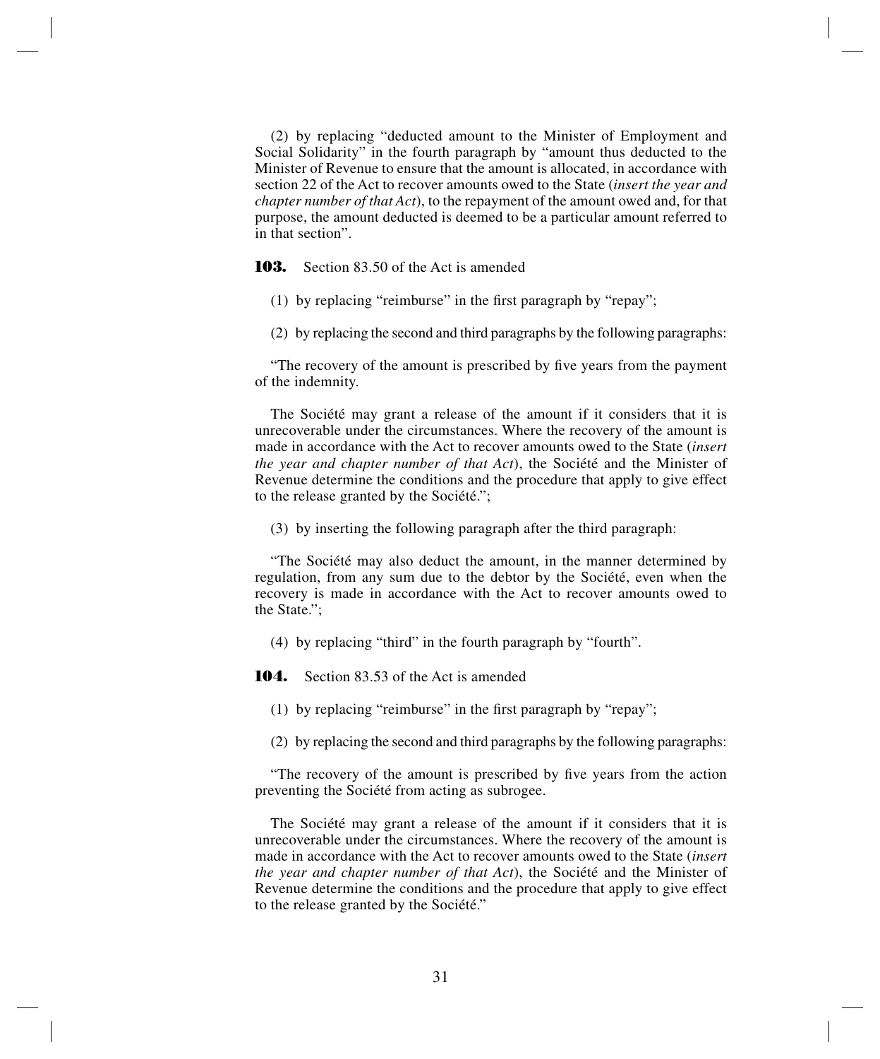(2) by replacing "deducted amount to the Minister of Employment and Social Solidarity" in the fourth paragraph by "amount thus deducted to the Minister of Revenue to ensure that the amount is allocated, in accordance with section 22 of the Act to recover amounts owed to the State (*insert the year and chapter number of that Act*), to the repayment of the amount owed and, for that purpose, the amount deducted is deemed to be a particular amount referred to in that section".

**103.** Section 83.50 of the Act is amended

(1) by replacing "reimburse" in the first paragraph by "repay";

(2) by replacing the second and third paragraphs by the following paragraphs:

"The recovery of the amount is prescribed by five years from the payment of the indemnity.

The Société may grant a release of the amount if it considers that it is unrecoverable under the circumstances. Where the recovery of the amount is made in accordance with the Act to recover amounts owed to the State (*insert the year and chapter number of that Act*), the Société and the Minister of Revenue determine the conditions and the procedure that apply to give effect to the release granted by the Société.";

(3) by inserting the following paragraph after the third paragraph:

"The Société may also deduct the amount, in the manner determined by regulation, from any sum due to the debtor by the Société, even when the recovery is made in accordance with the Act to recover amounts owed to the State.";

(4) by replacing "third" in the fourth paragraph by "fourth".

**104.** Section 83.53 of the Act is amended

(1) by replacing "reimburse" in the first paragraph by "repay";

(2) by replacing the second and third paragraphs by the following paragraphs:

"The recovery of the amount is prescribed by five years from the action preventing the Société from acting as subrogee.

The Société may grant a release of the amount if it considers that it is unrecoverable under the circumstances. Where the recovery of the amount is made in accordance with the Act to recover amounts owed to the State (*insert the year and chapter number of that Act*), the Société and the Minister of Revenue determine the conditions and the procedure that apply to give effect to the release granted by the Société."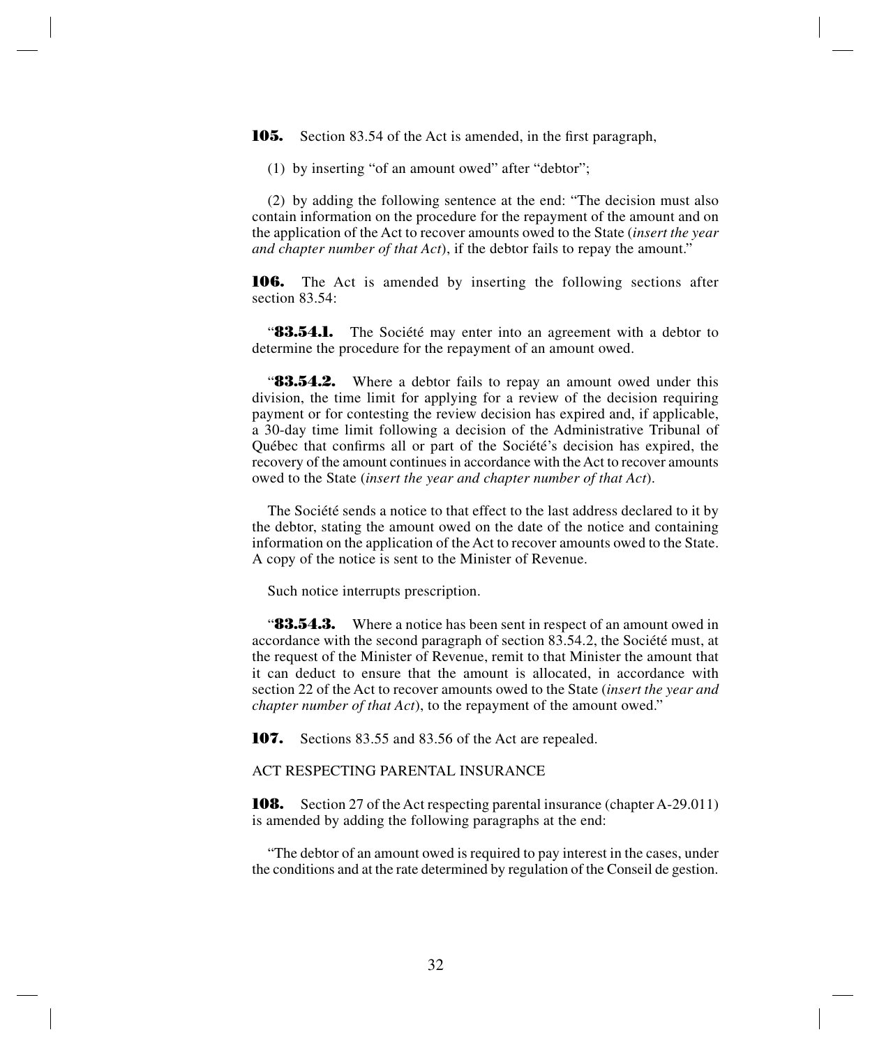**105.** Section 83.54 of the Act is amended, in the first paragraph,

(1) by inserting "of an amount owed" after "debtor";

(2) by adding the following sentence at the end: "The decision must also contain information on the procedure for the repayment of the amount and on the application of the Act to recover amounts owed to the State (*insert the year and chapter number of that Act*), if the debtor fails to repay the amount."

**106.** The Act is amended by inserting the following sections after section 83.54:

"**83.54.1.** The Société may enter into an agreement with a debtor to determine the procedure for the repayment of an amount owed.

"**83.54.2.** Where a debtor fails to repay an amount owed under this division, the time limit for applying for a review of the decision requiring payment or for contesting the review decision has expired and, if applicable, a 30-day time limit following a decision of the Administrative Tribunal of Québec that confirms all or part of the Société's decision has expired, the recovery of the amount continues in accordance with the Act to recover amounts owed to the State (*insert the year and chapter number of that Act*).

The Société sends a notice to that effect to the last address declared to it by the debtor, stating the amount owed on the date of the notice and containing information on the application of the Act to recover amounts owed to the State. A copy of the notice is sent to the Minister of Revenue.

Such notice interrupts prescription.

"**83.54.3.** Where a notice has been sent in respect of an amount owed in accordance with the second paragraph of section 83.54.2, the Société must, at the request of the Minister of Revenue, remit to that Minister the amount that it can deduct to ensure that the amount is allocated, in accordance with section 22 of the Act to recover amounts owed to the State (*insert the year and chapter number of that Act*), to the repayment of the amount owed."

**107.** Sections 83.55 and 83.56 of the Act are repealed.

ACT RESPECTING PARENTAL INSURANCE

**108.** Section 27 of the Act respecting parental insurance (chapter A-29.011) is amended by adding the following paragraphs at the end:

"The debtor of an amount owed is required to pay interest in the cases, under the conditions and at the rate determined by regulation of the Conseil de gestion.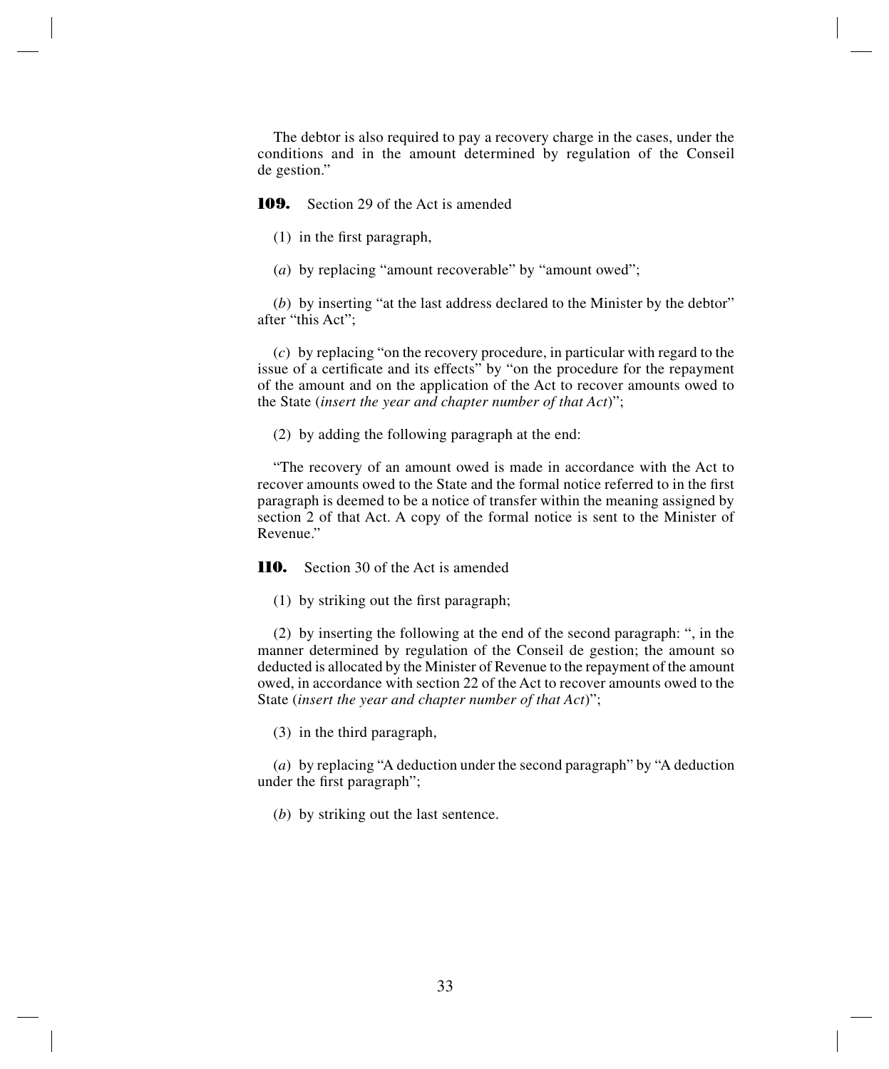The debtor is also required to pay a recovery charge in the cases, under the conditions and in the amount determined by regulation of the Conseil de gestion."

**109.** Section 29 of the Act is amended

(1) in the first paragraph,

(*a*) by replacing "amount recoverable" by "amount owed";

(*b*) by inserting "at the last address declared to the Minister by the debtor" after "this Act";

(*c*) by replacing "on the recovery procedure, in particular with regard to the issue of a certificate and its effects" by "on the procedure for the repayment of the amount and on the application of the Act to recover amounts owed to the State (*insert the year and chapter number of that Act*)";

(2) by adding the following paragraph at the end:

"The recovery of an amount owed is made in accordance with the Act to recover amounts owed to the State and the formal notice referred to in the first paragraph is deemed to be a notice of transfer within the meaning assigned by section 2 of that Act. A copy of the formal notice is sent to the Minister of Revenue."

**110.** Section 30 of the Act is amended

(1) by striking out the first paragraph;

(2) by inserting the following at the end of the second paragraph: ", in the manner determined by regulation of the Conseil de gestion; the amount so deducted is allocated by the Minister of Revenue to the repayment of the amount owed, in accordance with section 22 of the Act to recover amounts owed to the State (*insert the year and chapter number of that Act*)";

(3) in the third paragraph,

(*a*) by replacing "A deduction under the second paragraph" by "A deduction under the first paragraph";

(*b*) by striking out the last sentence.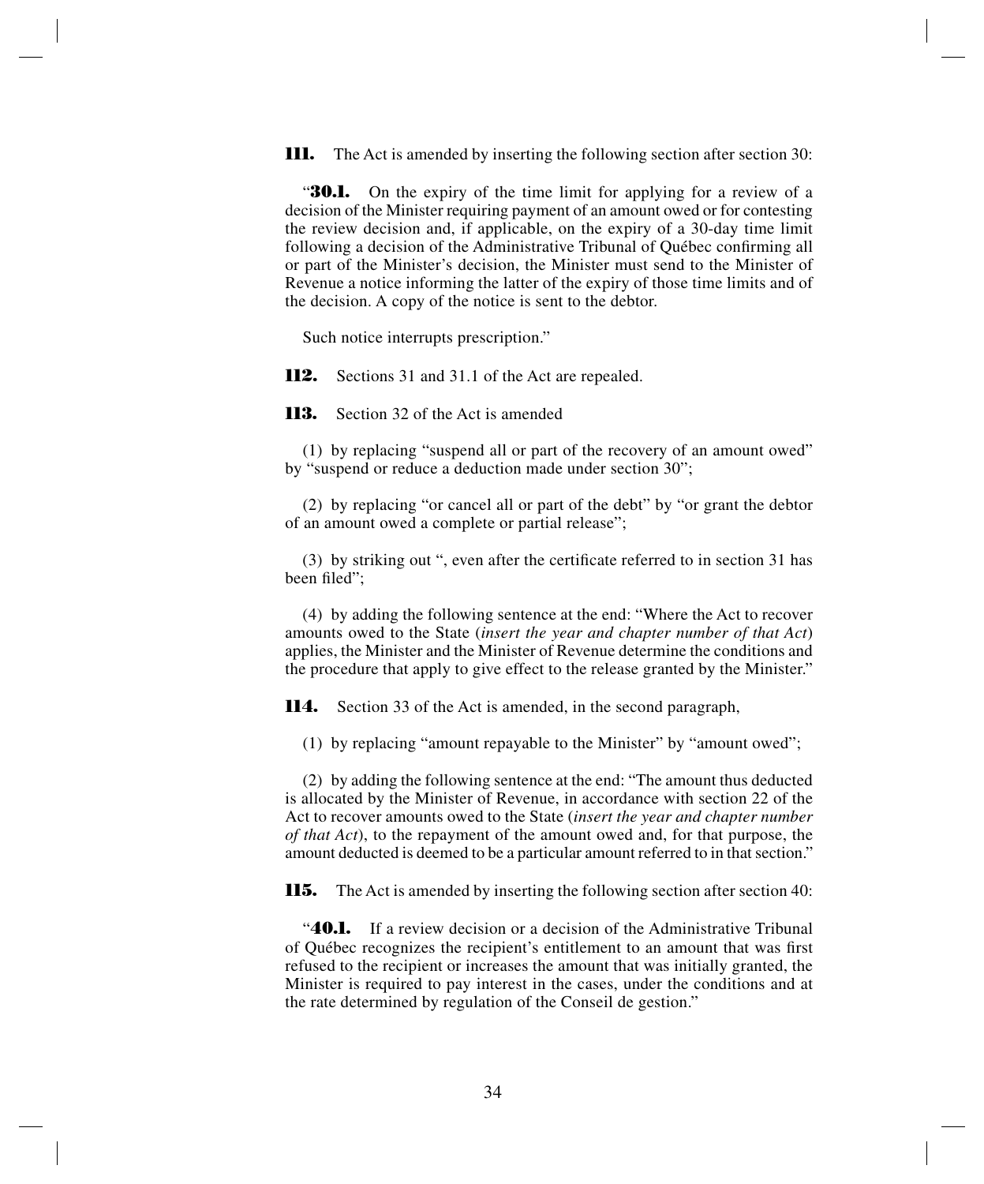**111.** The Act is amended by inserting the following section after section 30:

"**30.1.** On the expiry of the time limit for applying for a review of a decision of the Minister requiring payment of an amount owed or for contesting the review decision and, if applicable, on the expiry of a 30-day time limit following a decision of the Administrative Tribunal of Québec confirming all or part of the Minister's decision, the Minister must send to the Minister of Revenue a notice informing the latter of the expiry of those time limits and of the decision. A copy of the notice is sent to the debtor.

Such notice interrupts prescription."

**112.** Sections 31 and 31.1 of the Act are repealed.

**113.** Section 32 of the Act is amended

(1) by replacing "suspend all or part of the recovery of an amount owed" by "suspend or reduce a deduction made under section 30";

(2) by replacing "or cancel all or part of the debt" by "or grant the debtor of an amount owed a complete or partial release";

(3) by striking out ", even after the certificate referred to in section 31 has been filed";

(4) by adding the following sentence at the end: "Where the Act to recover amounts owed to the State (*insert the year and chapter number of that Act*) applies, the Minister and the Minister of Revenue determine the conditions and the procedure that apply to give effect to the release granted by the Minister."

**114.** Section 33 of the Act is amended, in the second paragraph,

(1) by replacing "amount repayable to the Minister" by "amount owed";

(2) by adding the following sentence at the end: "The amount thus deducted is allocated by the Minister of Revenue, in accordance with section 22 of the Act to recover amounts owed to the State (*insert the year and chapter number of that Act*), to the repayment of the amount owed and, for that purpose, the amount deducted is deemed to be a particular amount referred to in that section."

**115.** The Act is amended by inserting the following section after section 40:

"**40.1.** If a review decision or a decision of the Administrative Tribunal of Québec recognizes the recipient's entitlement to an amount that was first refused to the recipient or increases the amount that was initially granted, the Minister is required to pay interest in the cases, under the conditions and at the rate determined by regulation of the Conseil de gestion."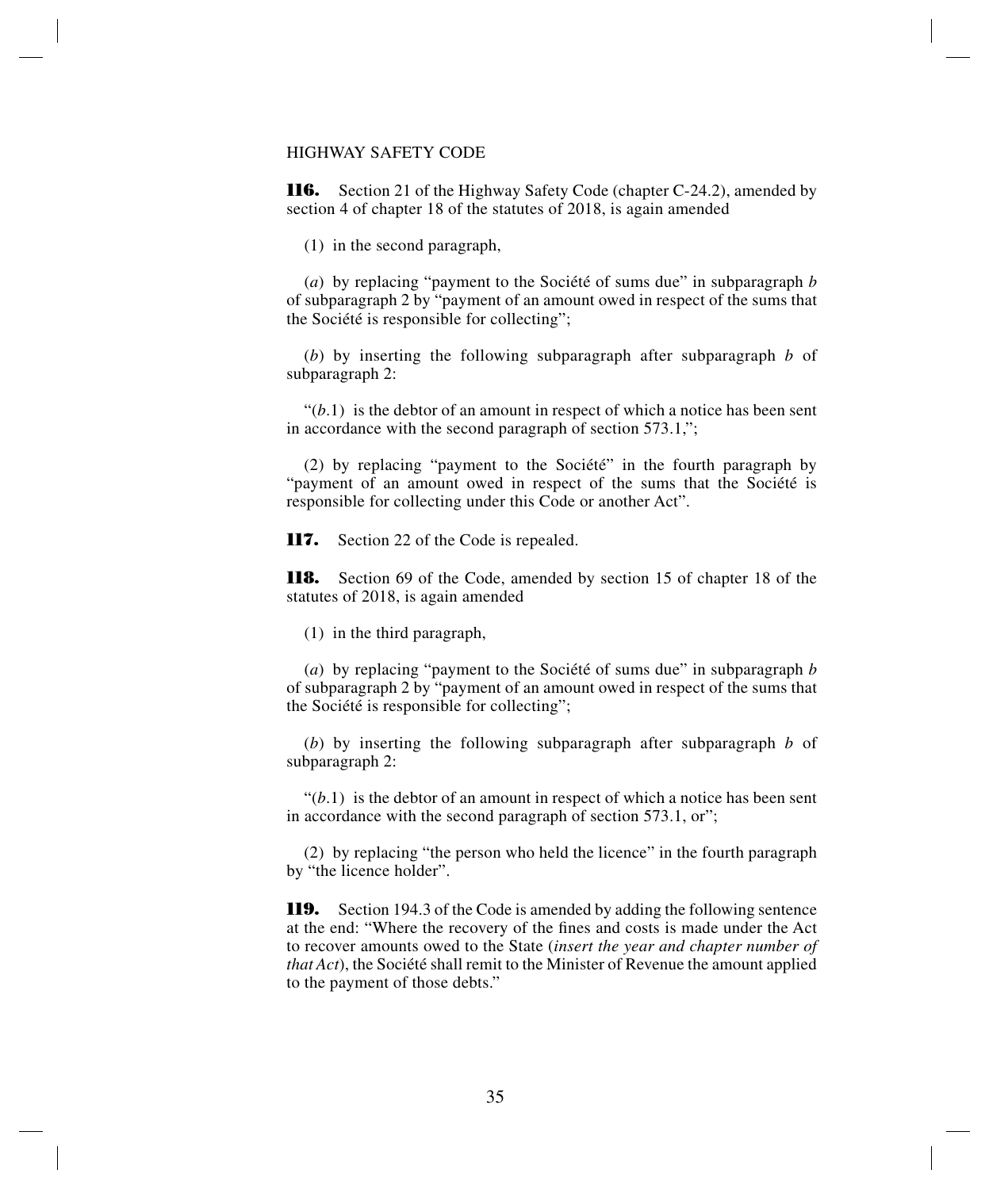HIGHWAY SAFETY CODE

**116.** Section 21 of the Highway Safety Code (chapter C-24.2), amended by section 4 of chapter 18 of the statutes of 2018, is again amended

(1) in the second paragraph,

(*a*) by replacing "payment to the Société of sums due" in subparagraph *b* of subparagraph 2 by "payment of an amount owed in respect of the sums that the Société is responsible for collecting";

(*b*) by inserting the following subparagraph after subparagraph *b* of subparagraph 2:

"(*b*.1) is the debtor of an amount in respect of which a notice has been sent in accordance with the second paragraph of section 573.1,";

(2) by replacing "payment to the Société" in the fourth paragraph by "payment of an amount owed in respect of the sums that the Société is responsible for collecting under this Code or another Act".

**117.** Section 22 of the Code is repealed.

**118.** Section 69 of the Code, amended by section 15 of chapter 18 of the statutes of 2018, is again amended

(1) in the third paragraph,

(*a*) by replacing "payment to the Société of sums due" in subparagraph *b* of subparagraph 2 by "payment of an amount owed in respect of the sums that the Société is responsible for collecting";

(*b*) by inserting the following subparagraph after subparagraph *b* of subparagraph 2:

"(*b*.1) is the debtor of an amount in respect of which a notice has been sent in accordance with the second paragraph of section 573.1, or";

(2) by replacing "the person who held the licence" in the fourth paragraph by "the licence holder".

**119.** Section 194.3 of the Code is amended by adding the following sentence at the end: "Where the recovery of the fines and costs is made under the Act to recover amounts owed to the State (*insert the year and chapter number of that Act*), the Société shall remit to the Minister of Revenue the amount applied to the payment of those debts."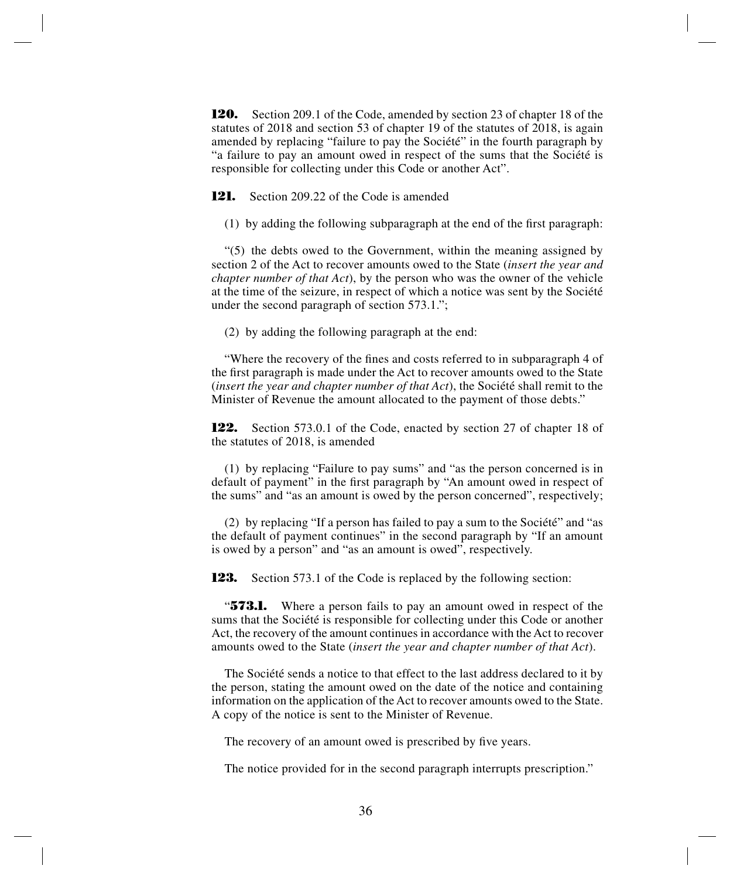**120.** Section 209.1 of the Code, amended by section 23 of chapter 18 of the statutes of 2018 and section 53 of chapter 19 of the statutes of 2018, is again amended by replacing "failure to pay the Société" in the fourth paragraph by "a failure to pay an amount owed in respect of the sums that the Société is responsible for collecting under this Code or another Act".

**121.** Section 209.22 of the Code is amended

(1) by adding the following subparagraph at the end of the first paragraph:

"(5) the debts owed to the Government, within the meaning assigned by section 2 of the Act to recover amounts owed to the State (*insert the year and chapter number of that Act*), by the person who was the owner of the vehicle at the time of the seizure, in respect of which a notice was sent by the Société under the second paragraph of section 573.1.";

(2) by adding the following paragraph at the end:

"Where the recovery of the fines and costs referred to in subparagraph 4 of the first paragraph is made under the Act to recover amounts owed to the State (*insert the year and chapter number of that Act*), the Société shall remit to the Minister of Revenue the amount allocated to the payment of those debts."

**122.** Section 573.0.1 of the Code, enacted by section 27 of chapter 18 of the statutes of 2018, is amended

(1) by replacing "Failure to pay sums" and "as the person concerned is in default of payment" in the first paragraph by "An amount owed in respect of the sums" and "as an amount is owed by the person concerned", respectively;

(2) by replacing "If a person has failed to pay a sum to the Société" and "as the default of payment continues" in the second paragraph by "If an amount is owed by a person" and "as an amount is owed", respectively.

**123.** Section 573.1 of the Code is replaced by the following section:

"**573.1.** Where a person fails to pay an amount owed in respect of the sums that the Société is responsible for collecting under this Code or another Act, the recovery of the amount continues in accordance with the Act to recover amounts owed to the State (*insert the year and chapter number of that Act*).

The Société sends a notice to that effect to the last address declared to it by the person, stating the amount owed on the date of the notice and containing information on the application of the Act to recover amounts owed to the State. A copy of the notice is sent to the Minister of Revenue.

The recovery of an amount owed is prescribed by five years.

The notice provided for in the second paragraph interrupts prescription."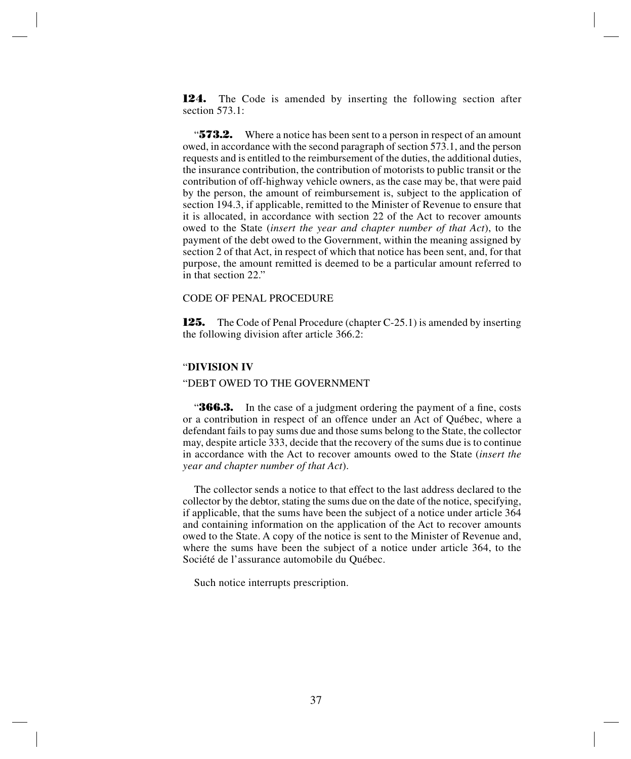**124.** The Code is amended by inserting the following section after section 573.1:

"**573.2.** Where a notice has been sent to a person in respect of an amount owed, in accordance with the second paragraph of section 573.1, and the person requests and is entitled to the reimbursement of the duties, the additional duties, the insurance contribution, the contribution of motorists to public transit or the contribution of off-highway vehicle owners, as the case may be, that were paid by the person, the amount of reimbursement is, subject to the application of section 194.3, if applicable, remitted to the Minister of Revenue to ensure that it is allocated, in accordance with section 22 of the Act to recover amounts owed to the State (*insert the year and chapter number of that Act*), to the payment of the debt owed to the Government, within the meaning assigned by section 2 of that Act, in respect of which that notice has been sent, and, for that purpose, the amount remitted is deemed to be a particular amount referred to in that section 22."

CODE OF PENAL PROCEDURE

**125.** The Code of Penal Procedure (chapter C-25.1) is amended by inserting the following division after article 366.2:

"**DIVISION IV**

"DEBT OWED TO THE GOVERNMENT

"**366.3.** In the case of a judgment ordering the payment of a fine, costs or a contribution in respect of an offence under an Act of Québec, where a defendant fails to pay sums due and those sums belong to the State, the collector may, despite article 333, decide that the recovery of the sums due is to continue in accordance with the Act to recover amounts owed to the State (*insert the year and chapter number of that Act*).

The collector sends a notice to that effect to the last address declared to the collector by the debtor, stating the sums due on the date of the notice, specifying, if applicable, that the sums have been the subject of a notice under article 364 and containing information on the application of the Act to recover amounts owed to the State. A copy of the notice is sent to the Minister of Revenue and, where the sums have been the subject of a notice under article 364, to the Société de l'assurance automobile du Québec.

Such notice interrupts prescription.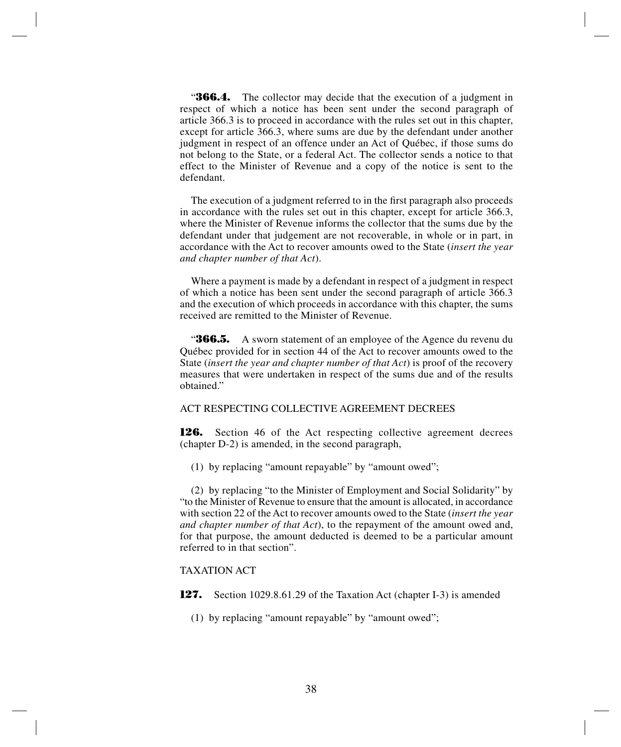"**366.4.** The collector may decide that the execution of a judgment in respect of which a notice has been sent under the second paragraph of article 366.3 is to proceed in accordance with the rules set out in this chapter, except for article 366.3, where sums are due by the defendant under another judgment in respect of an offence under an Act of Québec, if those sums do not belong to the State, or a federal Act. The collector sends a notice to that effect to the Minister of Revenue and a copy of the notice is sent to the defendant.

The execution of a judgment referred to in the first paragraph also proceeds in accordance with the rules set out in this chapter, except for article 366.3, where the Minister of Revenue informs the collector that the sums due by the defendant under that judgement are not recoverable, in whole or in part, in accordance with the Act to recover amounts owed to the State (*insert the year and chapter number of that Act*).

Where a payment is made by a defendant in respect of a judgment in respect of which a notice has been sent under the second paragraph of article 366.3 and the execution of which proceeds in accordance with this chapter, the sums received are remitted to the Minister of Revenue.

"**366.5.** A sworn statement of an employee of the Agence du revenu du Québec provided for in section 44 of the Act to recover amounts owed to the State (*insert the year and chapter number of that Act*) is proof of the recovery measures that were undertaken in respect of the sums due and of the results obtained."

ACT RESPECTING COLLECTIVE AGREEMENT DECREES

**126.** Section 46 of the Act respecting collective agreement decrees (chapter D-2) is amended, in the second paragraph,

(1) by replacing "amount repayable" by "amount owed";

(2) by replacing "to the Minister of Employment and Social Solidarity" by "to the Minister of Revenue to ensure that the amount is allocated, in accordance with section 22 of the Act to recover amounts owed to the State (*insert the year and chapter number of that Act*), to the repayment of the amount owed and, for that purpose, the amount deducted is deemed to be a particular amount referred to in that section".

TAXATION ACT

**127.** Section 1029.8.61.29 of the Taxation Act (chapter I-3) is amended

(1) by replacing "amount repayable" by "amount owed";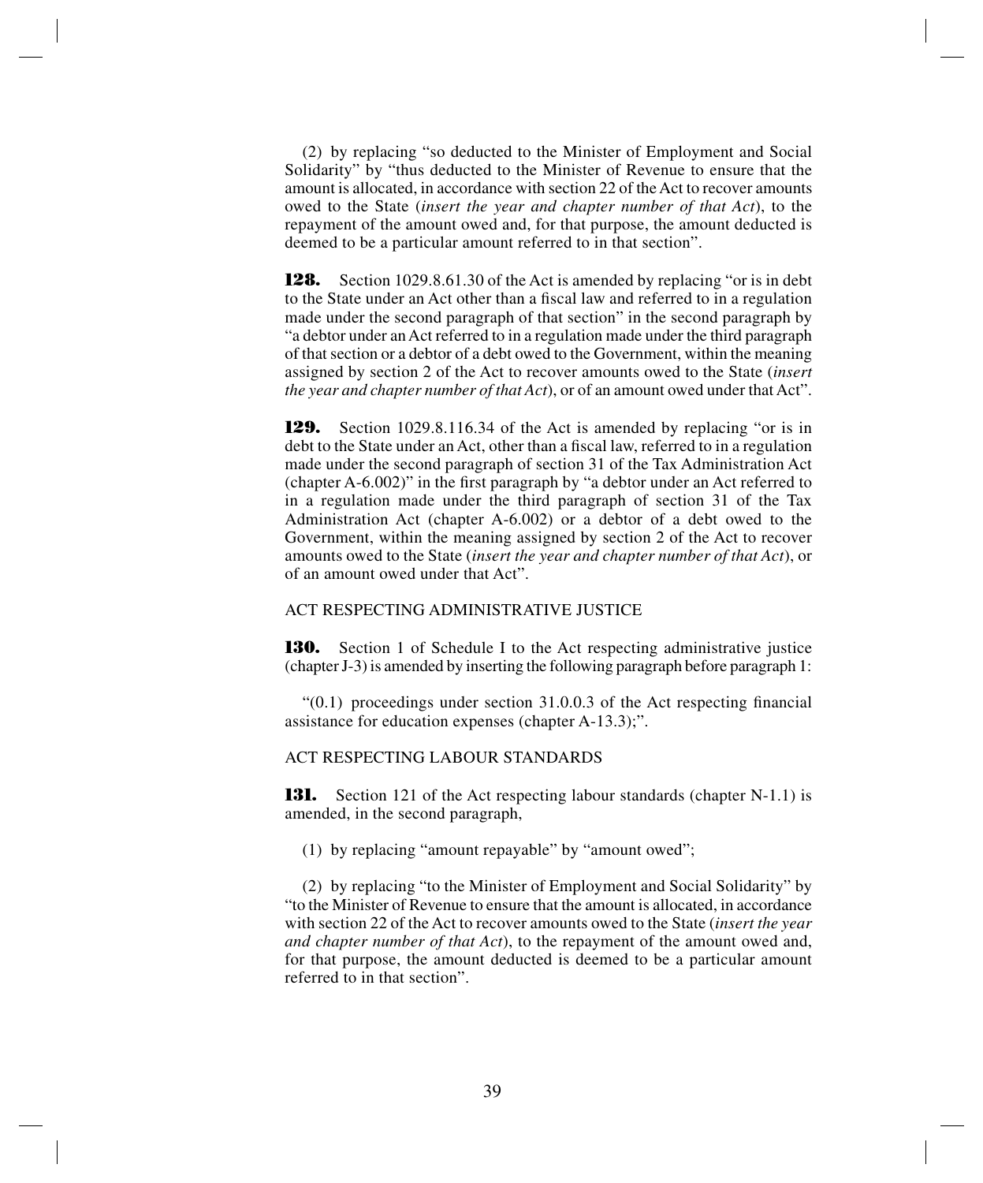(2) by replacing "so deducted to the Minister of Employment and Social Solidarity" by "thus deducted to the Minister of Revenue to ensure that the amount is allocated, in accordance with section 22 of the Act to recover amounts owed to the State (*insert the year and chapter number of that Act*), to the repayment of the amount owed and, for that purpose, the amount deducted is deemed to be a particular amount referred to in that section".

**128.** Section 1029.8.61.30 of the Act is amended by replacing "or is in debt to the State under an Act other than a fiscal law and referred to in a regulation made under the second paragraph of that section" in the second paragraph by "a debtor under an Act referred to in a regulation made under the third paragraph of that section or a debtor of a debt owed to the Government, within the meaning assigned by section 2 of the Act to recover amounts owed to the State (*insert the year and chapter number of that Act*), or of an amount owed under that Act".

**129.** Section 1029.8.116.34 of the Act is amended by replacing "or is in debt to the State under an Act, other than a fiscal law, referred to in a regulation made under the second paragraph of section 31 of the Tax Administration Act (chapter A-6.002)" in the first paragraph by "a debtor under an Act referred to in a regulation made under the third paragraph of section 31 of the Tax Administration Act (chapter A-6.002) or a debtor of a debt owed to the Government, within the meaning assigned by section 2 of the Act to recover amounts owed to the State (*insert the year and chapter number of that Act*), or of an amount owed under that Act".

ACT RESPECTING ADMINISTRATIVE JUSTICE

**130.** Section 1 of Schedule I to the Act respecting administrative justice (chapter J-3) is amended by inserting the following paragraph before paragraph 1:

"(0.1) proceedings under section 31.0.0.3 of the Act respecting financial assistance for education expenses (chapter A-13.3);".

ACT RESPECTING LABOUR STANDARDS

**131.** Section 121 of the Act respecting labour standards (chapter N-1.1) is amended, in the second paragraph,

(1) by replacing "amount repayable" by "amount owed";

(2) by replacing "to the Minister of Employment and Social Solidarity" by "to the Minister of Revenue to ensure that the amount is allocated, in accordance with section 22 of the Act to recover amounts owed to the State (*insert the year and chapter number of that Act*), to the repayment of the amount owed and, for that purpose, the amount deducted is deemed to be a particular amount referred to in that section".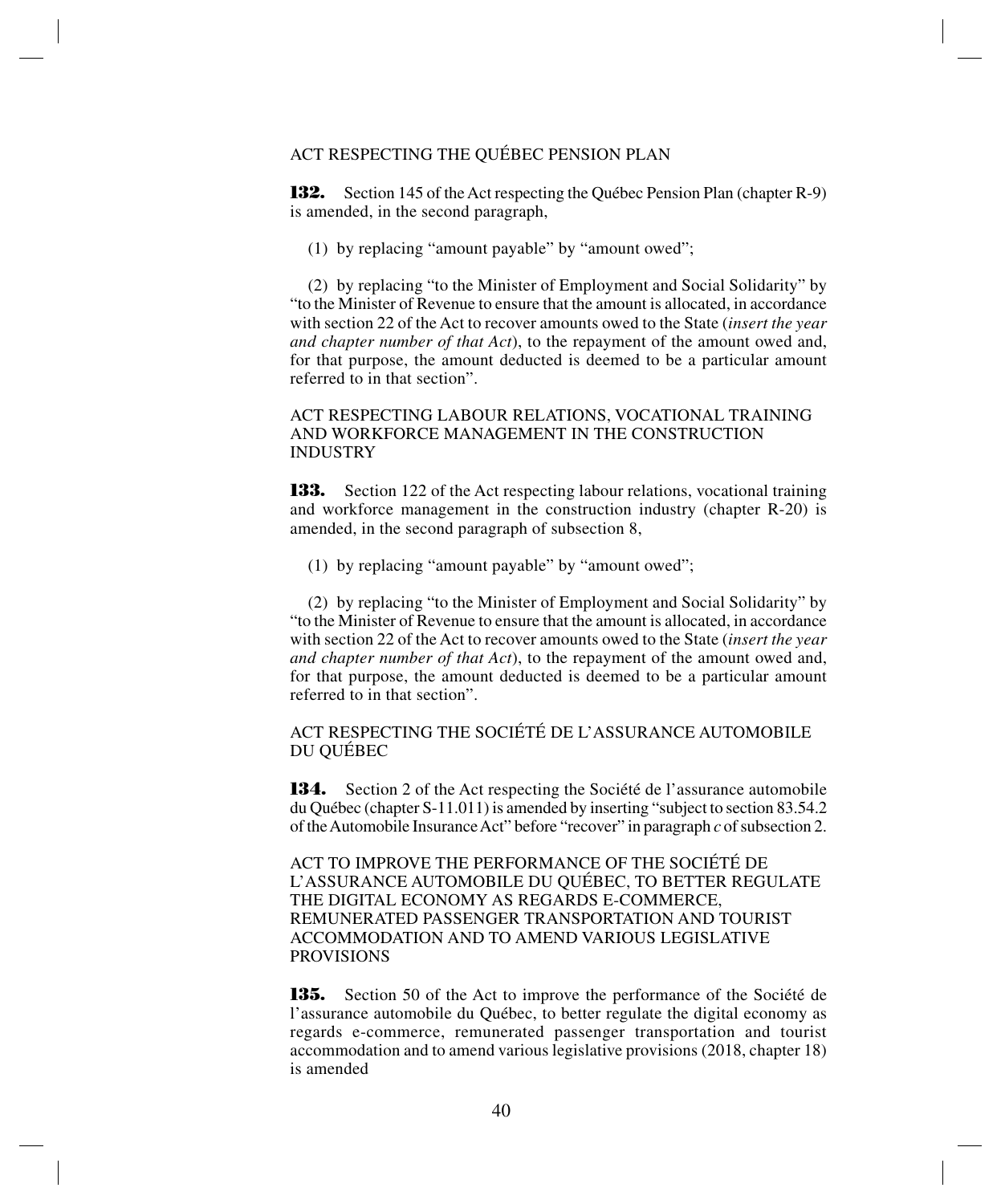ACT RESPECTING THE QUÉBEC PENSION PLAN

**132.** Section 145 of the Act respecting the Québec Pension Plan (chapter R-9) is amended, in the second paragraph,

(1) by replacing "amount payable" by "amount owed";

(2) by replacing "to the Minister of Employment and Social Solidarity" by "to the Minister of Revenue to ensure that the amount is allocated, in accordance with section 22 of the Act to recover amounts owed to the State (*insert the year and chapter number of that Act*), to the repayment of the amount owed and, for that purpose, the amount deducted is deemed to be a particular amount referred to in that section".

ACT RESPECTING LABOUR RELATIONS, VOCATIONAL TRAINING AND WORKFORCE MANAGEMENT IN THE CONSTRUCTION INDUSTRY

**133.** Section 122 of the Act respecting labour relations, vocational training and workforce management in the construction industry (chapter R-20) is amended, in the second paragraph of subsection 8,

(1) by replacing "amount payable" by "amount owed";

(2) by replacing "to the Minister of Employment and Social Solidarity" by "to the Minister of Revenue to ensure that the amount is allocated, in accordance with section 22 of the Act to recover amounts owed to the State (*insert the year and chapter number of that Act*), to the repayment of the amount owed and, for that purpose, the amount deducted is deemed to be a particular amount referred to in that section".

ACT RESPECTING THE SOCIÉTÉ DE L'ASSURANCE AUTOMOBILE DU QUÉBEC

**134.** Section 2 of the Act respecting the Société de l'assurance automobile du Québec (chapter S-11.011) is amended by inserting "subject to section 83.54.2 of the Automobile Insurance Act" before "recover" in paragraph *c* of subsection 2.

ACT TO IMPROVE THE PERFORMANCE OF THE SOCIÉTÉ DE L'ASSURANCE AUTOMOBILE DU QUÉBEC, TO BETTER REGULATE THE DIGITAL ECONOMY AS REGARDS E-COMMERCE, REMUNERATED PASSENGER TRANSPORTATION AND TOURIST ACCOMMODATION AND TO AMEND VARIOUS LEGISLATIVE PROVISIONS

**135.** Section 50 of the Act to improve the performance of the Société de l'assurance automobile du Québec, to better regulate the digital economy as regards e-commerce, remunerated passenger transportation and tourist accommodation and to amend various legislative provisions (2018, chapter 18) is amended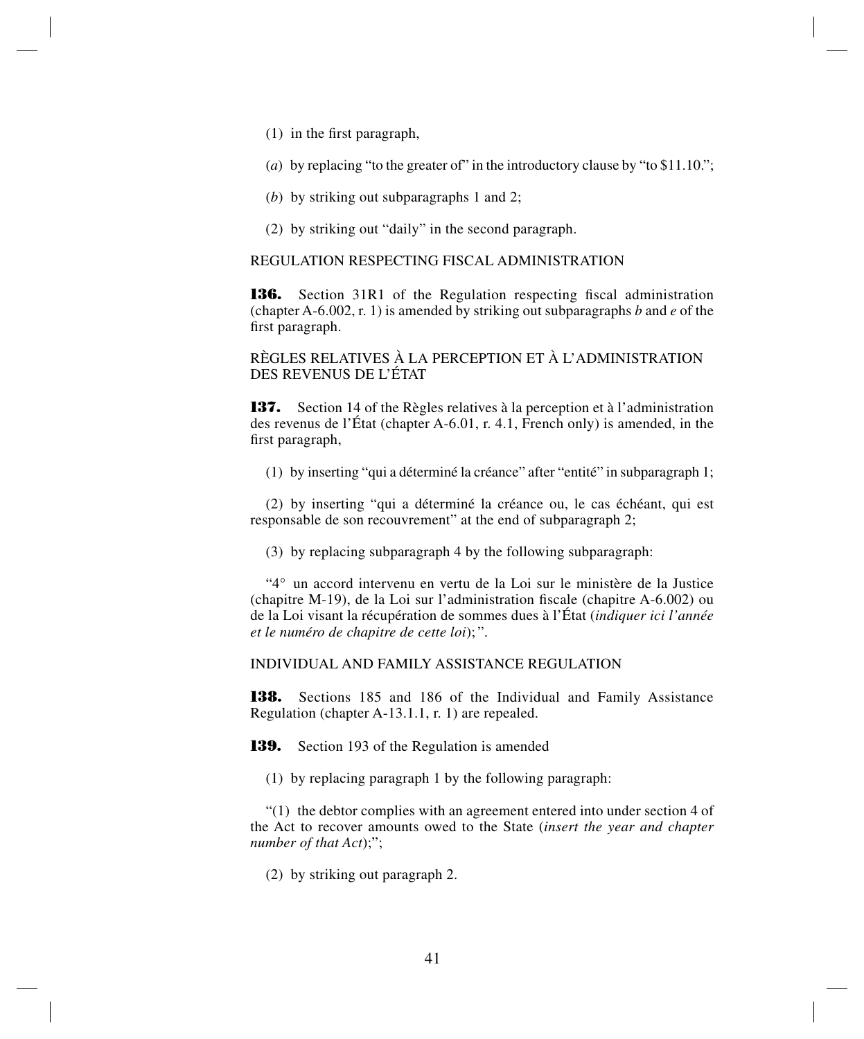(1) in the first paragraph,

(*a*) by replacing “to the greater of” in the introductory clause by “to $11.10.”;

(*b*) by striking out subparagraphs 1 and 2;

(2) by striking out “daily” in the second paragraph.

REGULATION RESPECTING FISCAL ADMINISTRATION

**136.** Section 31R1 of the Regulation respecting fiscal administration (chapter A-6.002, r. 1) is amended by striking out subparagraphs *b* and *e* of the first paragraph.

RÈGLES RELATIVES À LA PERCEPTION ET À L’ADMINISTRATION DES REVENUS DE L’ÉTAT

**137.** Section 14 of the Règles relatives à la perception et à l’administration des revenus de l’État (chapter A-6.01, r. 4.1, French only) is amended, in the first paragraph,

(1) by inserting “qui a déterminé la créance” after “entité” in subparagraph 1;

(2) by inserting “qui a déterminé la créance ou, le cas échéant, qui est responsable de son recouvrement” at the end of subparagraph 2;

(3) by replacing subparagraph 4 by the following subparagraph:

“4° un accord intervenu en vertu de la Loi sur le ministère de la Justice (chapitre M-19), de la Loi sur l’administration fiscale (chapitre A-6.002) ou de la Loi visant la récupération de sommes dues à l’État (*indiquer ici l’année et le numéro de chapitre de cette loi*);”.

INDIVIDUAL AND FAMILY ASSISTANCE REGULATION

**138.** Sections 185 and 186 of the Individual and Family Assistance Regulation (chapter A-13.1.1, r. 1) are repealed.

**139.** Section 193 of the Regulation is amended

(1) by replacing paragraph 1 by the following paragraph:

“(1) the debtor complies with an agreement entered into under section 4 of the Act to recover amounts owed to the State (*insert the year and chapter number of that Act*);”;

(2) by striking out paragraph 2.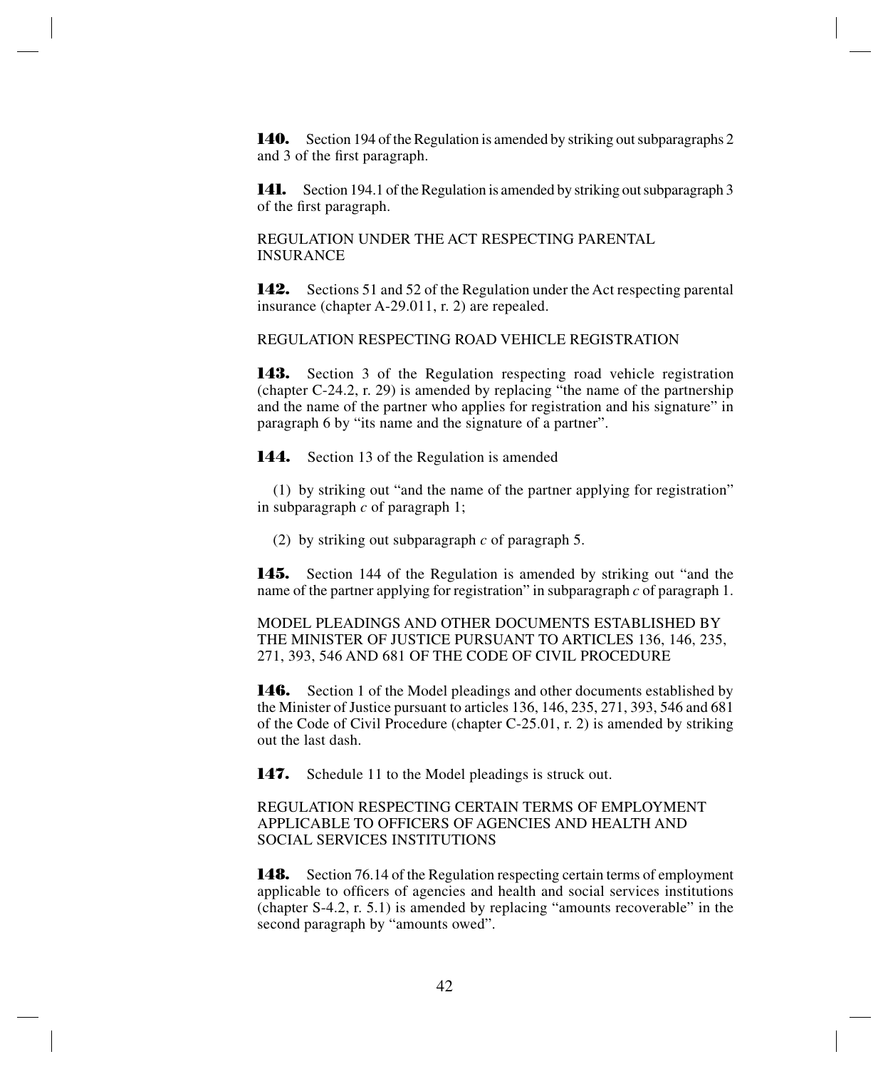**140.** Section 194 of the Regulation is amended by striking out subparagraphs 2 and 3 of the first paragraph.

**141.** Section 194.1 of the Regulation is amended by striking out subparagraph 3 of the first paragraph.

REGULATION UNDER THE ACT RESPECTING PARENTAL INSURANCE

**142.** Sections 51 and 52 of the Regulation under the Act respecting parental insurance (chapter A-29.011, r. 2) are repealed.

REGULATION RESPECTING ROAD VEHICLE REGISTRATION

**143.** Section 3 of the Regulation respecting road vehicle registration (chapter C-24.2, r. 29) is amended by replacing "the name of the partnership and the name of the partner who applies for registration and his signature" in paragraph 6 by "its name and the signature of a partner".

**144.** Section 13 of the Regulation is amended

(1) by striking out "and the name of the partner applying for registration" in subparagraph *c* of paragraph 1;

(2) by striking out subparagraph *c* of paragraph 5.

**145.** Section 144 of the Regulation is amended by striking out "and the name of the partner applying for registration" in subparagraph *c* of paragraph 1.

MODEL PLEADINGS AND OTHER DOCUMENTS ESTABLISHED BY THE MINISTER OF JUSTICE PURSUANT TO ARTICLES 136, 146, 235, 271, 393, 546 AND 681 OF THE CODE OF CIVIL PROCEDURE

**146.** Section 1 of the Model pleadings and other documents established by the Minister of Justice pursuant to articles 136, 146, 235, 271, 393, 546 and 681 of the Code of Civil Procedure (chapter C-25.01, r. 2) is amended by striking out the last dash.

**147.** Schedule 11 to the Model pleadings is struck out.

REGULATION RESPECTING CERTAIN TERMS OF EMPLOYMENT APPLICABLE TO OFFICERS OF AGENCIES AND HEALTH AND SOCIAL SERVICES INSTITUTIONS

**148.** Section 76.14 of the Regulation respecting certain terms of employment applicable to officers of agencies and health and social services institutions (chapter S-4.2, r. 5.1) is amended by replacing "amounts recoverable" in the second paragraph by "amounts owed".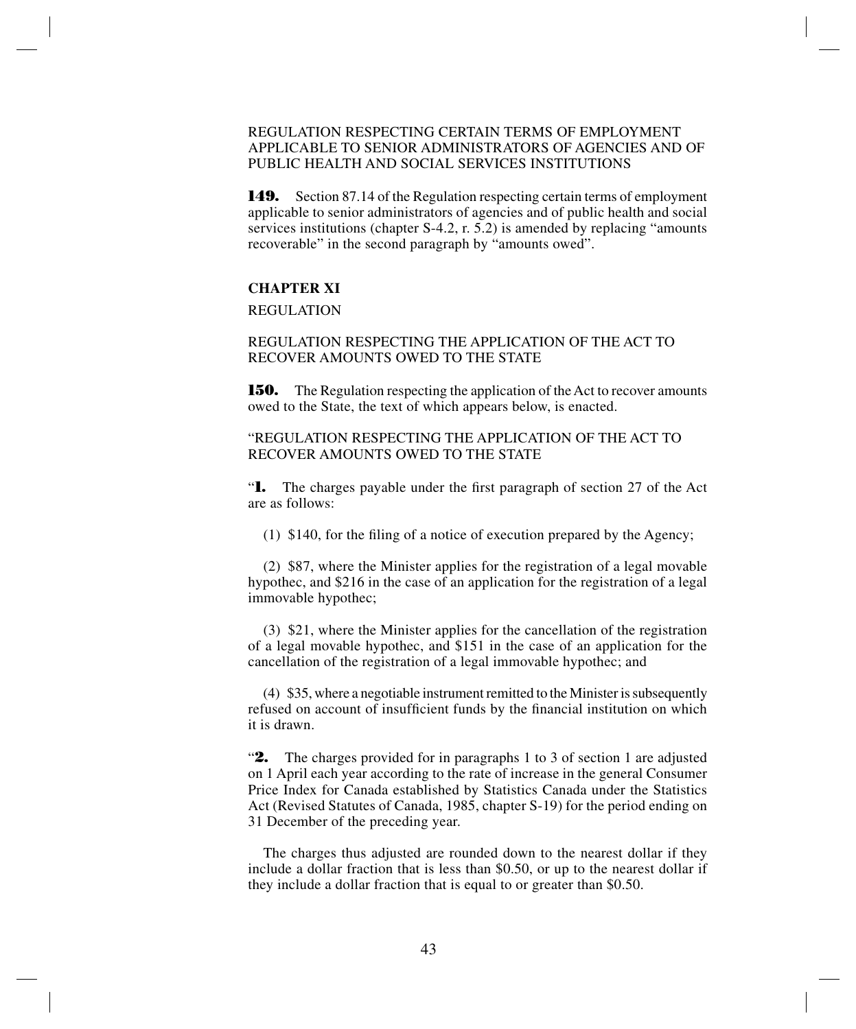REGULATION RESPECTING CERTAIN TERMS OF EMPLOYMENT APPLICABLE TO SENIOR ADMINISTRATORS OF AGENCIES AND OF PUBLIC HEALTH AND SOCIAL SERVICES INSTITUTIONS

**149.** Section 87.14 of the Regulation respecting certain terms of employment applicable to senior administrators of agencies and of public health and social services institutions (chapter S-4.2, r. 5.2) is amended by replacing "amounts recoverable" in the second paragraph by "amounts owed".

**CHAPTER XI**

REGULATION

REGULATION RESPECTING THE APPLICATION OF THE ACT TO RECOVER AMOUNTS OWED TO THE STATE

**150.** The Regulation respecting the application of the Act to recover amounts owed to the State, the text of which appears below, is enacted.

"REGULATION RESPECTING THE APPLICATION OF THE ACT TO RECOVER AMOUNTS OWED TO THE STATE

"**1.** The charges payable under the first paragraph of section 27 of the Act are as follows:

(1) $140, for the filing of a notice of execution prepared by the Agency;

(2) $87, where the Minister applies for the registration of a legal movable hypothec, and $216 in the case of an application for the registration of a legal immovable hypothec;

(3) $21, where the Minister applies for the cancellation of the registration of a legal movable hypothec, and $151 in the case of an application for the cancellation of the registration of a legal immovable hypothec; and

(4) $35, where a negotiable instrument remitted to the Minister is subsequently refused on account of insufficient funds by the financial institution on which it is drawn.

"**2.** The charges provided for in paragraphs 1 to 3 of section 1 are adjusted on 1 April each year according to the rate of increase in the general Consumer Price Index for Canada established by Statistics Canada under the Statistics Act (Revised Statutes of Canada, 1985, chapter S-19) for the period ending on 31 December of the preceding year.

The charges thus adjusted are rounded down to the nearest dollar if they include a dollar fraction that is less than $0.50, or up to the nearest dollar if they include a dollar fraction that is equal to or greater than $0.50.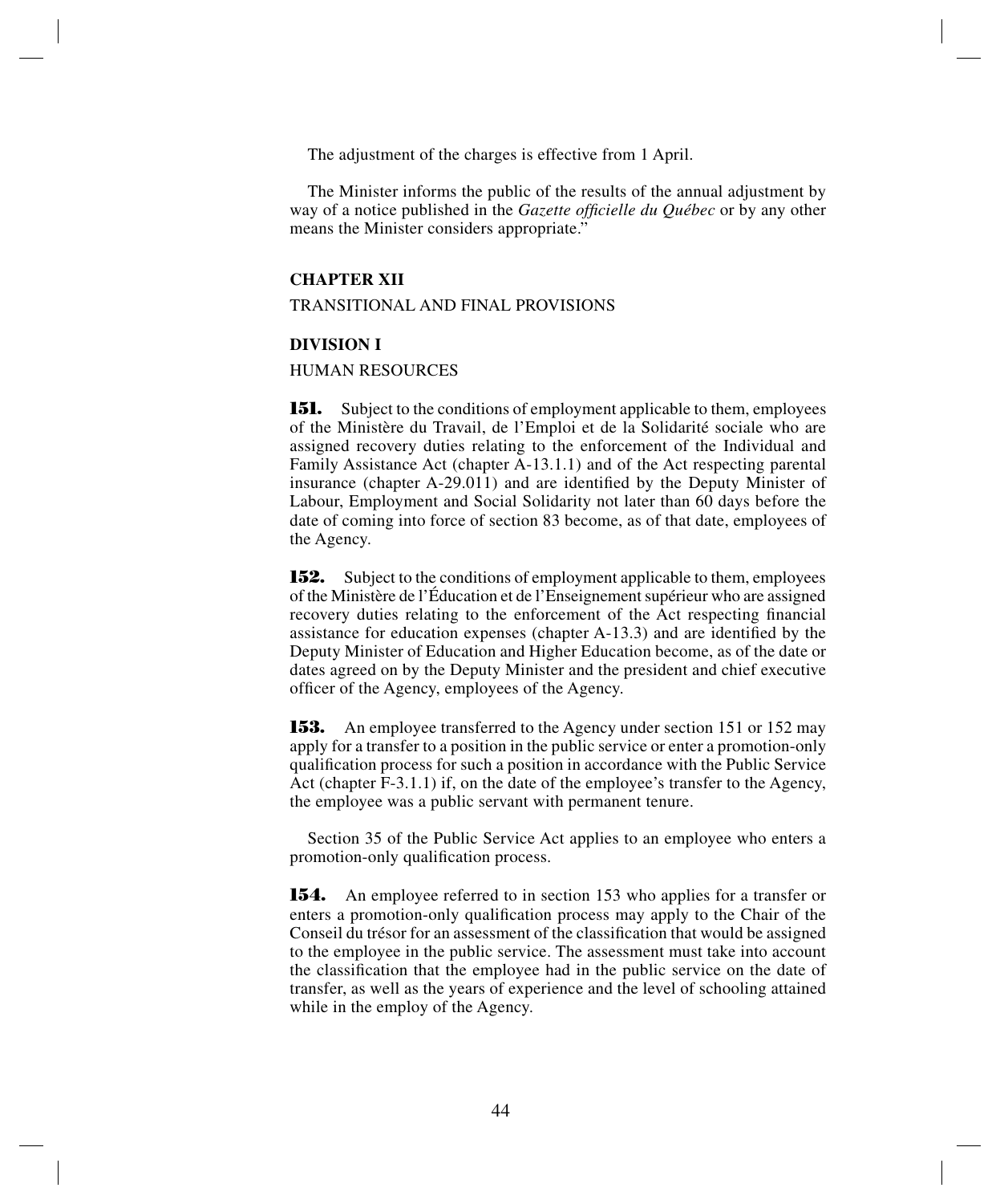The adjustment of the charges is effective from 1 April.

The Minister informs the public of the results of the annual adjustment by way of a notice published in the *Gazette officielle du Québec* or by any other means the Minister considers appropriate."

**CHAPTER XII**

TRANSITIONAL AND FINAL PROVISIONS

**DIVISION I**

HUMAN RESOURCES

**151.** Subject to the conditions of employment applicable to them, employees of the Ministère du Travail, de l'Emploi et de la Solidarité sociale who are assigned recovery duties relating to the enforcement of the Individual and Family Assistance Act (chapter A-13.1.1) and of the Act respecting parental insurance (chapter A-29.011) and are identified by the Deputy Minister of Labour, Employment and Social Solidarity not later than 60 days before the date of coming into force of section 83 become, as of that date, employees of the Agency.

**152.** Subject to the conditions of employment applicable to them, employees of the Ministère de l'Éducation et de l'Enseignement supérieur who are assigned recovery duties relating to the enforcement of the Act respecting financial assistance for education expenses (chapter A-13.3) and are identified by the Deputy Minister of Education and Higher Education become, as of the date or dates agreed on by the Deputy Minister and the president and chief executive officer of the Agency, employees of the Agency.

**153.** An employee transferred to the Agency under section 151 or 152 may apply for a transfer to a position in the public service or enter a promotion-only qualification process for such a position in accordance with the Public Service Act (chapter F-3.1.1) if, on the date of the employee's transfer to the Agency, the employee was a public servant with permanent tenure.

Section 35 of the Public Service Act applies to an employee who enters a promotion-only qualification process.

**154.** An employee referred to in section 153 who applies for a transfer or enters a promotion-only qualification process may apply to the Chair of the Conseil du trésor for an assessment of the classification that would be assigned to the employee in the public service. The assessment must take into account the classification that the employee had in the public service on the date of transfer, as well as the years of experience and the level of schooling attained while in the employ of the Agency.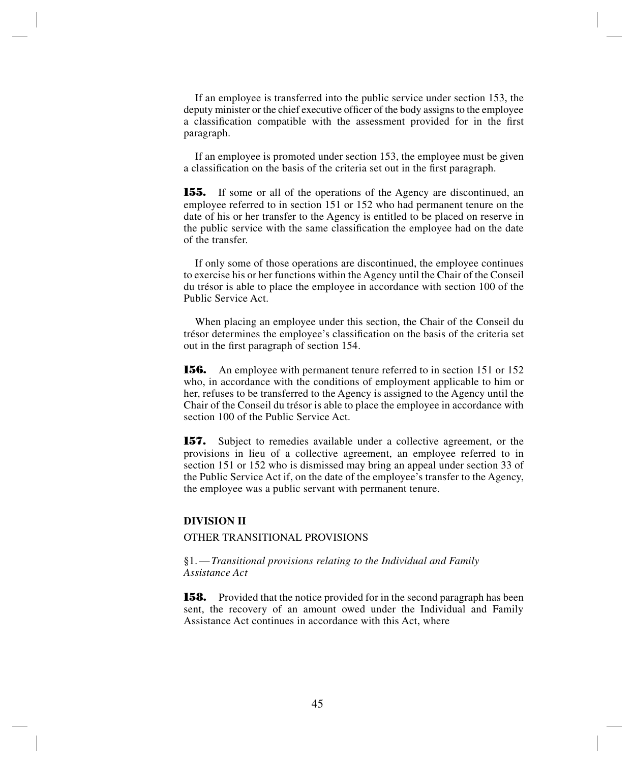If an employee is transferred into the public service under section 153, the deputy minister or the chief executive officer of the body assigns to the employee a classification compatible with the assessment provided for in the first paragraph.

If an employee is promoted under section 153, the employee must be given a classification on the basis of the criteria set out in the first paragraph.

**155.** If some or all of the operations of the Agency are discontinued, an employee referred to in section 151 or 152 who had permanent tenure on the date of his or her transfer to the Agency is entitled to be placed on reserve in the public service with the same classification the employee had on the date of the transfer.

If only some of those operations are discontinued, the employee continues to exercise his or her functions within the Agency until the Chair of the Conseil du trésor is able to place the employee in accordance with section 100 of the Public Service Act.

When placing an employee under this section, the Chair of the Conseil du trésor determines the employee's classification on the basis of the criteria set out in the first paragraph of section 154.

**156.** An employee with permanent tenure referred to in section 151 or 152 who, in accordance with the conditions of employment applicable to him or her, refuses to be transferred to the Agency is assigned to the Agency until the Chair of the Conseil du trésor is able to place the employee in accordance with section 100 of the Public Service Act.

**157.** Subject to remedies available under a collective agreement, or the provisions in lieu of a collective agreement, an employee referred to in section 151 or 152 who is dismissed may bring an appeal under section 33 of the Public Service Act if, on the date of the employee's transfer to the Agency, the employee was a public servant with permanent tenure.

## DIVISION II

OTHER TRANSITIONAL PROVISIONS

§1. — *Transitional provisions relating to the Individual and Family Assistance Act*

**158.** Provided that the notice provided for in the second paragraph has been sent, the recovery of an amount owed under the Individual and Family Assistance Act continues in accordance with this Act, where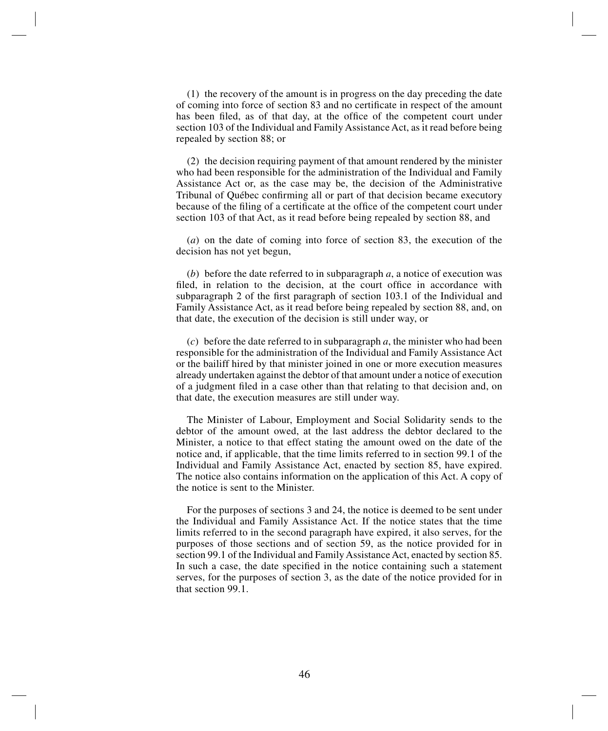(1) the recovery of the amount is in progress on the day preceding the date of coming into force of section 83 and no certificate in respect of the amount has been filed, as of that day, at the office of the competent court under section 103 of the Individual and Family Assistance Act, as it read before being repealed by section 88; or

(2) the decision requiring payment of that amount rendered by the minister who had been responsible for the administration of the Individual and Family Assistance Act or, as the case may be, the decision of the Administrative Tribunal of Québec confirming all or part of that decision became executory because of the filing of a certificate at the office of the competent court under section 103 of that Act, as it read before being repealed by section 88, and

(*a*) on the date of coming into force of section 83, the execution of the decision has not yet begun,

(*b*) before the date referred to in subparagraph *a*, a notice of execution was filed, in relation to the decision, at the court office in accordance with subparagraph 2 of the first paragraph of section 103.1 of the Individual and Family Assistance Act, as it read before being repealed by section 88, and, on that date, the execution of the decision is still under way, or

(*c*) before the date referred to in subparagraph *a*, the minister who had been responsible for the administration of the Individual and Family Assistance Act or the bailiff hired by that minister joined in one or more execution measures already undertaken against the debtor of that amount under a notice of execution of a judgment filed in a case other than that relating to that decision and, on that date, the execution measures are still under way.

The Minister of Labour, Employment and Social Solidarity sends to the debtor of the amount owed, at the last address the debtor declared to the Minister, a notice to that effect stating the amount owed on the date of the notice and, if applicable, that the time limits referred to in section 99.1 of the Individual and Family Assistance Act, enacted by section 85, have expired. The notice also contains information on the application of this Act. A copy of the notice is sent to the Minister.

For the purposes of sections 3 and 24, the notice is deemed to be sent under the Individual and Family Assistance Act. If the notice states that the time limits referred to in the second paragraph have expired, it also serves, for the purposes of those sections and of section 59, as the notice provided for in section 99.1 of the Individual and Family Assistance Act, enacted by section 85. In such a case, the date specified in the notice containing such a statement serves, for the purposes of section 3, as the date of the notice provided for in that section 99.1.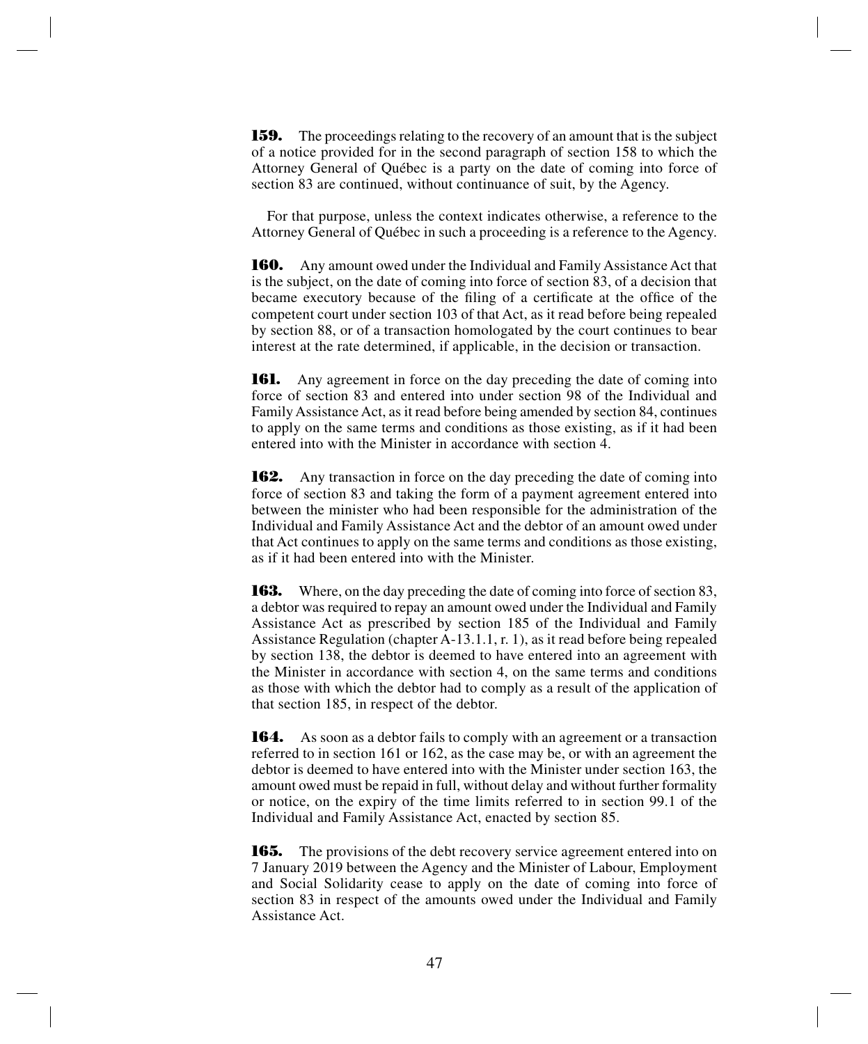**159.** The proceedings relating to the recovery of an amount that is the subject of a notice provided for in the second paragraph of section 158 to which the Attorney General of Québec is a party on the date of coming into force of section 83 are continued, without continuance of suit, by the Agency.

For that purpose, unless the context indicates otherwise, a reference to the Attorney General of Québec in such a proceeding is a reference to the Agency.

**160.** Any amount owed under the Individual and Family Assistance Act that is the subject, on the date of coming into force of section 83, of a decision that became executory because of the filing of a certificate at the office of the competent court under section 103 of that Act, as it read before being repealed by section 88, or of a transaction homologated by the court continues to bear interest at the rate determined, if applicable, in the decision or transaction.

**161.** Any agreement in force on the day preceding the date of coming into force of section 83 and entered into under section 98 of the Individual and Family Assistance Act, as it read before being amended by section 84, continues to apply on the same terms and conditions as those existing, as if it had been entered into with the Minister in accordance with section 4.

**162.** Any transaction in force on the day preceding the date of coming into force of section 83 and taking the form of a payment agreement entered into between the minister who had been responsible for the administration of the Individual and Family Assistance Act and the debtor of an amount owed under that Act continues to apply on the same terms and conditions as those existing, as if it had been entered into with the Minister.

**163.** Where, on the day preceding the date of coming into force of section 83, a debtor was required to repay an amount owed under the Individual and Family Assistance Act as prescribed by section 185 of the Individual and Family Assistance Regulation (chapter A-13.1.1, r. 1), as it read before being repealed by section 138, the debtor is deemed to have entered into an agreement with the Minister in accordance with section 4, on the same terms and conditions as those with which the debtor had to comply as a result of the application of that section 185, in respect of the debtor.

**164.** As soon as a debtor fails to comply with an agreement or a transaction referred to in section 161 or 162, as the case may be, or with an agreement the debtor is deemed to have entered into with the Minister under section 163, the amount owed must be repaid in full, without delay and without further formality or notice, on the expiry of the time limits referred to in section 99.1 of the Individual and Family Assistance Act, enacted by section 85.

**165.** The provisions of the debt recovery service agreement entered into on 7 January 2019 between the Agency and the Minister of Labour, Employment and Social Solidarity cease to apply on the date of coming into force of section 83 in respect of the amounts owed under the Individual and Family Assistance Act.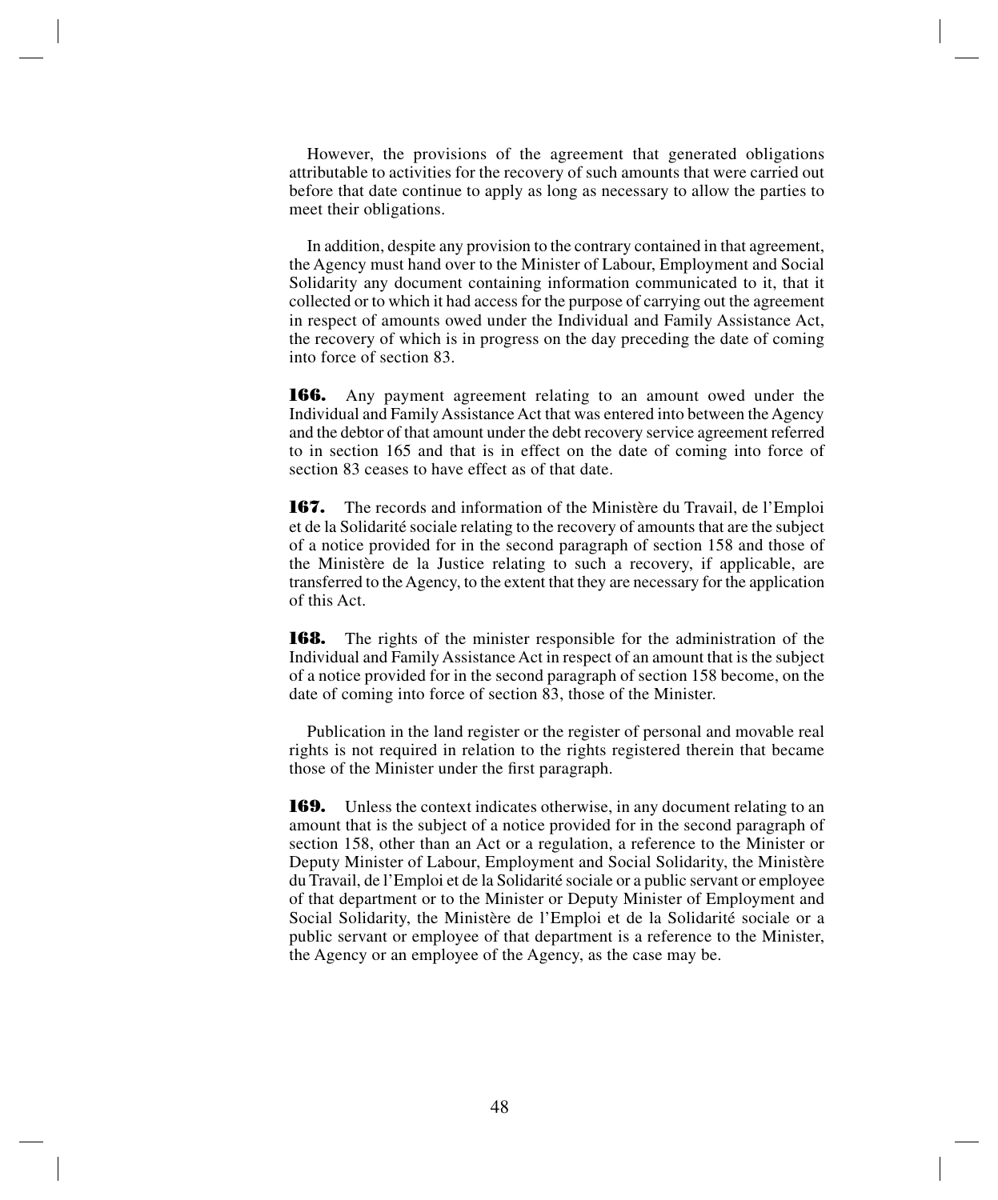However, the provisions of the agreement that generated obligations attributable to activities for the recovery of such amounts that were carried out before that date continue to apply as long as necessary to allow the parties to meet their obligations.

In addition, despite any provision to the contrary contained in that agreement, the Agency must hand over to the Minister of Labour, Employment and Social Solidarity any document containing information communicated to it, that it collected or to which it had access for the purpose of carrying out the agreement in respect of amounts owed under the Individual and Family Assistance Act, the recovery of which is in progress on the day preceding the date of coming into force of section 83.

**166.** Any payment agreement relating to an amount owed under the Individual and Family Assistance Act that was entered into between the Agency and the debtor of that amount under the debt recovery service agreement referred to in section 165 and that is in effect on the date of coming into force of section 83 ceases to have effect as of that date.

**167.** The records and information of the Ministère du Travail, de l'Emploi et de la Solidarité sociale relating to the recovery of amounts that are the subject of a notice provided for in the second paragraph of section 158 and those of the Ministère de la Justice relating to such a recovery, if applicable, are transferred to the Agency, to the extent that they are necessary for the application of this Act.

**168.** The rights of the minister responsible for the administration of the Individual and Family Assistance Act in respect of an amount that is the subject of a notice provided for in the second paragraph of section 158 become, on the date of coming into force of section 83, those of the Minister.

Publication in the land register or the register of personal and movable real rights is not required in relation to the rights registered therein that became those of the Minister under the first paragraph.

**169.** Unless the context indicates otherwise, in any document relating to an amount that is the subject of a notice provided for in the second paragraph of section 158, other than an Act or a regulation, a reference to the Minister or Deputy Minister of Labour, Employment and Social Solidarity, the Ministère du Travail, de l'Emploi et de la Solidarité sociale or a public servant or employee of that department or to the Minister or Deputy Minister of Employment and Social Solidarity, the Ministère de l'Emploi et de la Solidarité sociale or a public servant or employee of that department is a reference to the Minister, the Agency or an employee of the Agency, as the case may be.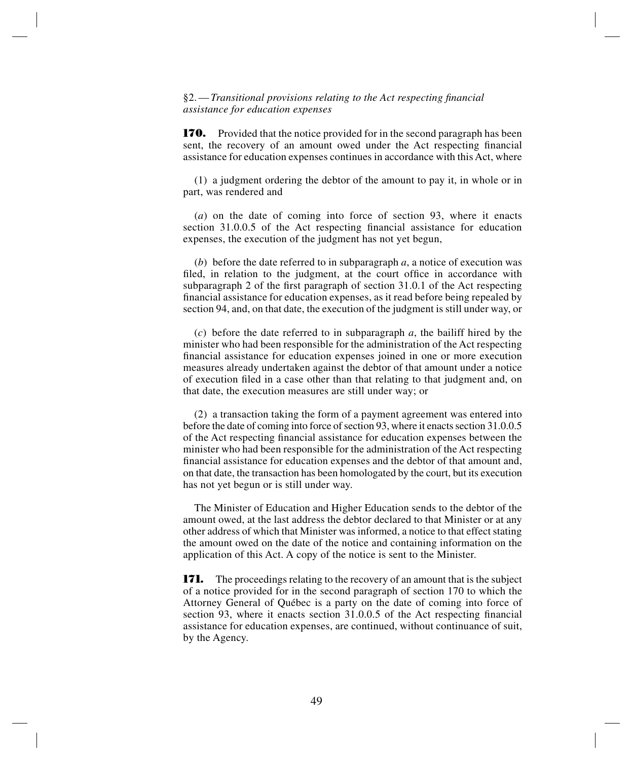§2. — *Transitional provisions relating to the Act respecting financial assistance for education expenses*

**170.** Provided that the notice provided for in the second paragraph has been sent, the recovery of an amount owed under the Act respecting financial assistance for education expenses continues in accordance with this Act, where

(1) a judgment ordering the debtor of the amount to pay it, in whole or in part, was rendered and

(*a*) on the date of coming into force of section 93, where it enacts section 31.0.0.5 of the Act respecting financial assistance for education expenses, the execution of the judgment has not yet begun,

(*b*) before the date referred to in subparagraph *a*, a notice of execution was filed, in relation to the judgment, at the court office in accordance with subparagraph 2 of the first paragraph of section 31.0.1 of the Act respecting financial assistance for education expenses, as it read before being repealed by section 94, and, on that date, the execution of the judgment is still under way, or

(*c*) before the date referred to in subparagraph *a*, the bailiff hired by the minister who had been responsible for the administration of the Act respecting financial assistance for education expenses joined in one or more execution measures already undertaken against the debtor of that amount under a notice of execution filed in a case other than that relating to that judgment and, on that date, the execution measures are still under way; or

(2) a transaction taking the form of a payment agreement was entered into before the date of coming into force of section 93, where it enacts section 31.0.0.5 of the Act respecting financial assistance for education expenses between the minister who had been responsible for the administration of the Act respecting financial assistance for education expenses and the debtor of that amount and, on that date, the transaction has been homologated by the court, but its execution has not yet begun or is still under way.

The Minister of Education and Higher Education sends to the debtor of the amount owed, at the last address the debtor declared to that Minister or at any other address of which that Minister was informed, a notice to that effect stating the amount owed on the date of the notice and containing information on the application of this Act. A copy of the notice is sent to the Minister.

**171.** The proceedings relating to the recovery of an amount that is the subject of a notice provided for in the second paragraph of section 170 to which the Attorney General of Québec is a party on the date of coming into force of section 93, where it enacts section 31.0.0.5 of the Act respecting financial assistance for education expenses, are continued, without continuance of suit, by the Agency.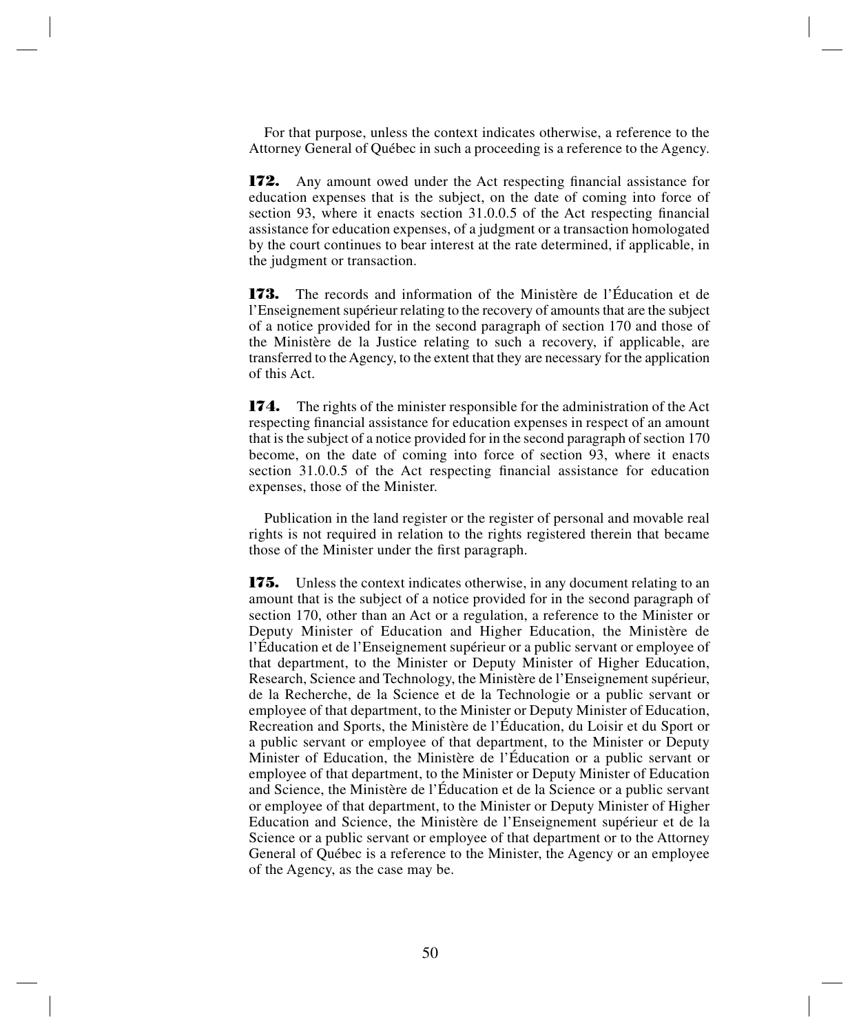For that purpose, unless the context indicates otherwise, a reference to the Attorney General of Québec in such a proceeding is a reference to the Agency.

**172.** Any amount owed under the Act respecting financial assistance for education expenses that is the subject, on the date of coming into force of section 93, where it enacts section 31.0.0.5 of the Act respecting financial assistance for education expenses, of a judgment or a transaction homologated by the court continues to bear interest at the rate determined, if applicable, in the judgment or transaction.

**173.** The records and information of the Ministère de l'Éducation et de l'Enseignement supérieur relating to the recovery of amounts that are the subject of a notice provided for in the second paragraph of section 170 and those of the Ministère de la Justice relating to such a recovery, if applicable, are transferred to the Agency, to the extent that they are necessary for the application of this Act.

**174.** The rights of the minister responsible for the administration of the Act respecting financial assistance for education expenses in respect of an amount that is the subject of a notice provided for in the second paragraph of section 170 become, on the date of coming into force of section 93, where it enacts section 31.0.0.5 of the Act respecting financial assistance for education expenses, those of the Minister.

Publication in the land register or the register of personal and movable real rights is not required in relation to the rights registered therein that became those of the Minister under the first paragraph.

**175.** Unless the context indicates otherwise, in any document relating to an amount that is the subject of a notice provided for in the second paragraph of section 170, other than an Act or a regulation, a reference to the Minister or Deputy Minister of Education and Higher Education, the Ministère de l'Éducation et de l'Enseignement supérieur or a public servant or employee of that department, to the Minister or Deputy Minister of Higher Education, Research, Science and Technology, the Ministère de l'Enseignement supérieur, de la Recherche, de la Science et de la Technologie or a public servant or employee of that department, to the Minister or Deputy Minister of Education, Recreation and Sports, the Ministère de l'Éducation, du Loisir et du Sport or a public servant or employee of that department, to the Minister or Deputy Minister of Education, the Ministère de l'Éducation or a public servant or employee of that department, to the Minister or Deputy Minister of Education and Science, the Ministère de l'Éducation et de la Science or a public servant or employee of that department, to the Minister or Deputy Minister of Higher Education and Science, the Ministère de l'Enseignement supérieur et de la Science or a public servant or employee of that department or to the Attorney General of Québec is a reference to the Minister, the Agency or an employee of the Agency, as the case may be.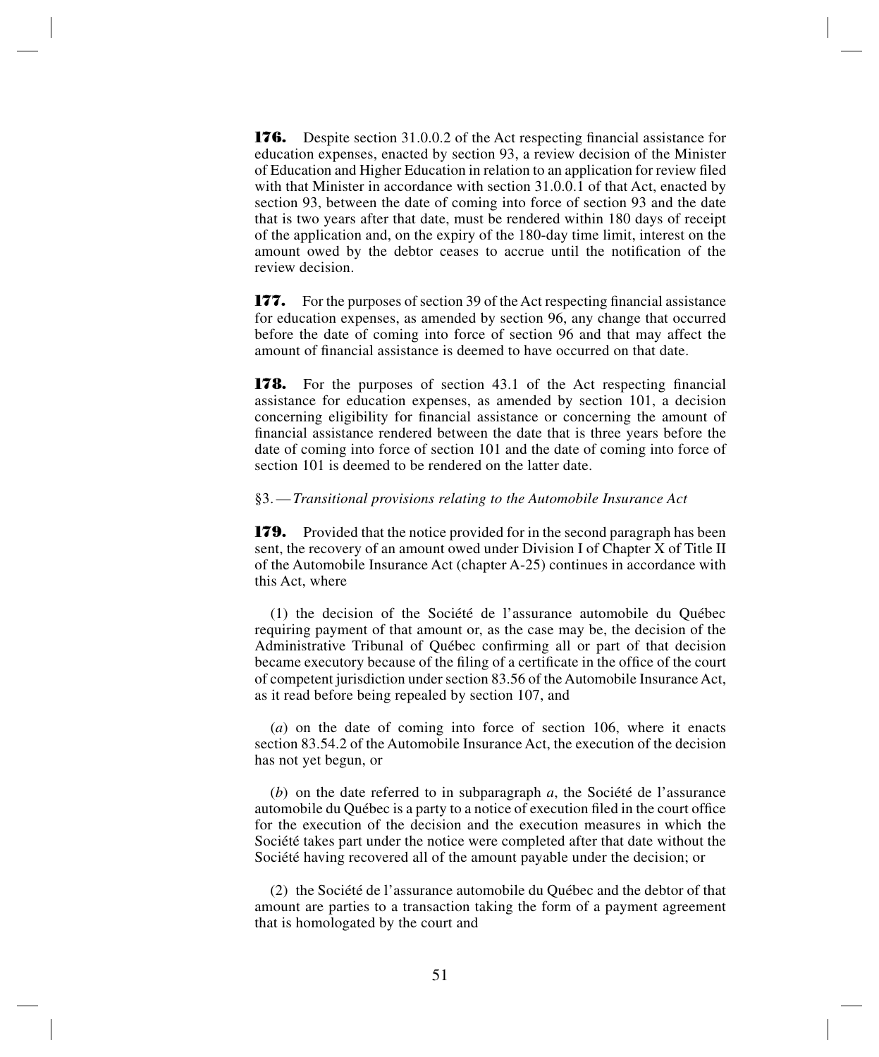**176.** Despite section 31.0.0.2 of the Act respecting financial assistance for education expenses, enacted by section 93, a review decision of the Minister of Education and Higher Education in relation to an application for review filed with that Minister in accordance with section 31.0.0.1 of that Act, enacted by section 93, between the date of coming into force of section 93 and the date that is two years after that date, must be rendered within 180 days of receipt of the application and, on the expiry of the 180-day time limit, interest on the amount owed by the debtor ceases to accrue until the notification of the review decision.

**177.** For the purposes of section 39 of the Act respecting financial assistance for education expenses, as amended by section 96, any change that occurred before the date of coming into force of section 96 and that may affect the amount of financial assistance is deemed to have occurred on that date.

**178.** For the purposes of section 43.1 of the Act respecting financial assistance for education expenses, as amended by section 101, a decision concerning eligibility for financial assistance or concerning the amount of financial assistance rendered between the date that is three years before the date of coming into force of section 101 and the date of coming into force of section 101 is deemed to be rendered on the latter date.

§3. — *Transitional provisions relating to the Automobile Insurance Act*

**179.** Provided that the notice provided for in the second paragraph has been sent, the recovery of an amount owed under Division I of Chapter X of Title II of the Automobile Insurance Act (chapter A-25) continues in accordance with this Act, where

(1) the decision of the Société de l'assurance automobile du Québec requiring payment of that amount or, as the case may be, the decision of the Administrative Tribunal of Québec confirming all or part of that decision became executory because of the filing of a certificate in the office of the court of competent jurisdiction under section 83.56 of the Automobile Insurance Act, as it read before being repealed by section 107, and

(*a*) on the date of coming into force of section 106, where it enacts section 83.54.2 of the Automobile Insurance Act, the execution of the decision has not yet begun, or

(*b*) on the date referred to in subparagraph *a*, the Société de l'assurance automobile du Québec is a party to a notice of execution filed in the court office for the execution of the decision and the execution measures in which the Société takes part under the notice were completed after that date without the Société having recovered all of the amount payable under the decision; or

(2) the Société de l'assurance automobile du Québec and the debtor of that amount are parties to a transaction taking the form of a payment agreement that is homologated by the court and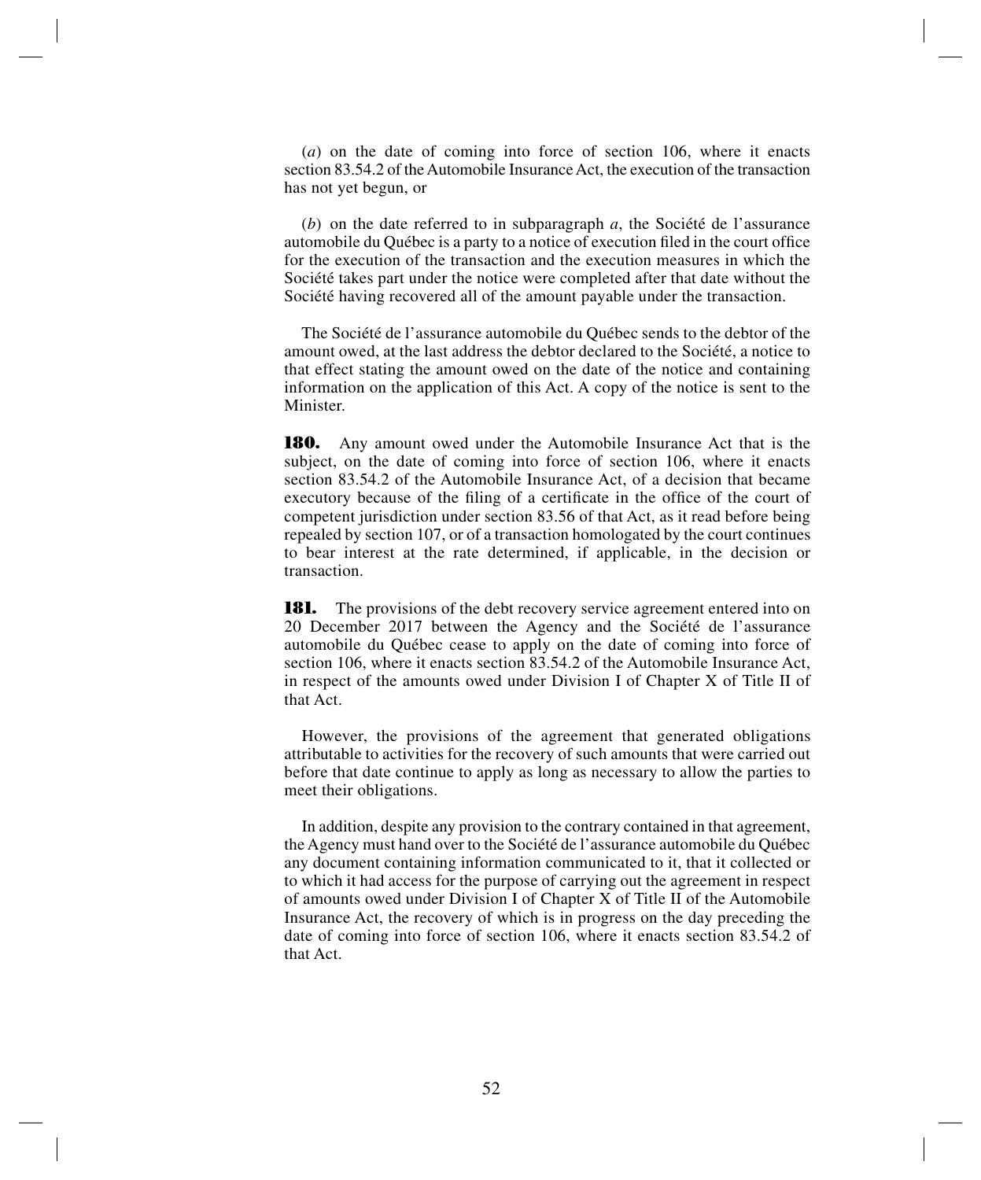(*a*) on the date of coming into force of section 106, where it enacts section 83.54.2 of the Automobile Insurance Act, the execution of the transaction has not yet begun, or

(*b*) on the date referred to in subparagraph *a*, the Société de l'assurance automobile du Québec is a party to a notice of execution filed in the court office for the execution of the transaction and the execution measures in which the Société takes part under the notice were completed after that date without the Société having recovered all of the amount payable under the transaction.

The Société de l'assurance automobile du Québec sends to the debtor of the amount owed, at the last address the debtor declared to the Société, a notice to that effect stating the amount owed on the date of the notice and containing information on the application of this Act. A copy of the notice is sent to the Minister.

**180.** Any amount owed under the Automobile Insurance Act that is the subject, on the date of coming into force of section 106, where it enacts section 83.54.2 of the Automobile Insurance Act, of a decision that became executory because of the filing of a certificate in the office of the court of competent jurisdiction under section 83.56 of that Act, as it read before being repealed by section 107, or of a transaction homologated by the court continues to bear interest at the rate determined, if applicable, in the decision or transaction.

**181.** The provisions of the debt recovery service agreement entered into on 20 December 2017 between the Agency and the Société de l'assurance automobile du Québec cease to apply on the date of coming into force of section 106, where it enacts section 83.54.2 of the Automobile Insurance Act, in respect of the amounts owed under Division I of Chapter X of Title II of that Act.

However, the provisions of the agreement that generated obligations attributable to activities for the recovery of such amounts that were carried out before that date continue to apply as long as necessary to allow the parties to meet their obligations.

In addition, despite any provision to the contrary contained in that agreement, the Agency must hand over to the Société de l'assurance automobile du Québec any document containing information communicated to it, that it collected or to which it had access for the purpose of carrying out the agreement in respect of amounts owed under Division I of Chapter X of Title II of the Automobile Insurance Act, the recovery of which is in progress on the day preceding the date of coming into force of section 106, where it enacts section 83.54.2 of that Act.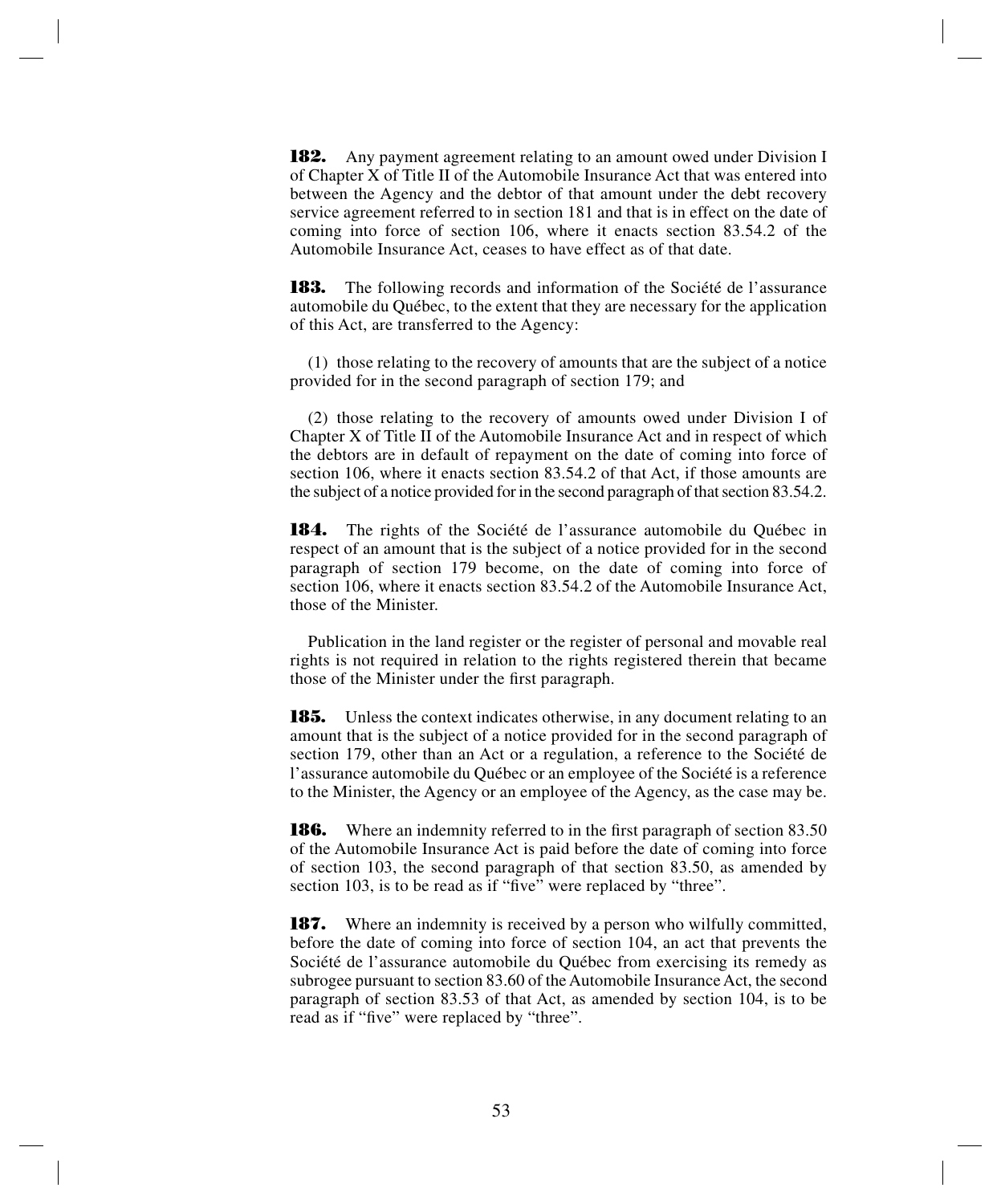**182.** Any payment agreement relating to an amount owed under Division I of Chapter X of Title II of the Automobile Insurance Act that was entered into between the Agency and the debtor of that amount under the debt recovery service agreement referred to in section 181 and that is in effect on the date of coming into force of section 106, where it enacts section 83.54.2 of the Automobile Insurance Act, ceases to have effect as of that date.

**183.** The following records and information of the Société de l'assurance automobile du Québec, to the extent that they are necessary for the application of this Act, are transferred to the Agency:

(1) those relating to the recovery of amounts that are the subject of a notice provided for in the second paragraph of section 179; and

(2) those relating to the recovery of amounts owed under Division I of Chapter X of Title II of the Automobile Insurance Act and in respect of which the debtors are in default of repayment on the date of coming into force of section 106, where it enacts section 83.54.2 of that Act, if those amounts are the subject of a notice provided for in the second paragraph of that section 83.54.2.

**184.** The rights of the Société de l'assurance automobile du Québec in respect of an amount that is the subject of a notice provided for in the second paragraph of section 179 become, on the date of coming into force of section 106, where it enacts section 83.54.2 of the Automobile Insurance Act, those of the Minister.

Publication in the land register or the register of personal and movable real rights is not required in relation to the rights registered therein that became those of the Minister under the first paragraph.

**185.** Unless the context indicates otherwise, in any document relating to an amount that is the subject of a notice provided for in the second paragraph of section 179, other than an Act or a regulation, a reference to the Société de l'assurance automobile du Québec or an employee of the Société is a reference to the Minister, the Agency or an employee of the Agency, as the case may be.

**186.** Where an indemnity referred to in the first paragraph of section 83.50 of the Automobile Insurance Act is paid before the date of coming into force of section 103, the second paragraph of that section 83.50, as amended by section 103, is to be read as if "five" were replaced by "three".

**187.** Where an indemnity is received by a person who wilfully committed, before the date of coming into force of section 104, an act that prevents the Société de l'assurance automobile du Québec from exercising its remedy as subrogee pursuant to section 83.60 of the Automobile Insurance Act, the second paragraph of section 83.53 of that Act, as amended by section 104, is to be read as if "five" were replaced by "three".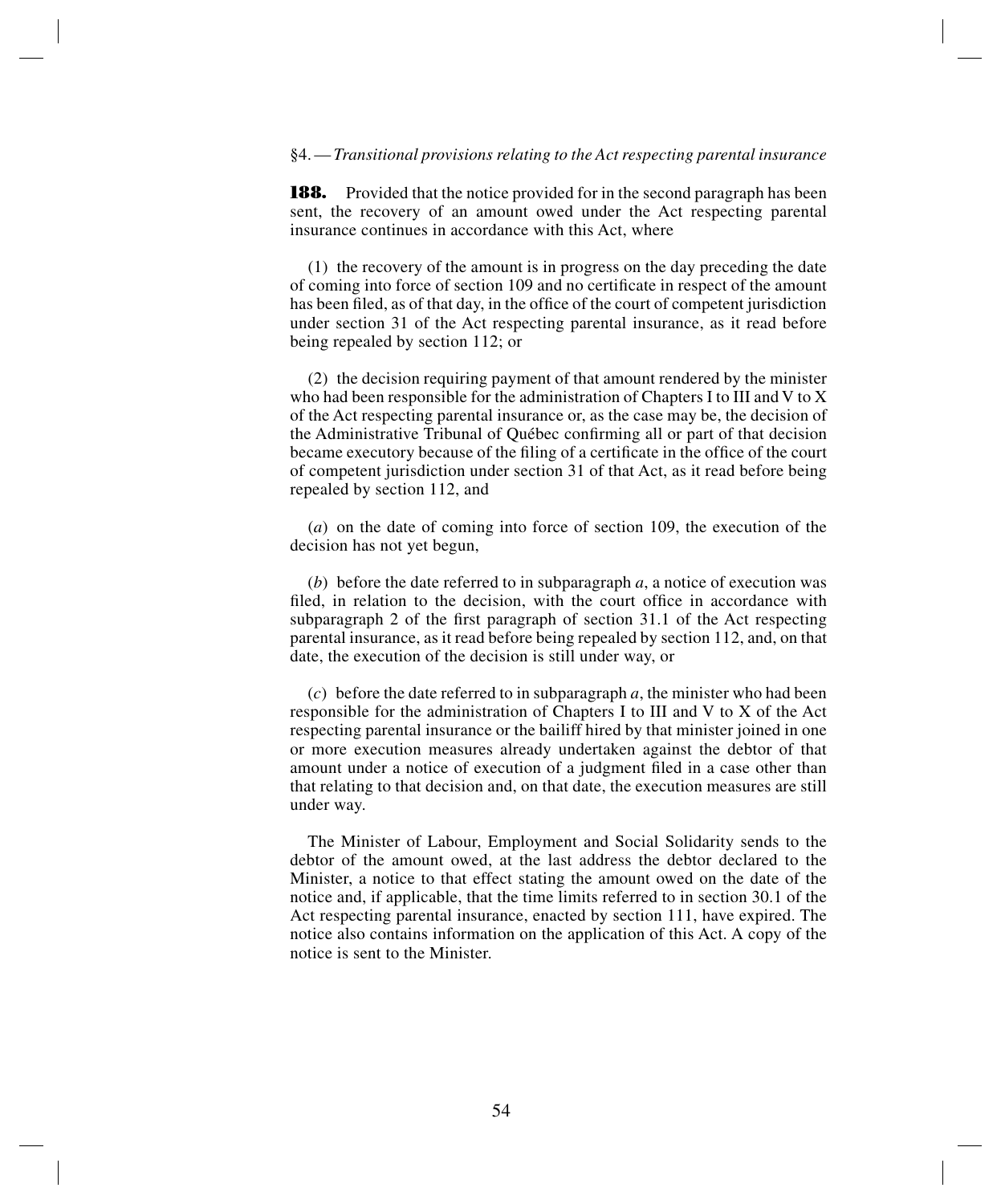§4. — *Transitional provisions relating to the Act respecting parental insurance*

**188.** Provided that the notice provided for in the second paragraph has been sent, the recovery of an amount owed under the Act respecting parental insurance continues in accordance with this Act, where

(1) the recovery of the amount is in progress on the day preceding the date of coming into force of section 109 and no certificate in respect of the amount has been filed, as of that day, in the office of the court of competent jurisdiction under section 31 of the Act respecting parental insurance, as it read before being repealed by section 112; or

(2) the decision requiring payment of that amount rendered by the minister who had been responsible for the administration of Chapters I to III and V to X of the Act respecting parental insurance or, as the case may be, the decision of the Administrative Tribunal of Québec confirming all or part of that decision became executory because of the filing of a certificate in the office of the court of competent jurisdiction under section 31 of that Act, as it read before being repealed by section 112, and

(*a*) on the date of coming into force of section 109, the execution of the decision has not yet begun,

(*b*) before the date referred to in subparagraph *a*, a notice of execution was filed, in relation to the decision, with the court office in accordance with subparagraph 2 of the first paragraph of section 31.1 of the Act respecting parental insurance, as it read before being repealed by section 112, and, on that date, the execution of the decision is still under way, or

(*c*) before the date referred to in subparagraph *a*, the minister who had been responsible for the administration of Chapters I to III and V to X of the Act respecting parental insurance or the bailiff hired by that minister joined in one or more execution measures already undertaken against the debtor of that amount under a notice of execution of a judgment filed in a case other than that relating to that decision and, on that date, the execution measures are still under way.

The Minister of Labour, Employment and Social Solidarity sends to the debtor of the amount owed, at the last address the debtor declared to the Minister, a notice to that effect stating the amount owed on the date of the notice and, if applicable, that the time limits referred to in section 30.1 of the Act respecting parental insurance, enacted by section 111, have expired. The notice also contains information on the application of this Act. A copy of the notice is sent to the Minister.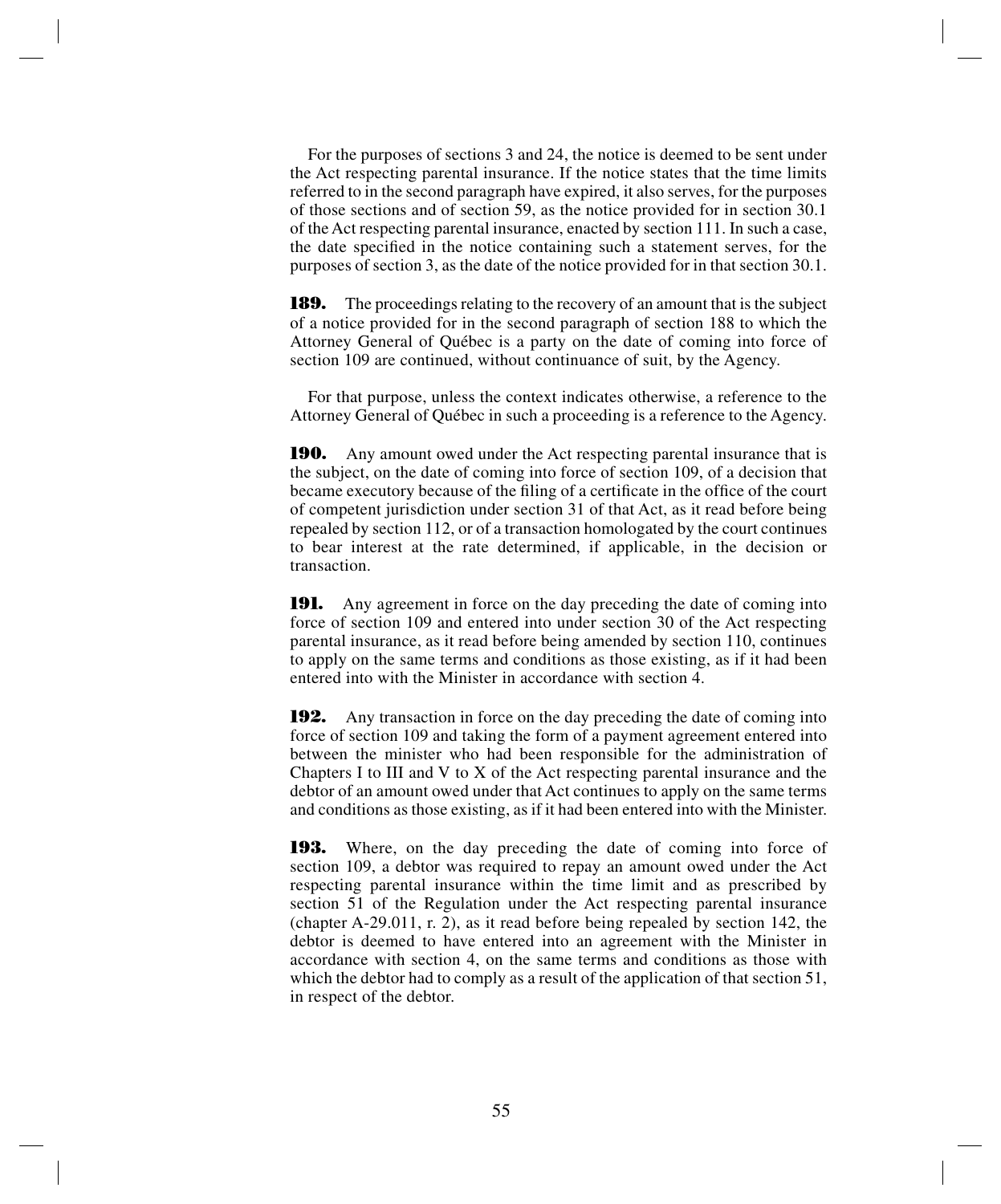For the purposes of sections 3 and 24, the notice is deemed to be sent under the Act respecting parental insurance. If the notice states that the time limits referred to in the second paragraph have expired, it also serves, for the purposes of those sections and of section 59, as the notice provided for in section 30.1 of the Act respecting parental insurance, enacted by section 111. In such a case, the date specified in the notice containing such a statement serves, for the purposes of section 3, as the date of the notice provided for in that section 30.1.

**189.** The proceedings relating to the recovery of an amount that is the subject of a notice provided for in the second paragraph of section 188 to which the Attorney General of Québec is a party on the date of coming into force of section 109 are continued, without continuance of suit, by the Agency.

For that purpose, unless the context indicates otherwise, a reference to the Attorney General of Québec in such a proceeding is a reference to the Agency.

**190.** Any amount owed under the Act respecting parental insurance that is the subject, on the date of coming into force of section 109, of a decision that became executory because of the filing of a certificate in the office of the court of competent jurisdiction under section 31 of that Act, as it read before being repealed by section 112, or of a transaction homologated by the court continues to bear interest at the rate determined, if applicable, in the decision or transaction.

**191.** Any agreement in force on the day preceding the date of coming into force of section 109 and entered into under section 30 of the Act respecting parental insurance, as it read before being amended by section 110, continues to apply on the same terms and conditions as those existing, as if it had been entered into with the Minister in accordance with section 4.

**192.** Any transaction in force on the day preceding the date of coming into force of section 109 and taking the form of a payment agreement entered into between the minister who had been responsible for the administration of Chapters I to III and V to X of the Act respecting parental insurance and the debtor of an amount owed under that Act continues to apply on the same terms and conditions as those existing, as if it had been entered into with the Minister.

**193.** Where, on the day preceding the date of coming into force of section 109, a debtor was required to repay an amount owed under the Act respecting parental insurance within the time limit and as prescribed by section 51 of the Regulation under the Act respecting parental insurance (chapter A-29.011, r. 2), as it read before being repealed by section 142, the debtor is deemed to have entered into an agreement with the Minister in accordance with section 4, on the same terms and conditions as those with which the debtor had to comply as a result of the application of that section 51, in respect of the debtor.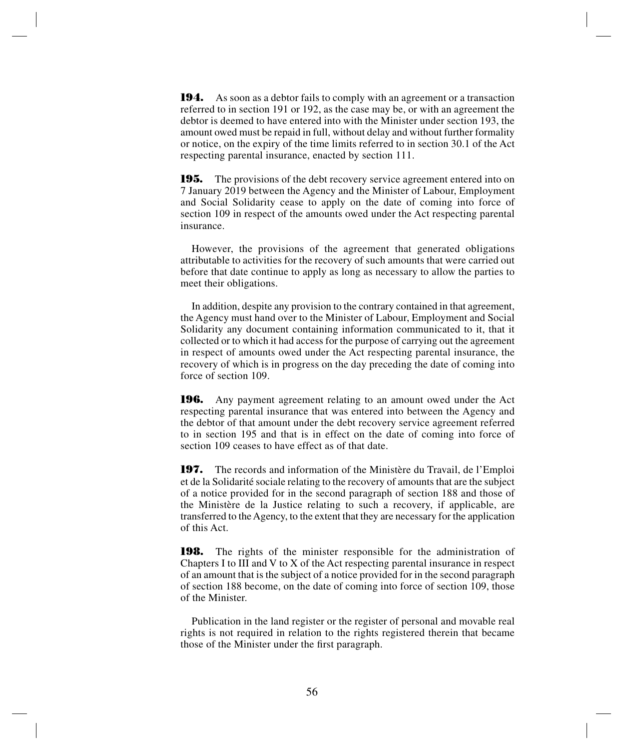**194.** As soon as a debtor fails to comply with an agreement or a transaction referred to in section 191 or 192, as the case may be, or with an agreement the debtor is deemed to have entered into with the Minister under section 193, the amount owed must be repaid in full, without delay and without further formality or notice, on the expiry of the time limits referred to in section 30.1 of the Act respecting parental insurance, enacted by section 111.

**195.** The provisions of the debt recovery service agreement entered into on 7 January 2019 between the Agency and the Minister of Labour, Employment and Social Solidarity cease to apply on the date of coming into force of section 109 in respect of the amounts owed under the Act respecting parental insurance.

However, the provisions of the agreement that generated obligations attributable to activities for the recovery of such amounts that were carried out before that date continue to apply as long as necessary to allow the parties to meet their obligations.

In addition, despite any provision to the contrary contained in that agreement, the Agency must hand over to the Minister of Labour, Employment and Social Solidarity any document containing information communicated to it, that it collected or to which it had access for the purpose of carrying out the agreement in respect of amounts owed under the Act respecting parental insurance, the recovery of which is in progress on the day preceding the date of coming into force of section 109.

**196.** Any payment agreement relating to an amount owed under the Act respecting parental insurance that was entered into between the Agency and the debtor of that amount under the debt recovery service agreement referred to in section 195 and that is in effect on the date of coming into force of section 109 ceases to have effect as of that date.

**197.** The records and information of the Ministère du Travail, de l'Emploi et de la Solidarité sociale relating to the recovery of amounts that are the subject of a notice provided for in the second paragraph of section 188 and those of the Ministère de la Justice relating to such a recovery, if applicable, are transferred to the Agency, to the extent that they are necessary for the application of this Act.

**198.** The rights of the minister responsible for the administration of Chapters I to III and V to X of the Act respecting parental insurance in respect of an amount that is the subject of a notice provided for in the second paragraph of section 188 become, on the date of coming into force of section 109, those of the Minister.

Publication in the land register or the register of personal and movable real rights is not required in relation to the rights registered therein that became those of the Minister under the first paragraph.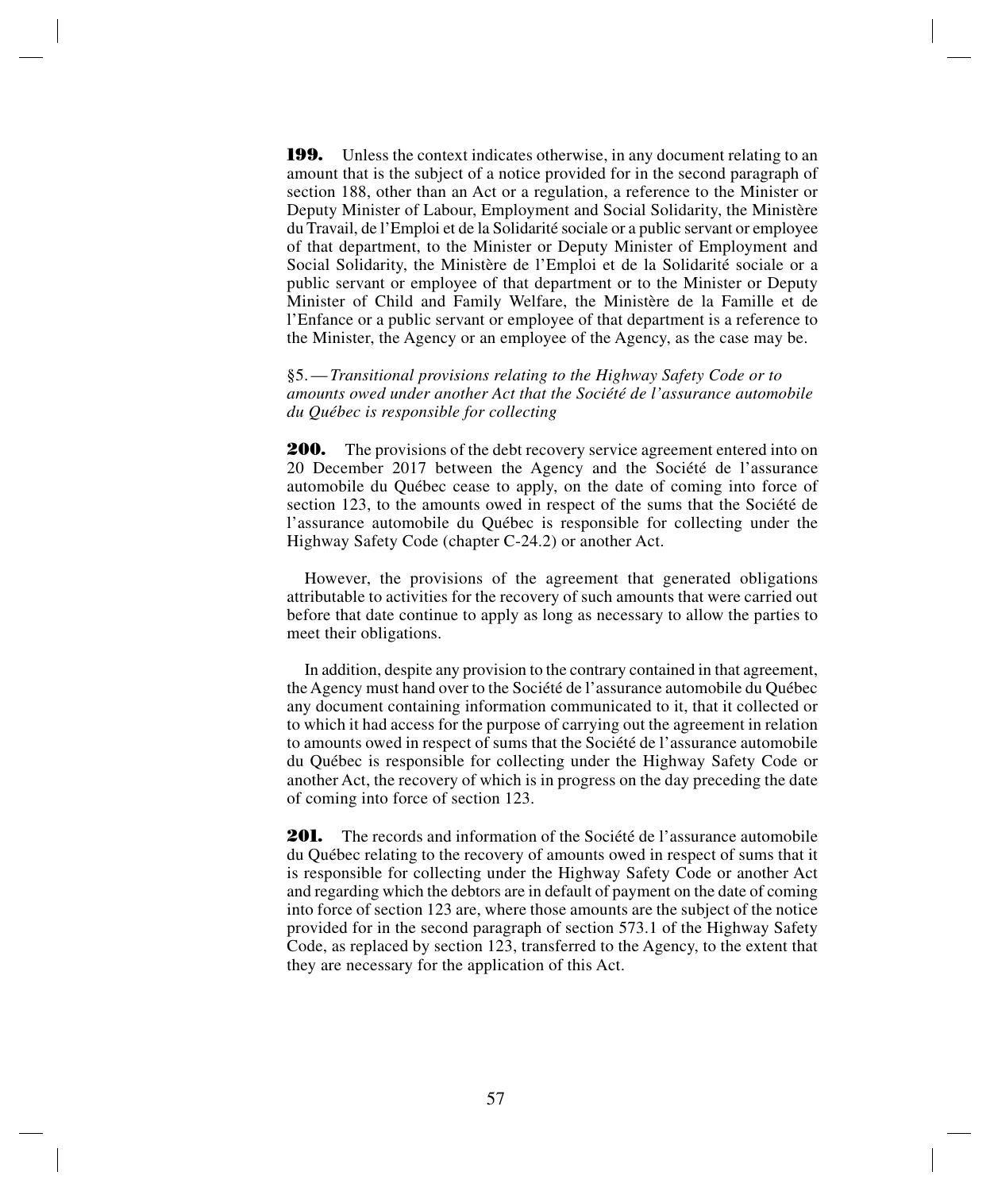**199.** Unless the context indicates otherwise, in any document relating to an amount that is the subject of a notice provided for in the second paragraph of section 188, other than an Act or a regulation, a reference to the Minister or Deputy Minister of Labour, Employment and Social Solidarity, the Ministère du Travail, de l'Emploi et de la Solidarité sociale or a public servant or employee of that department, to the Minister or Deputy Minister of Employment and Social Solidarity, the Ministère de l'Emploi et de la Solidarité sociale or a public servant or employee of that department or to the Minister or Deputy Minister of Child and Family Welfare, the Ministère de la Famille et de l'Enfance or a public servant or employee of that department is a reference to the Minister, the Agency or an employee of the Agency, as the case may be.

§5. — *Transitional provisions relating to the Highway Safety Code or to amounts owed under another Act that the Société de l'assurance automobile du Québec is responsible for collecting*

**200.** The provisions of the debt recovery service agreement entered into on 20 December 2017 between the Agency and the Société de l'assurance automobile du Québec cease to apply, on the date of coming into force of section 123, to the amounts owed in respect of the sums that the Société de l'assurance automobile du Québec is responsible for collecting under the Highway Safety Code (chapter C-24.2) or another Act.

However, the provisions of the agreement that generated obligations attributable to activities for the recovery of such amounts that were carried out before that date continue to apply as long as necessary to allow the parties to meet their obligations.

In addition, despite any provision to the contrary contained in that agreement, the Agency must hand over to the Société de l'assurance automobile du Québec any document containing information communicated to it, that it collected or to which it had access for the purpose of carrying out the agreement in relation to amounts owed in respect of sums that the Société de l'assurance automobile du Québec is responsible for collecting under the Highway Safety Code or another Act, the recovery of which is in progress on the day preceding the date of coming into force of section 123.

**201.** The records and information of the Société de l'assurance automobile du Québec relating to the recovery of amounts owed in respect of sums that it is responsible for collecting under the Highway Safety Code or another Act and regarding which the debtors are in default of payment on the date of coming into force of section 123 are, where those amounts are the subject of the notice provided for in the second paragraph of section 573.1 of the Highway Safety Code, as replaced by section 123, transferred to the Agency, to the extent that they are necessary for the application of this Act.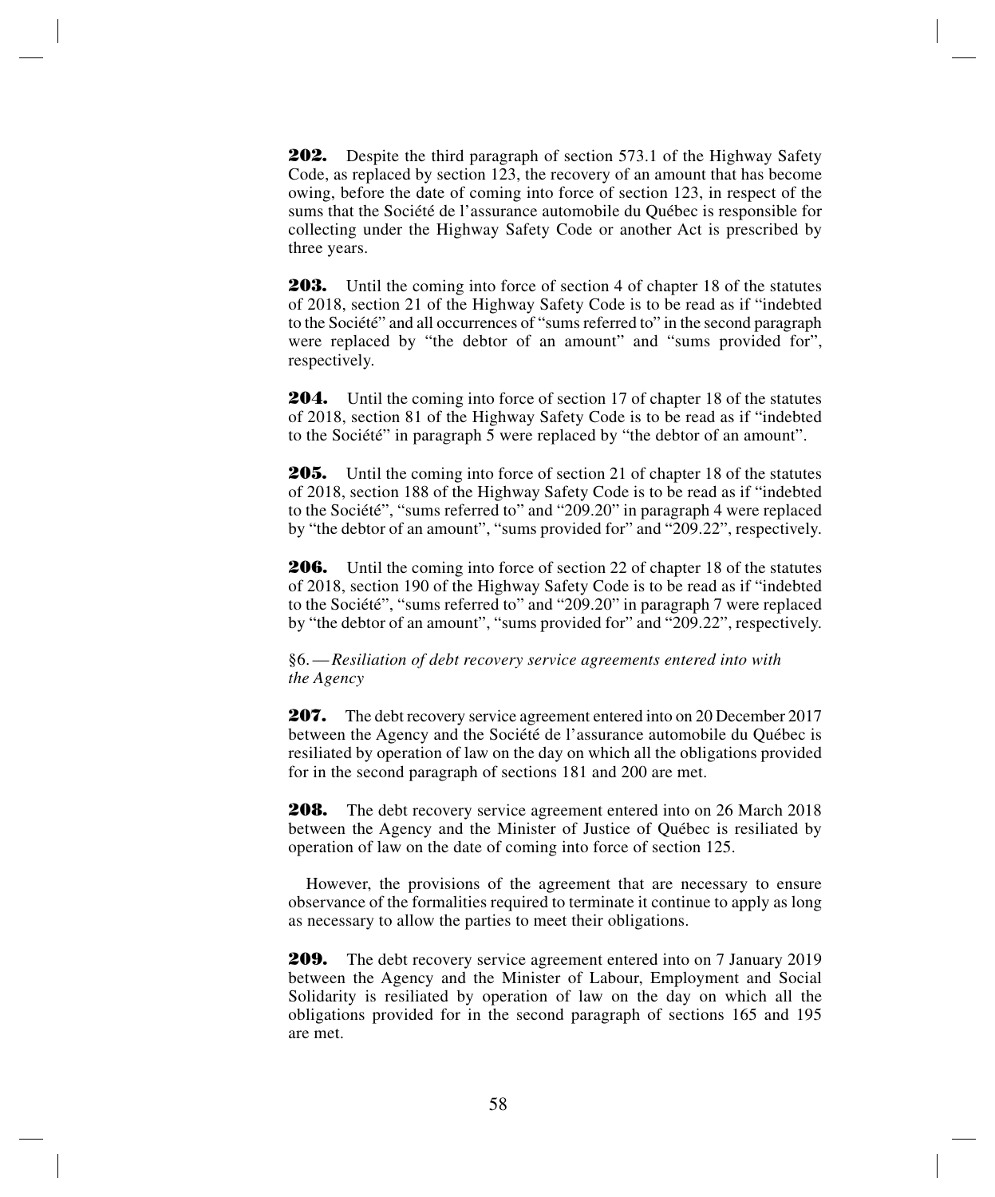**202.** Despite the third paragraph of section 573.1 of the Highway Safety Code, as replaced by section 123, the recovery of an amount that has become owing, before the date of coming into force of section 123, in respect of the sums that the Société de l'assurance automobile du Québec is responsible for collecting under the Highway Safety Code or another Act is prescribed by three years.

**203.** Until the coming into force of section 4 of chapter 18 of the statutes of 2018, section 21 of the Highway Safety Code is to be read as if "indebted to the Société" and all occurrences of "sums referred to" in the second paragraph were replaced by "the debtor of an amount" and "sums provided for", respectively.

**204.** Until the coming into force of section 17 of chapter 18 of the statutes of 2018, section 81 of the Highway Safety Code is to be read as if "indebted to the Société" in paragraph 5 were replaced by "the debtor of an amount".

**205.** Until the coming into force of section 21 of chapter 18 of the statutes of 2018, section 188 of the Highway Safety Code is to be read as if "indebted to the Société", "sums referred to" and "209.20" in paragraph 4 were replaced by "the debtor of an amount", "sums provided for" and "209.22", respectively.

**206.** Until the coming into force of section 22 of chapter 18 of the statutes of 2018, section 190 of the Highway Safety Code is to be read as if "indebted to the Société", "sums referred to" and "209.20" in paragraph 7 were replaced by "the debtor of an amount", "sums provided for" and "209.22", respectively.

§6. — *Resiliation of debt recovery service agreements entered into with the Agency*

**207.** The debt recovery service agreement entered into on 20 December 2017 between the Agency and the Société de l'assurance automobile du Québec is resiliated by operation of law on the day on which all the obligations provided for in the second paragraph of sections 181 and 200 are met.

**208.** The debt recovery service agreement entered into on 26 March 2018 between the Agency and the Minister of Justice of Québec is resiliated by operation of law on the date of coming into force of section 125.

However, the provisions of the agreement that are necessary to ensure observance of the formalities required to terminate it continue to apply as long as necessary to allow the parties to meet their obligations.

**209.** The debt recovery service agreement entered into on 7 January 2019 between the Agency and the Minister of Labour, Employment and Social Solidarity is resiliated by operation of law on the day on which all the obligations provided for in the second paragraph of sections 165 and 195 are met.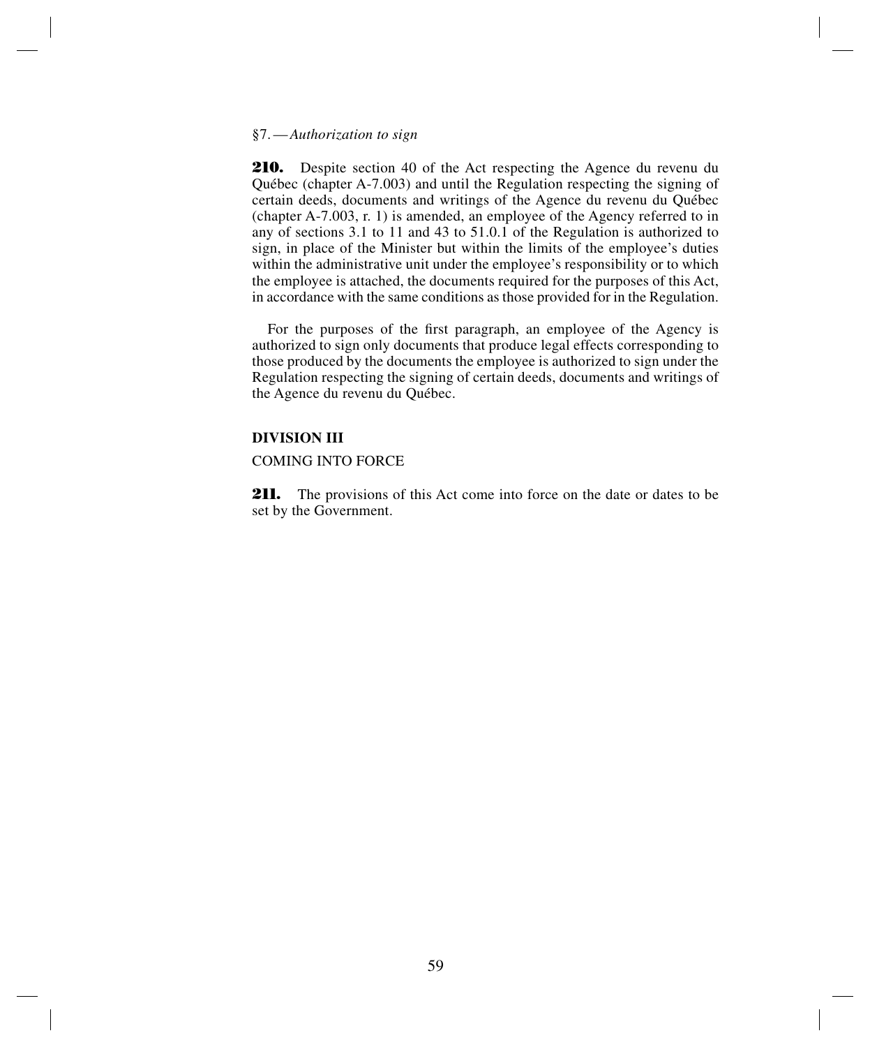§7. — *Authorization to sign*

**210.** Despite section 40 of the Act respecting the Agence du revenu du Québec (chapter A-7.003) and until the Regulation respecting the signing of certain deeds, documents and writings of the Agence du revenu du Québec (chapter A-7.003, r. 1) is amended, an employee of the Agency referred to in any of sections 3.1 to 11 and 43 to 51.0.1 of the Regulation is authorized to sign, in place of the Minister but within the limits of the employee's duties within the administrative unit under the employee's responsibility or to which the employee is attached, the documents required for the purposes of this Act, in accordance with the same conditions as those provided for in the Regulation.

For the purposes of the first paragraph, an employee of the Agency is authorized to sign only documents that produce legal effects corresponding to those produced by the documents the employee is authorized to sign under the Regulation respecting the signing of certain deeds, documents and writings of the Agence du revenu du Québec.

**DIVISION III**

COMING INTO FORCE

**211.** The provisions of this Act come into force on the date or dates to be set by the Government.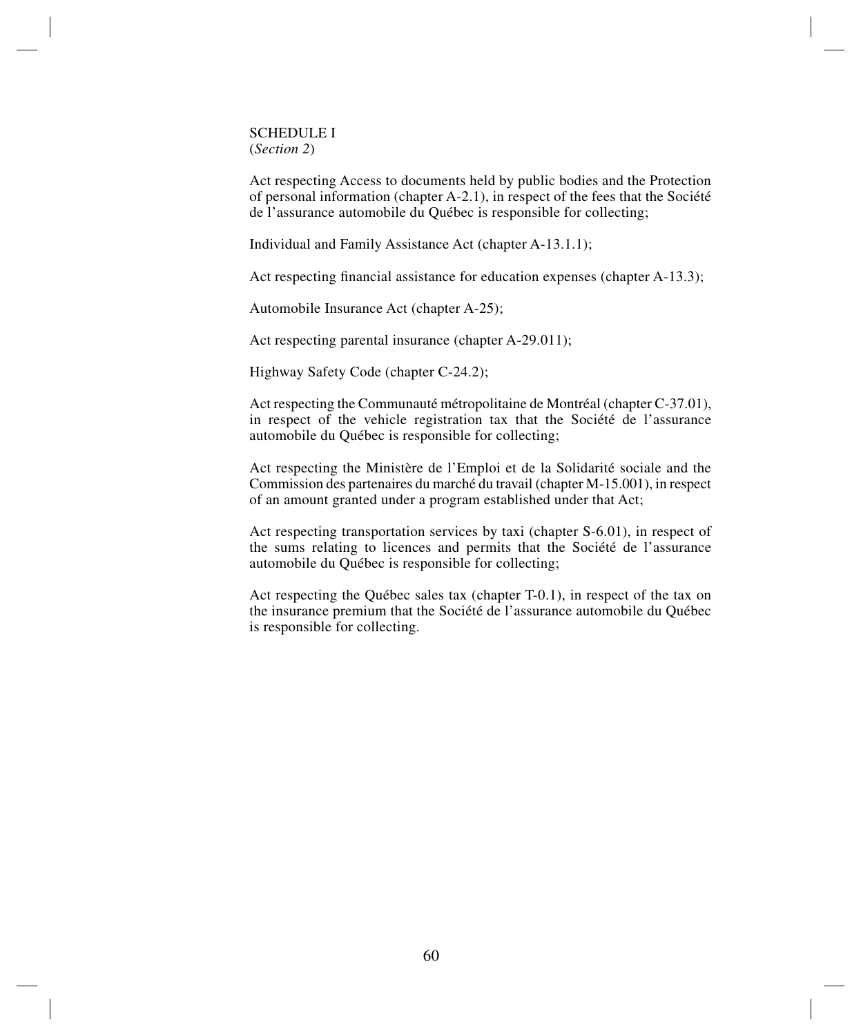SCHEDULE I
(*Section 2*)

Act respecting Access to documents held by public bodies and the Protection of personal information (chapter A-2.1), in respect of the fees that the Société de l'assurance automobile du Québec is responsible for collecting;

Individual and Family Assistance Act (chapter A-13.1.1);

Act respecting financial assistance for education expenses (chapter A-13.3);

Automobile Insurance Act (chapter A-25);

Act respecting parental insurance (chapter A-29.011);

Highway Safety Code (chapter C-24.2);

Act respecting the Communauté métropolitaine de Montréal (chapter C-37.01), in respect of the vehicle registration tax that the Société de l'assurance automobile du Québec is responsible for collecting;

Act respecting the Ministère de l'Emploi et de la Solidarité sociale and the Commission des partenaires du marché du travail (chapter M-15.001), in respect of an amount granted under a program established under that Act;

Act respecting transportation services by taxi (chapter S-6.01), in respect of the sums relating to licences and permits that the Société de l'assurance automobile du Québec is responsible for collecting;

Act respecting the Québec sales tax (chapter T-0.1), in respect of the tax on the insurance premium that the Société de l'assurance automobile du Québec is responsible for collecting.